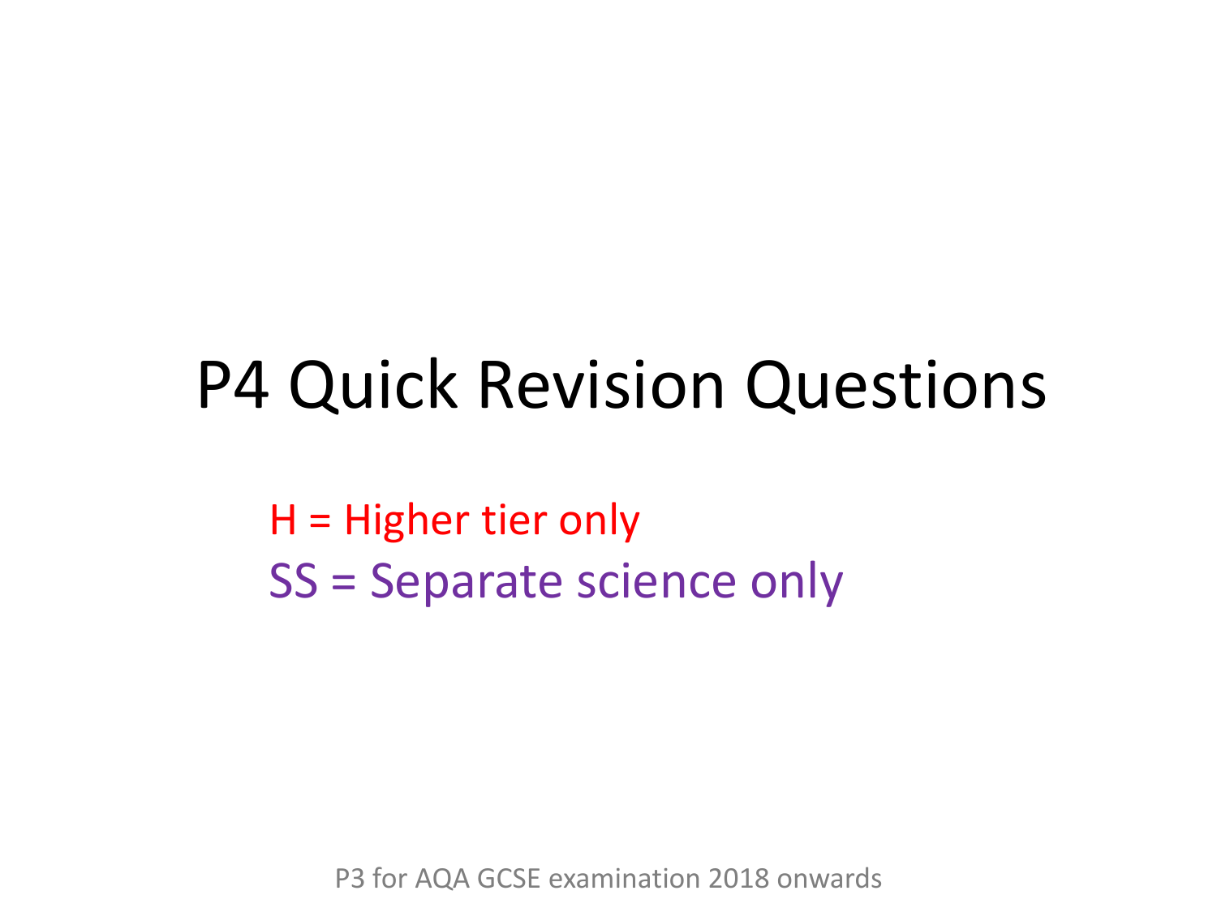# P4 Quick Revision Questions

H = Higher tier only

SS = Separate science only

P3 for AQA GCSE examination 2018 onwards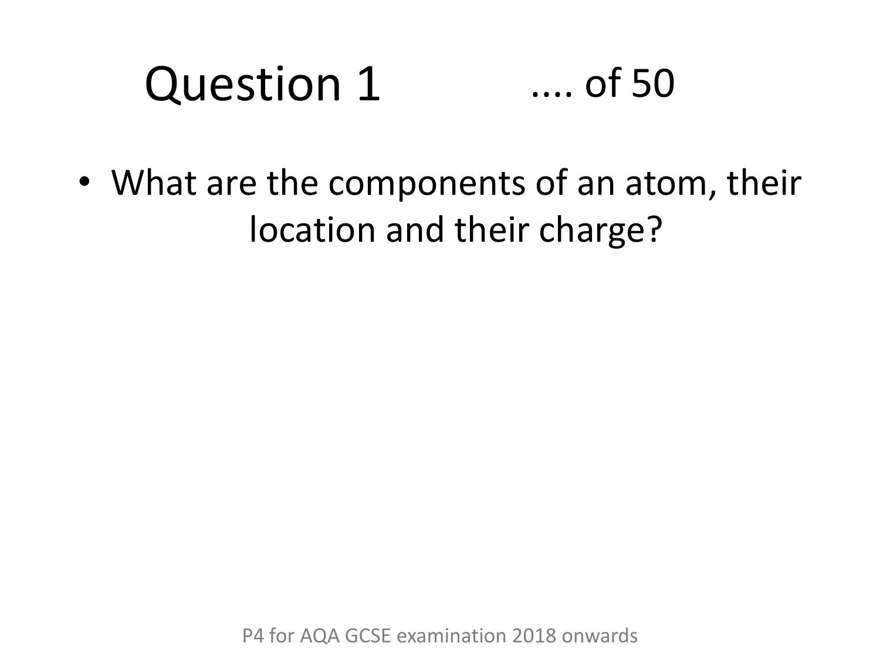# Question 1 .... of 50

- What are the components of an atom, their location and their charge?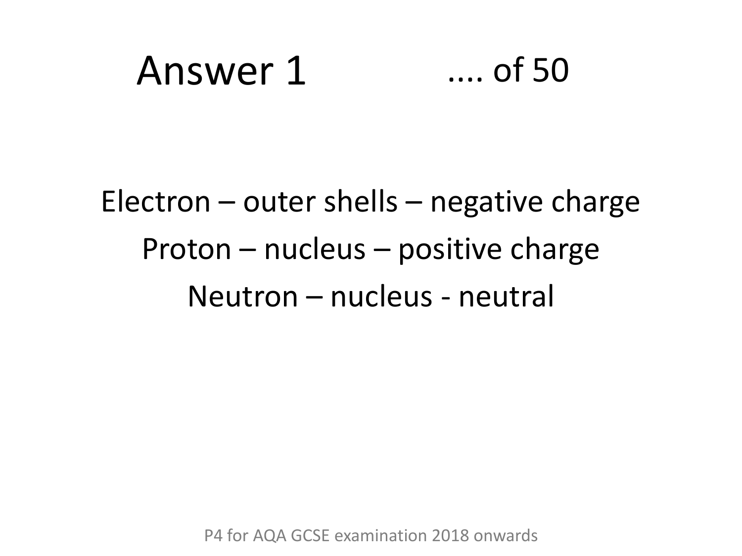# Answer 1 .... of 50

Electron – outer shells – negative charge

Proton – nucleus – positive charge

Neutron – nucleus - neutral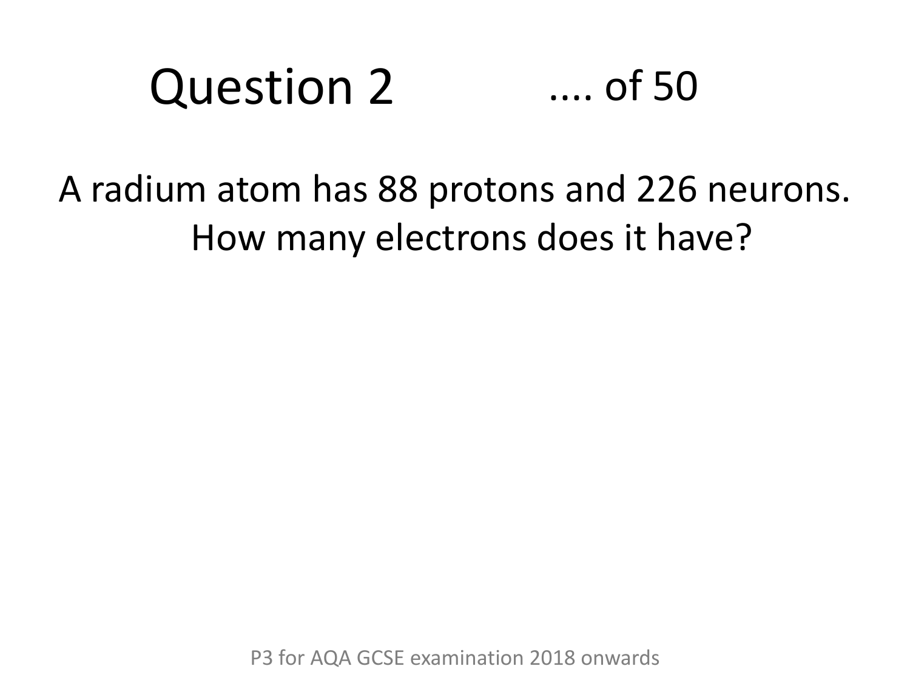# Question 2

.... of 50

A radium atom has 88 protons and 226 neurons. How many electrons does it have?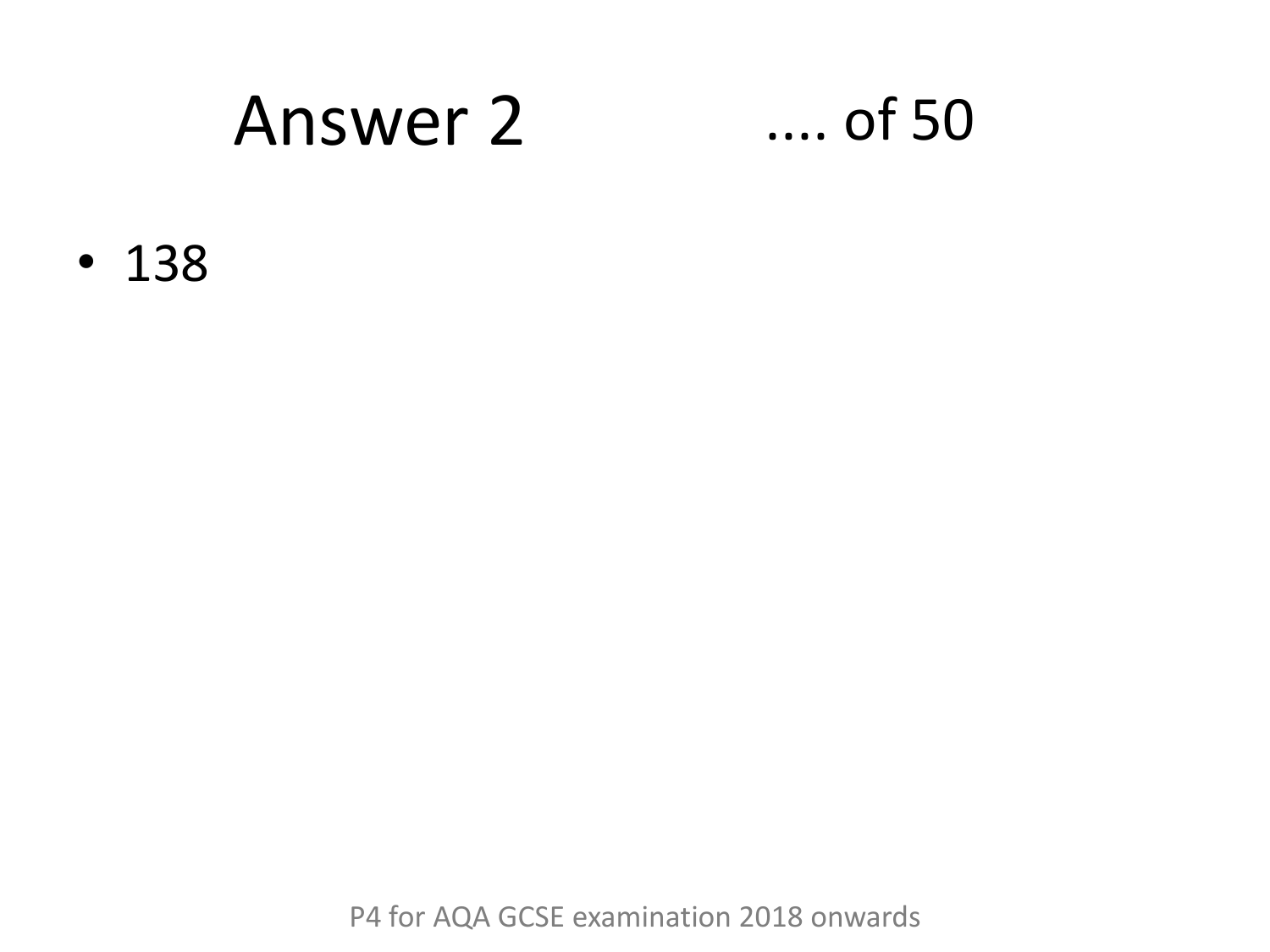# Answer 2 .... of 50

- 138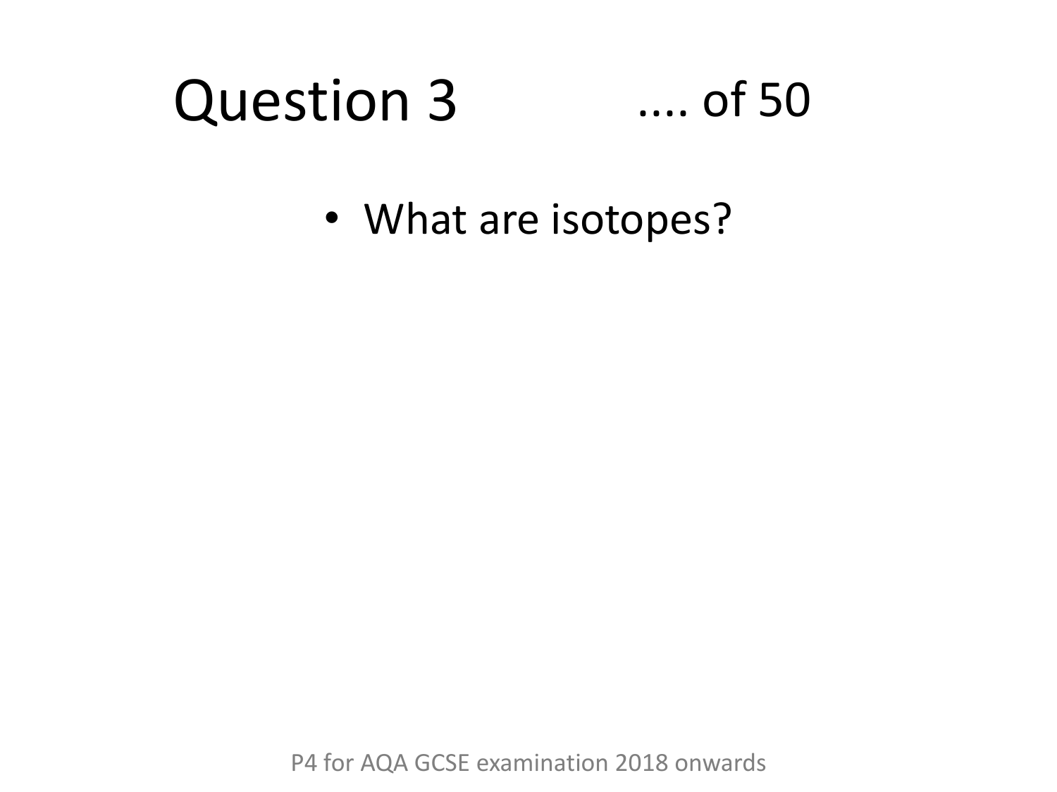# Question 3 .... of 50

- What are isotopes?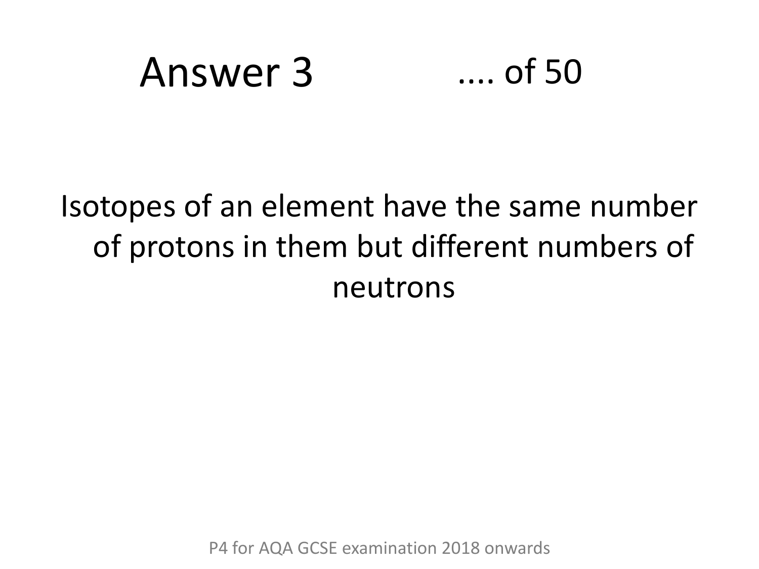# Answer 3 .... of 50

Isotopes of an element have the same number of protons in them but different numbers of neutrons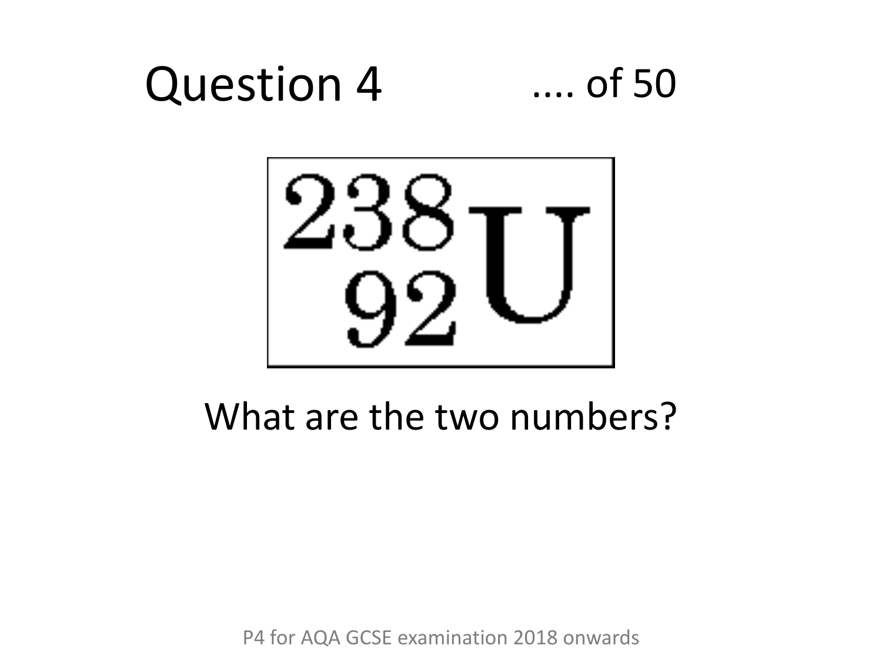# Question 4

.... of 50

$$^{238}_{92}U$$

What are the two numbers?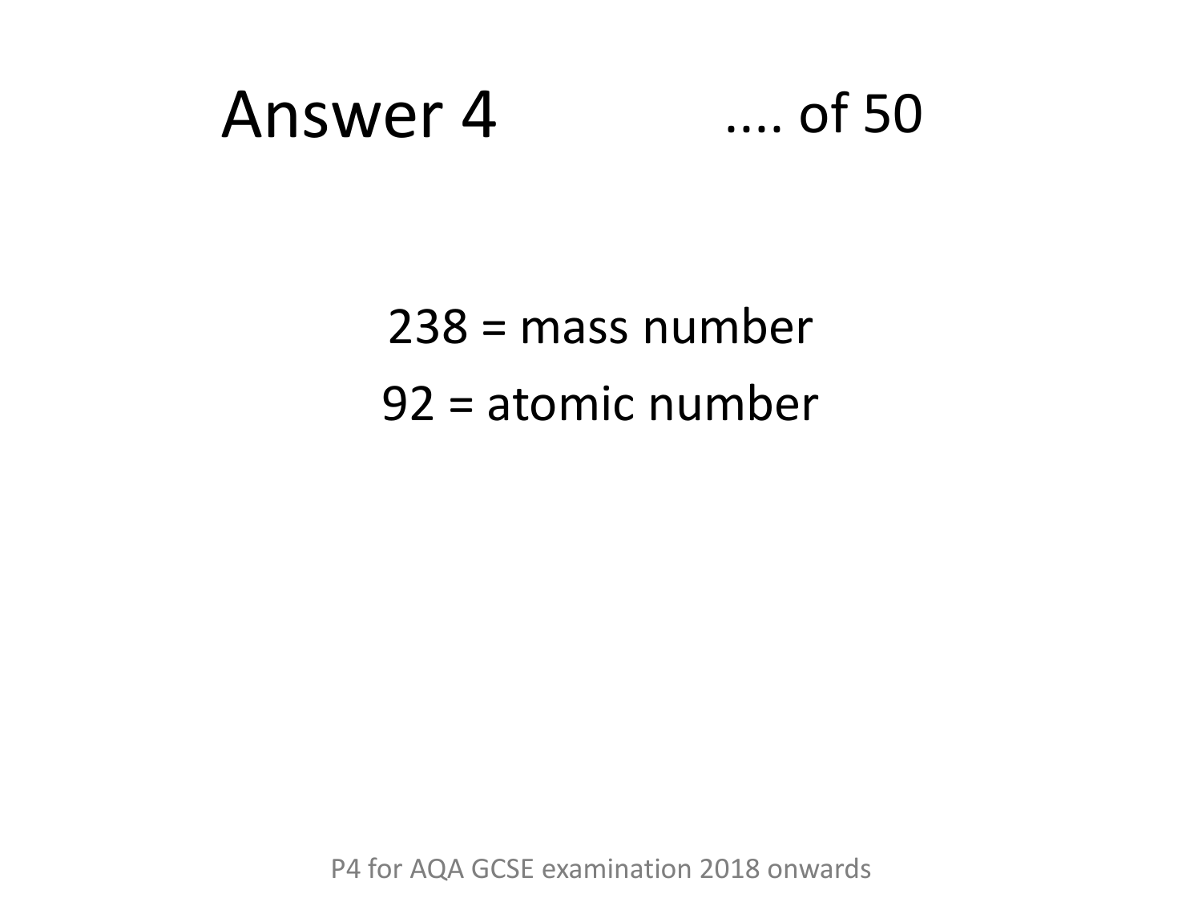# Answer 4

.... of 50

238 = mass number

92 = atomic number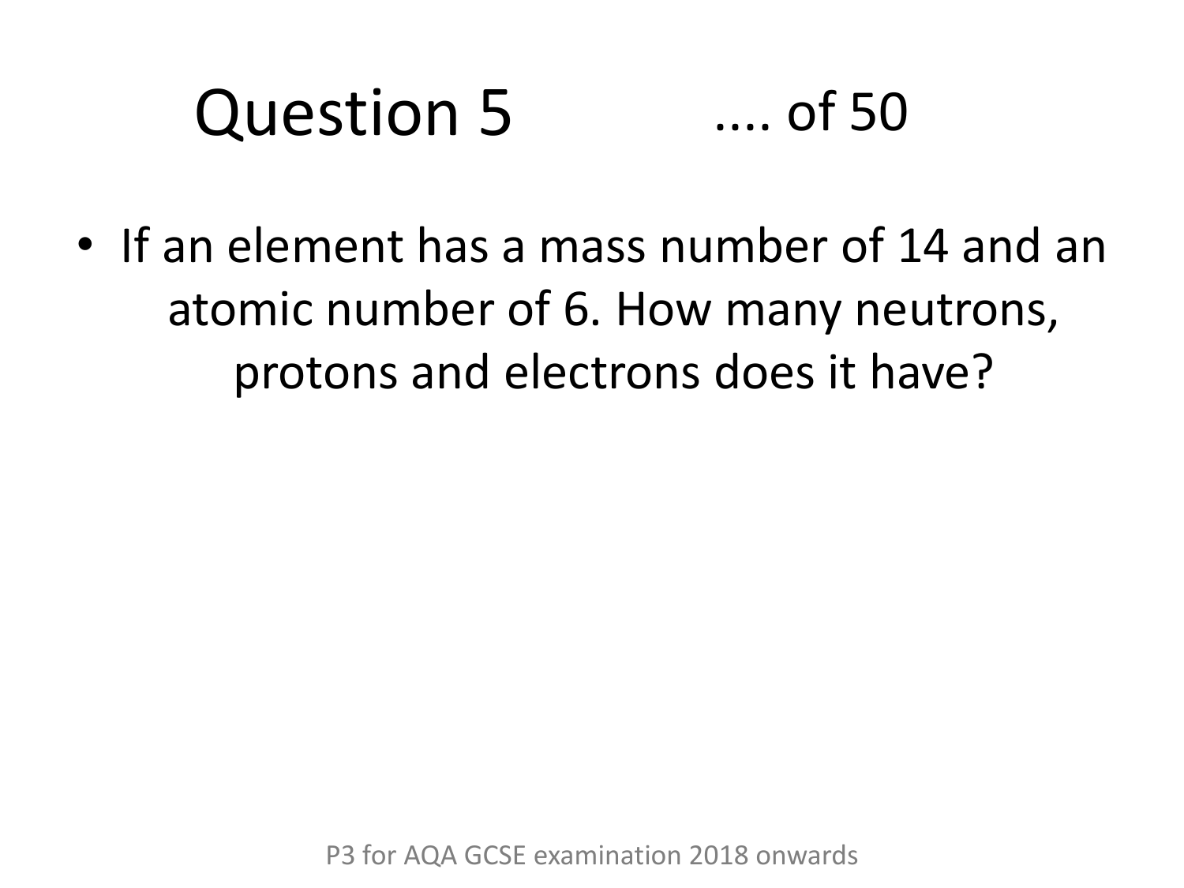# Question 5

.... of 50

- If an element has a mass number of 14 and an atomic number of 6. How many neutrons, protons and electrons does it have?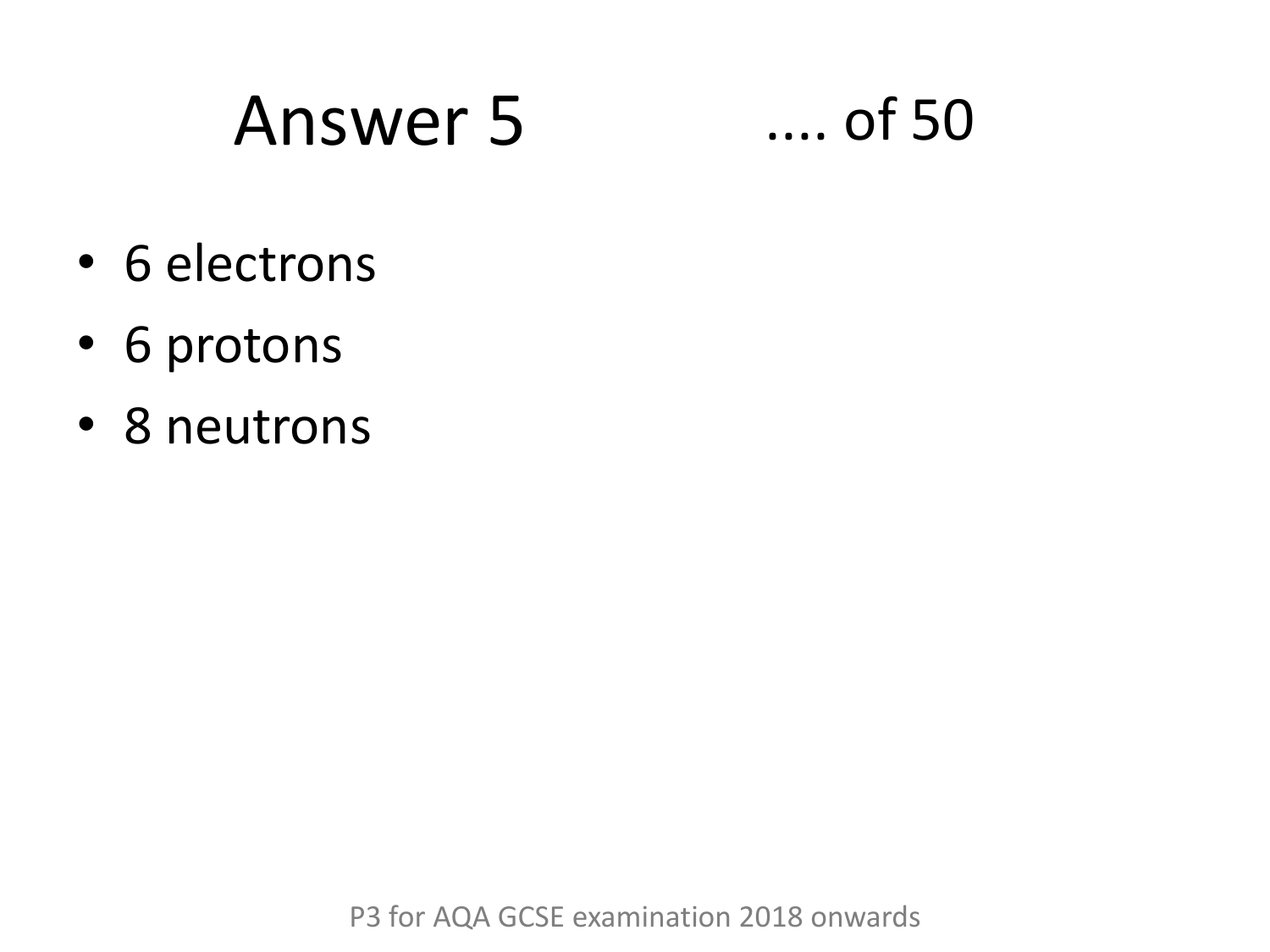# Answer 5 .... of 50

- 6 electrons
- 6 protons
- 8 neutrons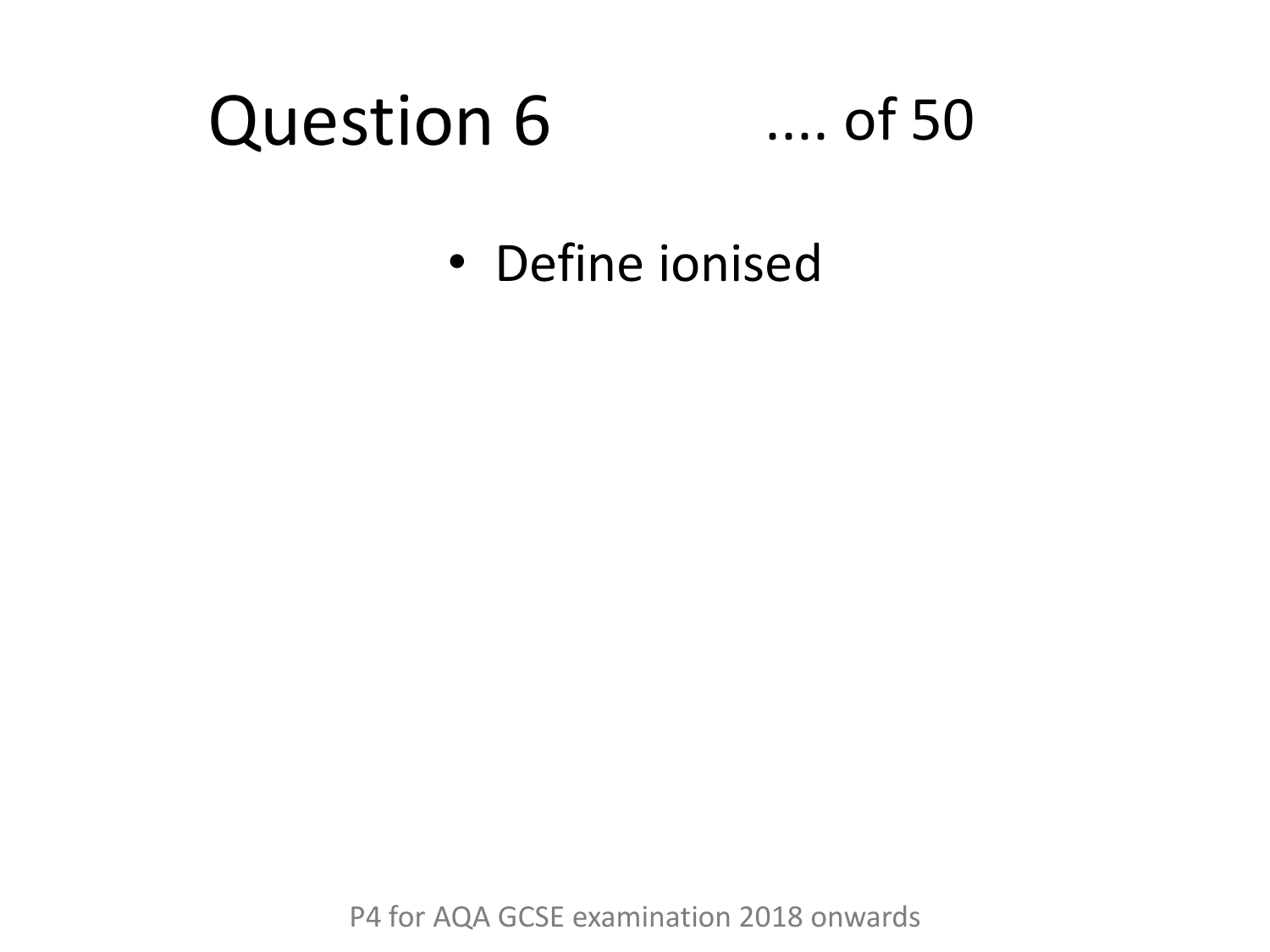# Question 6 .... of 50

- Define ionised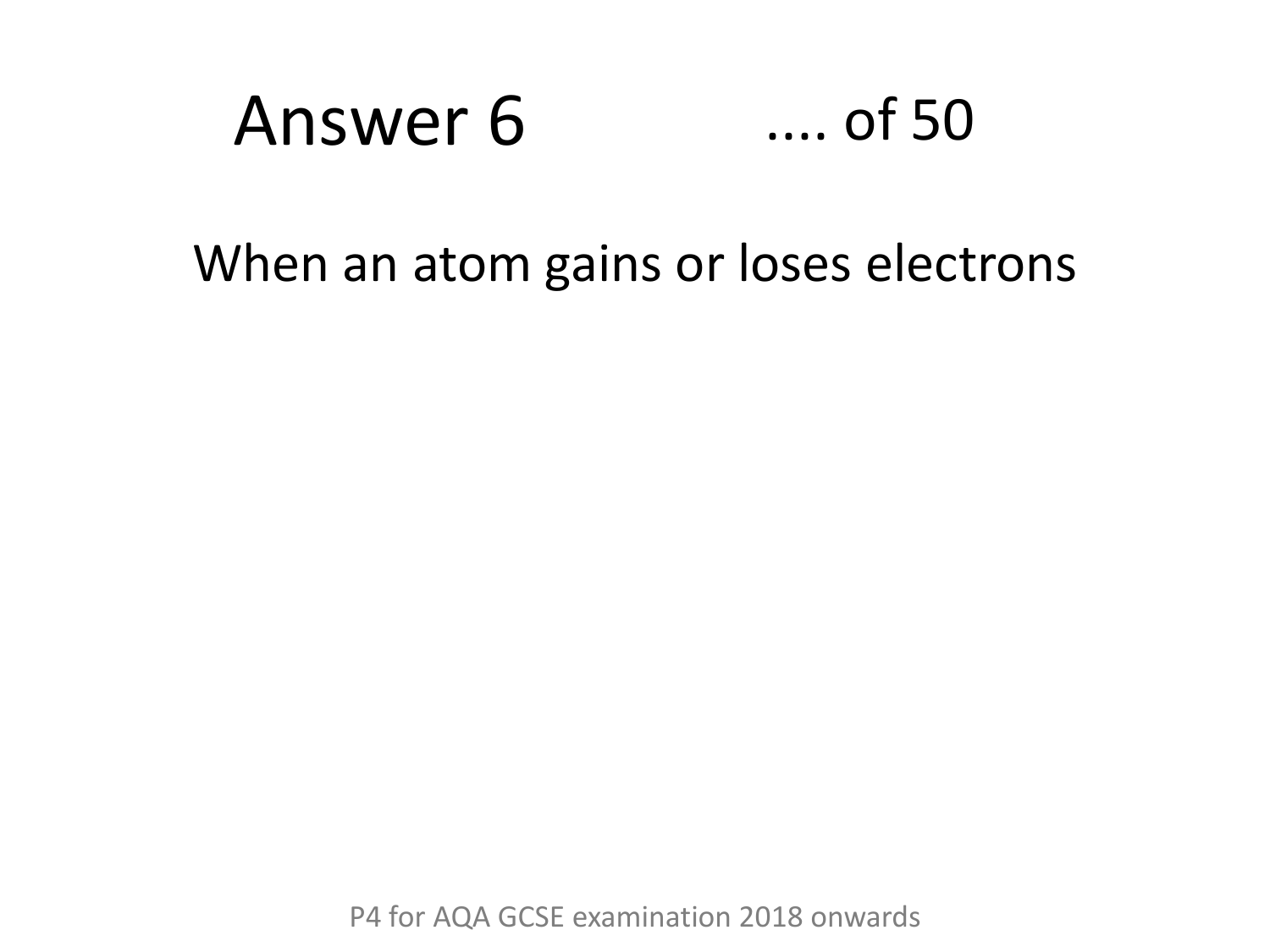# Answer 6

.... of 50

When an atom gains or loses electrons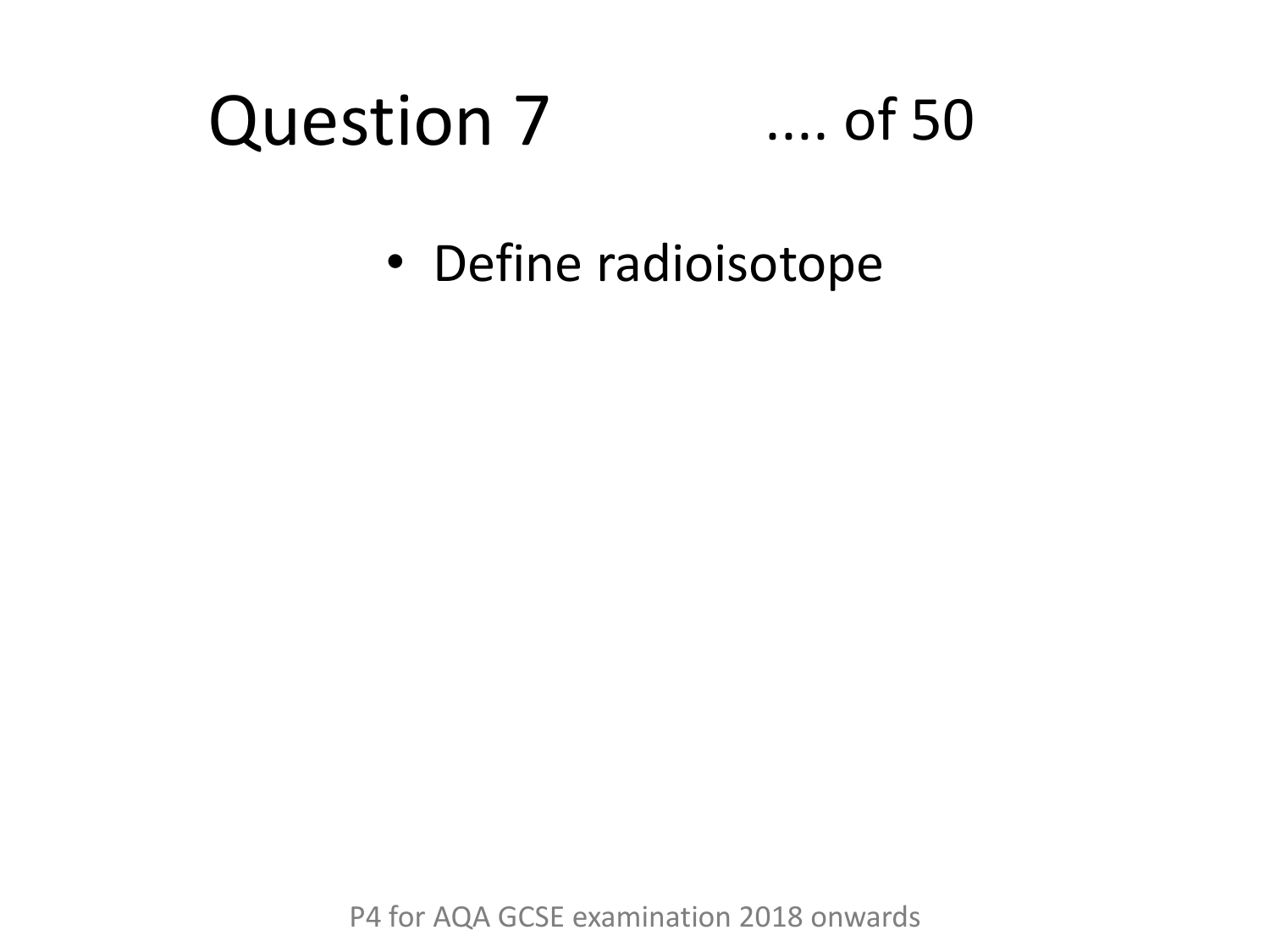# Question 7 .... of 50

- Define radioisotope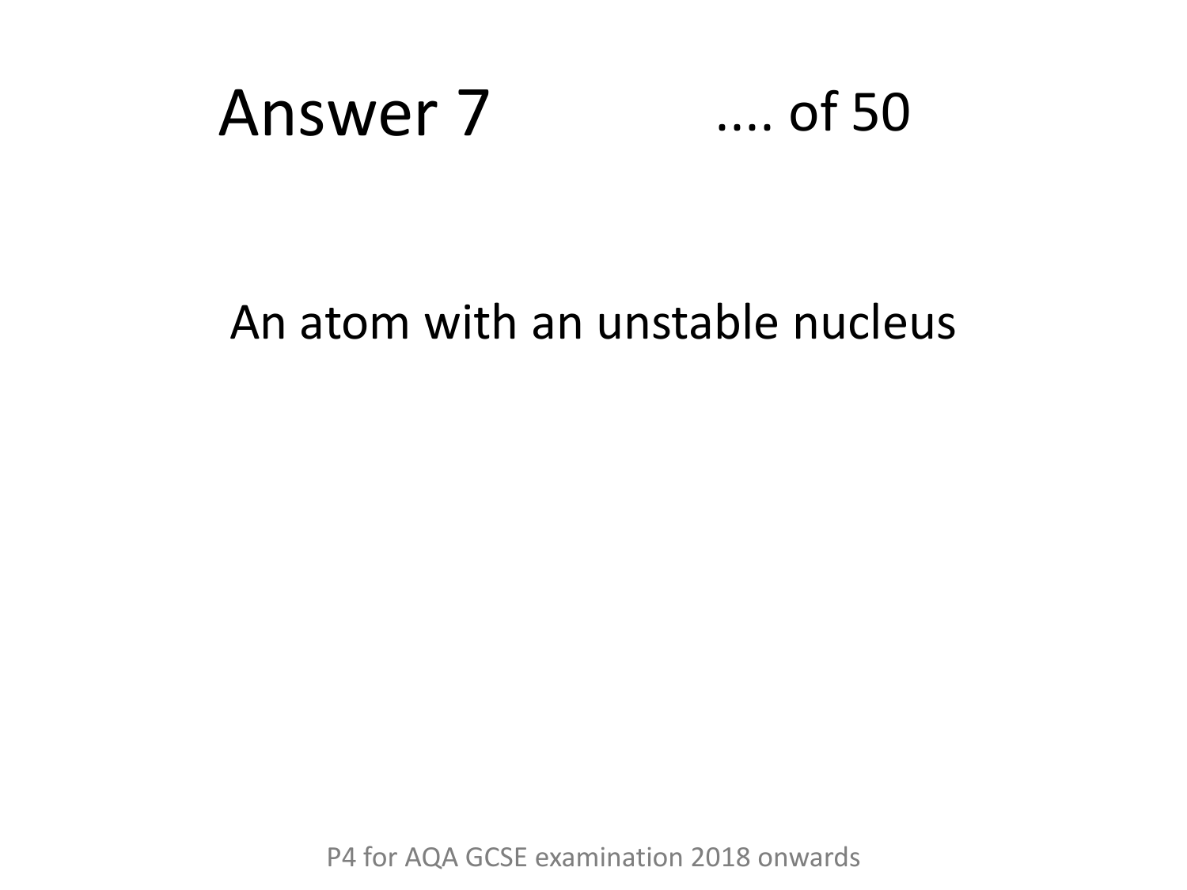# Answer 7

.... of 50

An atom with an unstable nucleus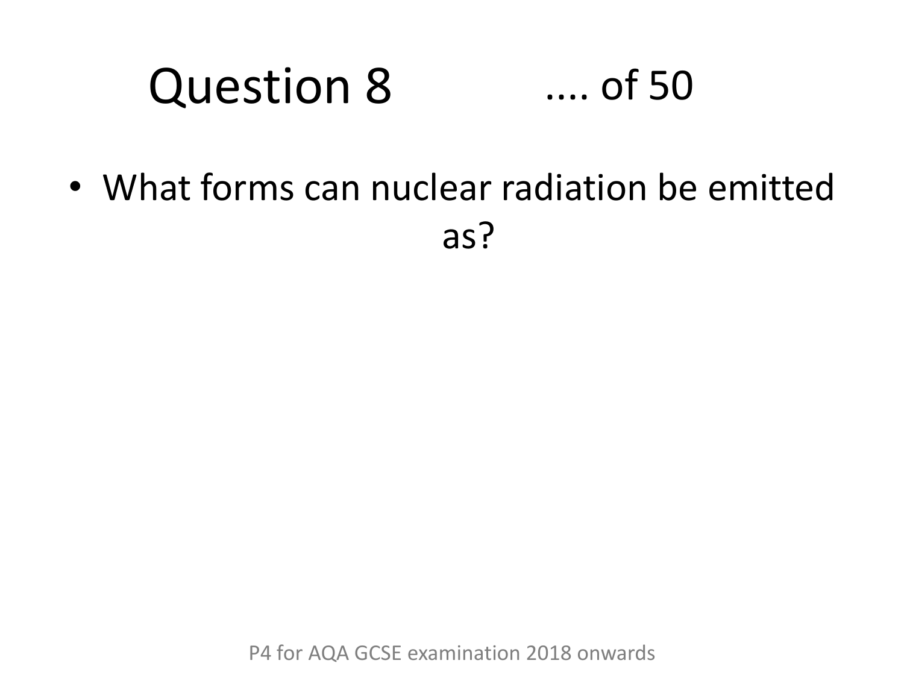# Question 8 .... of 50

- What forms can nuclear radiation be emitted as?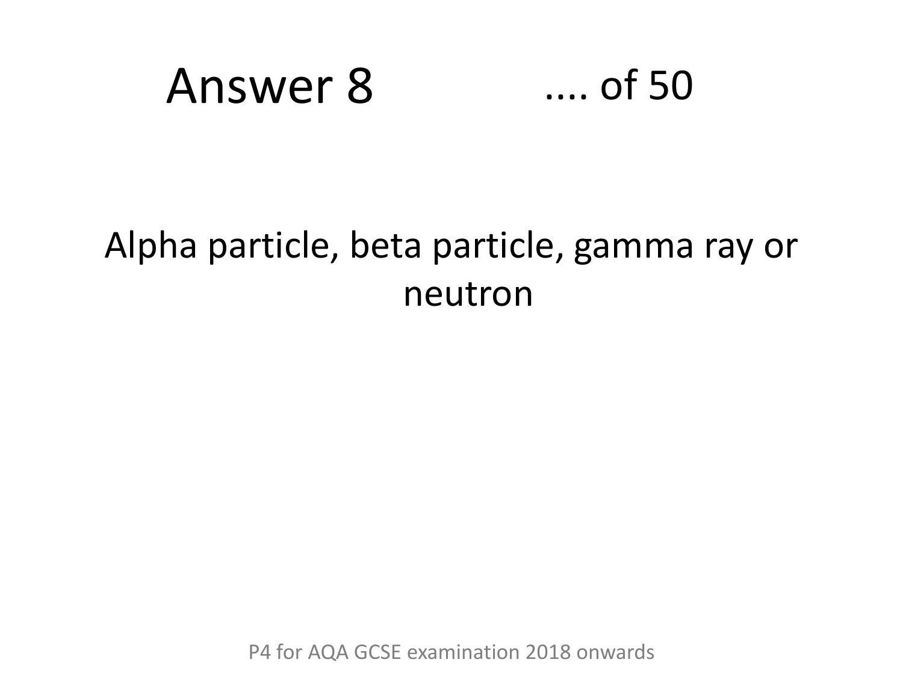# Answer 8

.... of 50

Alpha particle, beta particle, gamma ray or neutron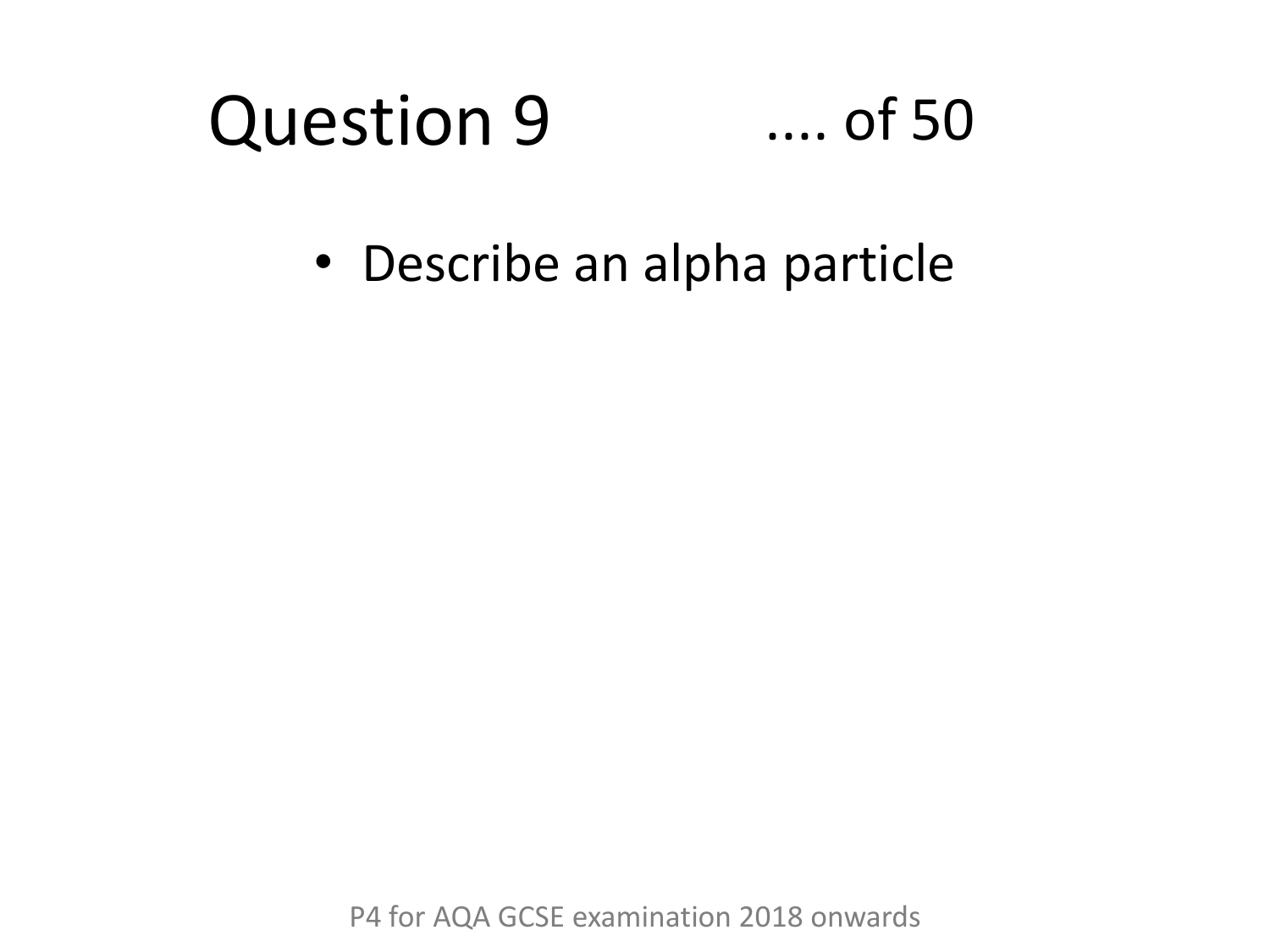# Question 9 .... of 50

- Describe an alpha particle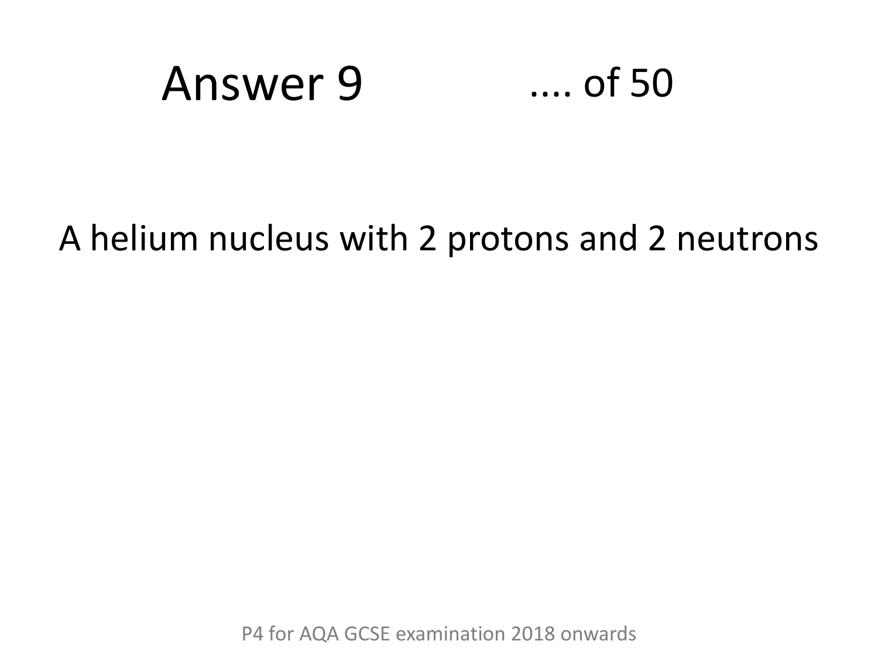# Answer 9 .... of 50

A helium nucleus with 2 protons and 2 neutrons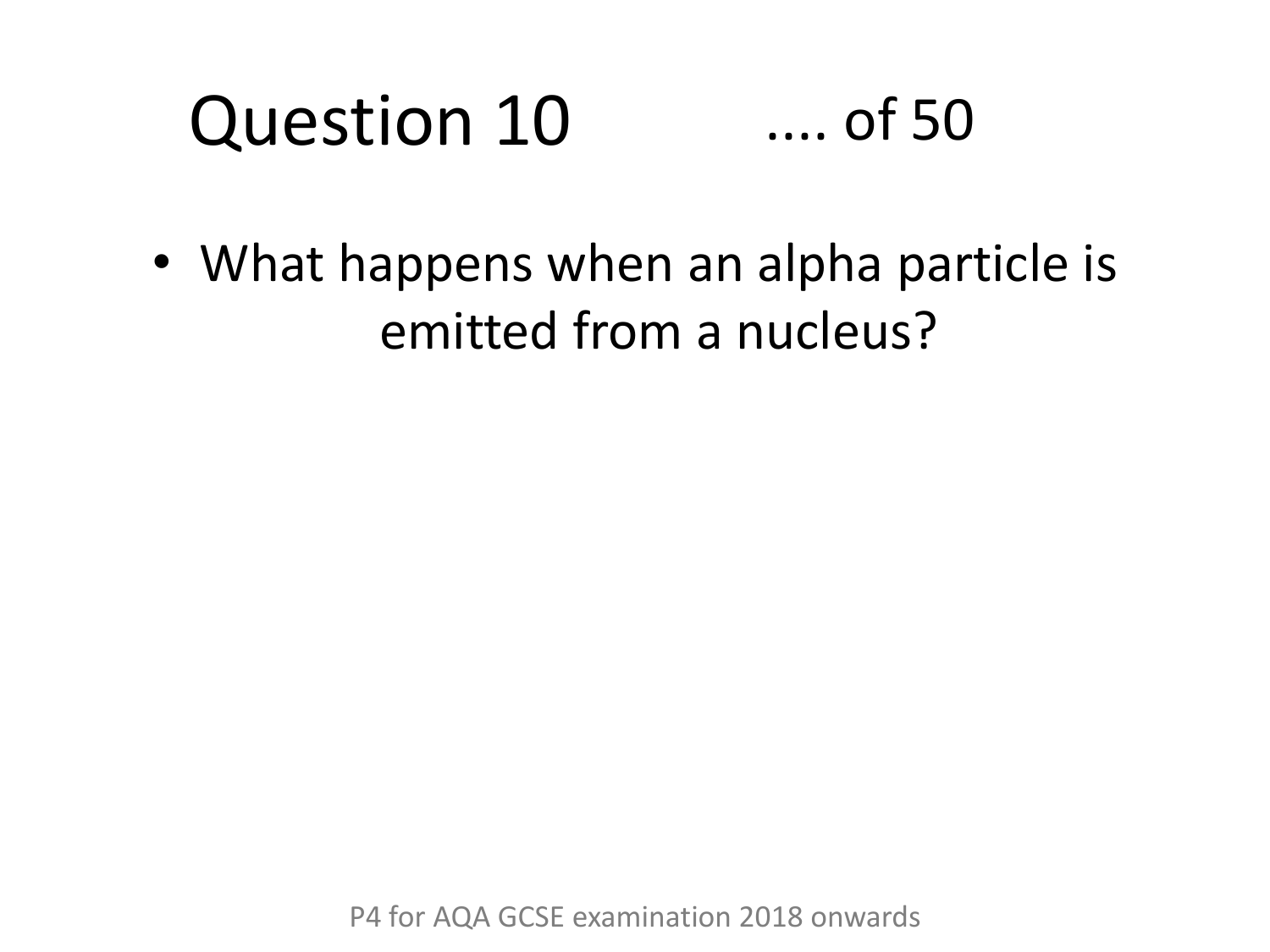# Question 10 .... of 50

- What happens when an alpha particle is emitted from a nucleus?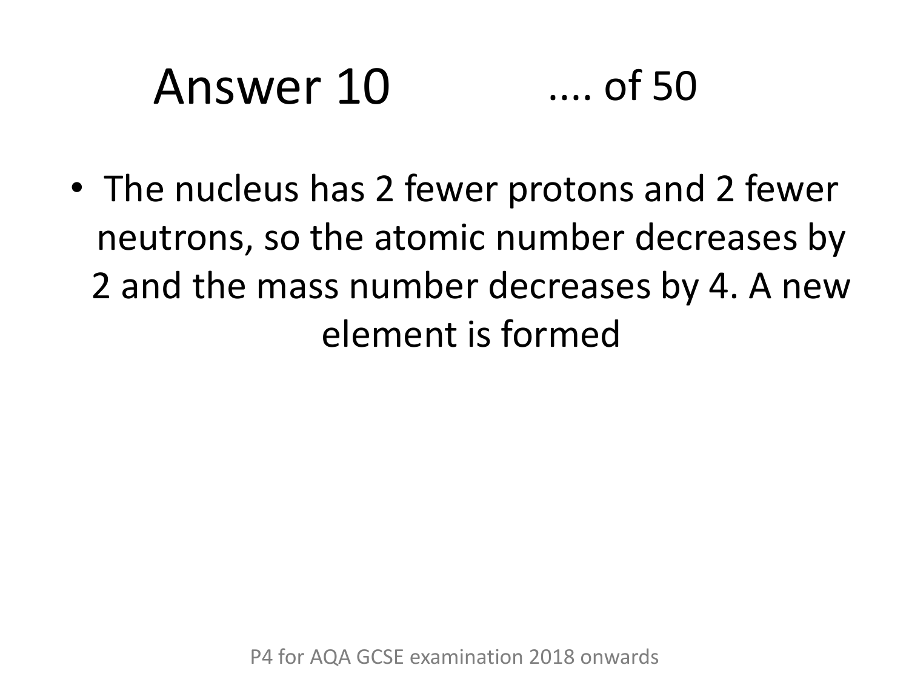# Answer 10

.... of 50

- The nucleus has 2 fewer protons and 2 fewer neutrons, so the atomic number decreases by 2 and the mass number decreases by 4. A new element is formed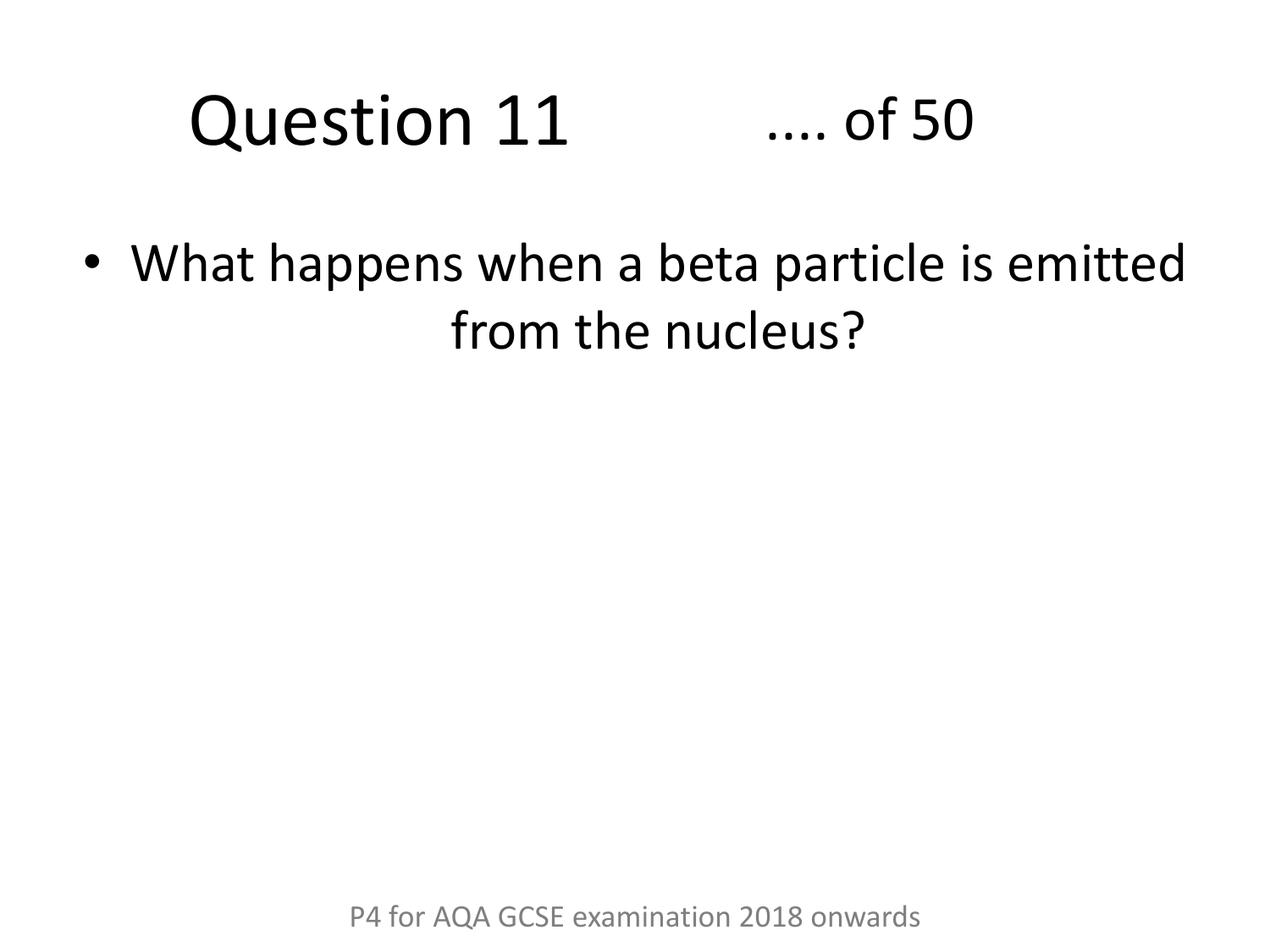# Question 11 .... of 50

- What happens when a beta particle is emitted from the nucleus?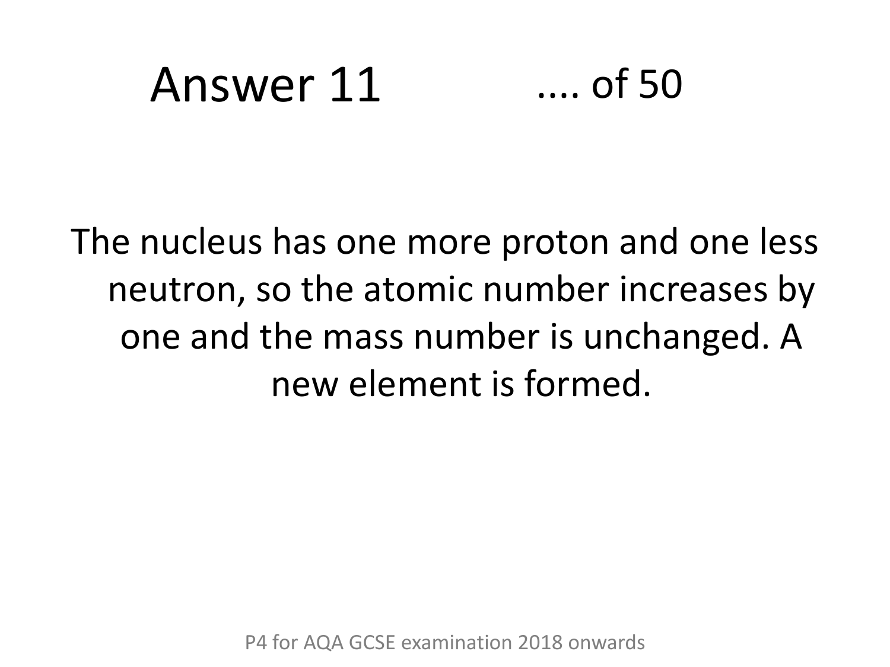# Answer 11 .... of 50

The nucleus has one more proton and one less neutron, so the atomic number increases by one and the mass number is unchanged. A new element is formed.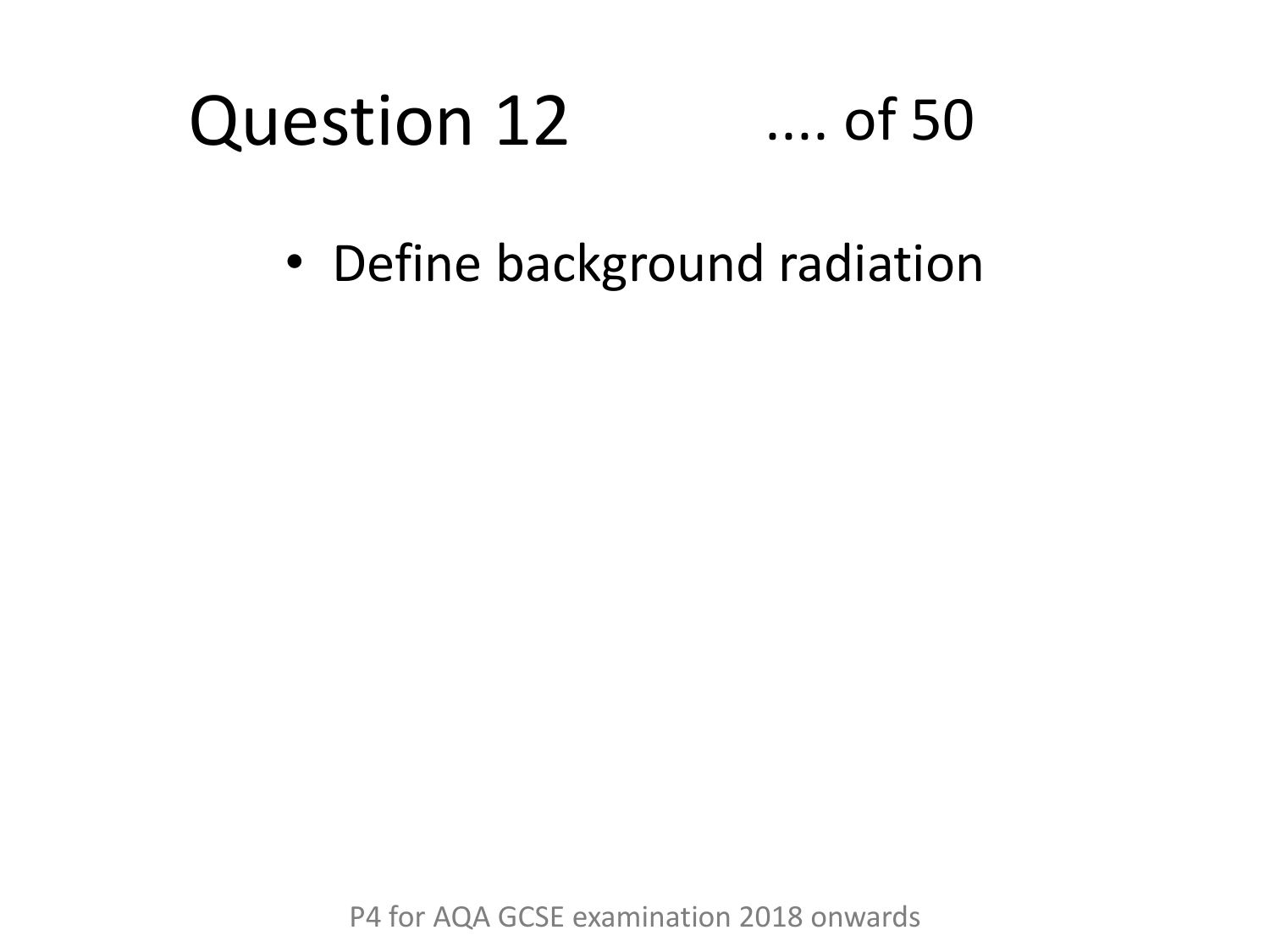# Question 12 .... of 50

- Define background radiation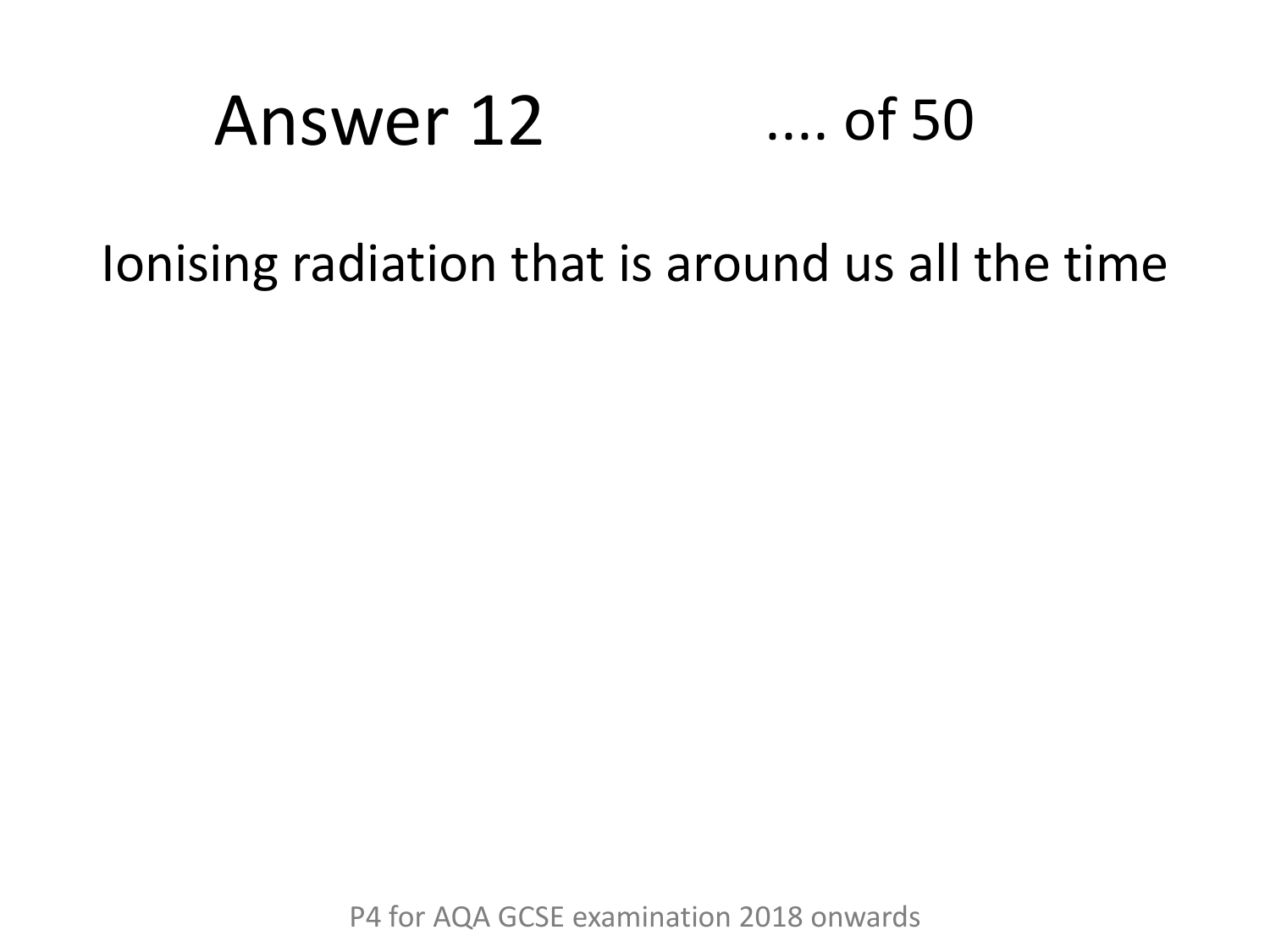# Answer 12

.... of 50

Ionising radiation that is around us all the time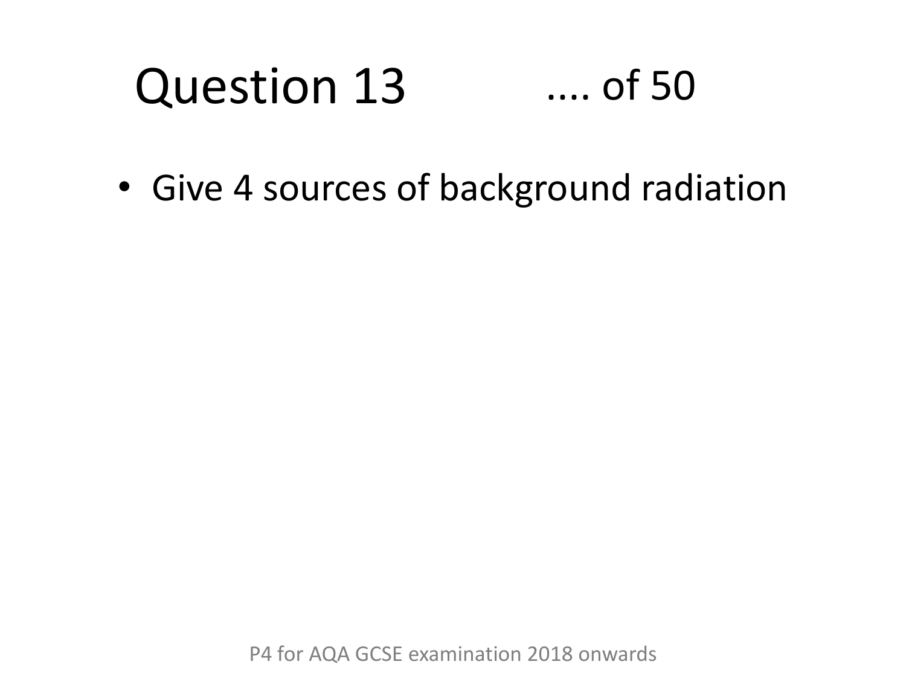# Question 13 .... of 50

- Give 4 sources of background radiation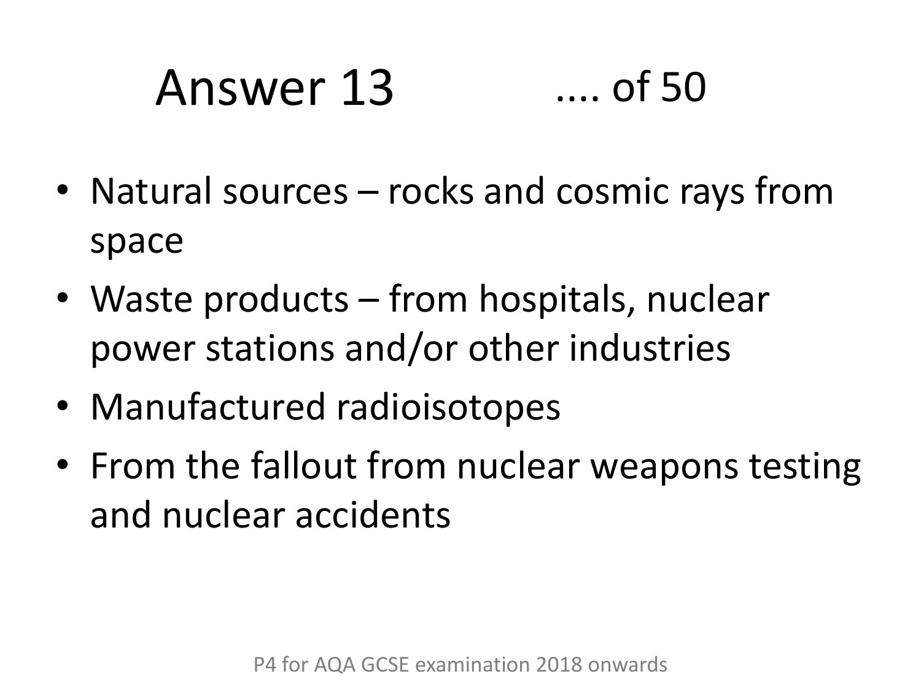# Answer 13 .... of 50

- Natural sources – rocks and cosmic rays from space
- Waste products – from hospitals, nuclear power stations and/or other industries
- Manufactured radioisotopes
- From the fallout from nuclear weapons testing and nuclear accidents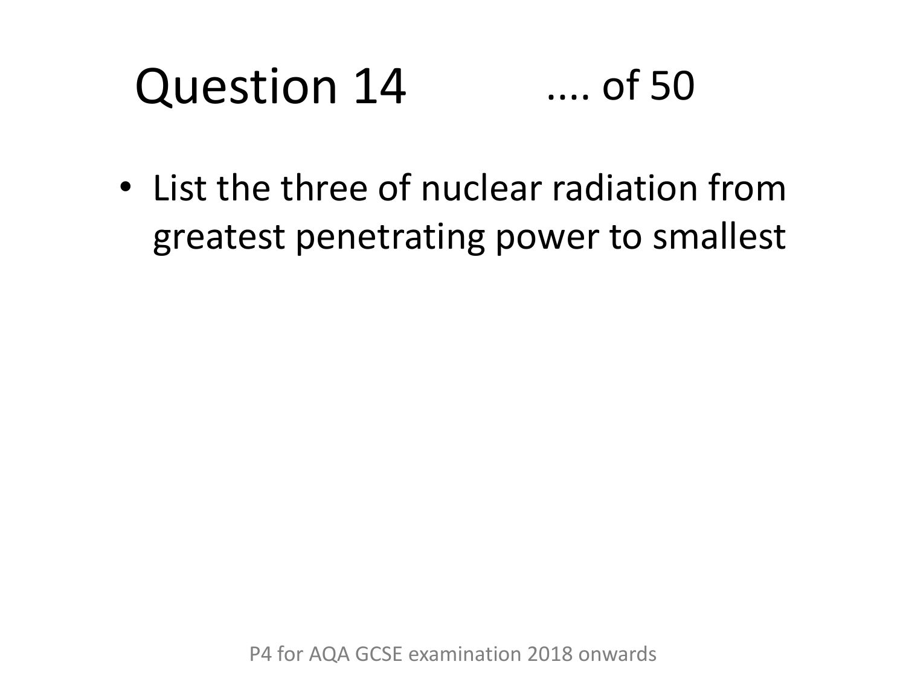# Question 14 .... of 50

- List the three of nuclear radiation from greatest penetrating power to smallest

P4 for AQA GCSE examination 2018 onwards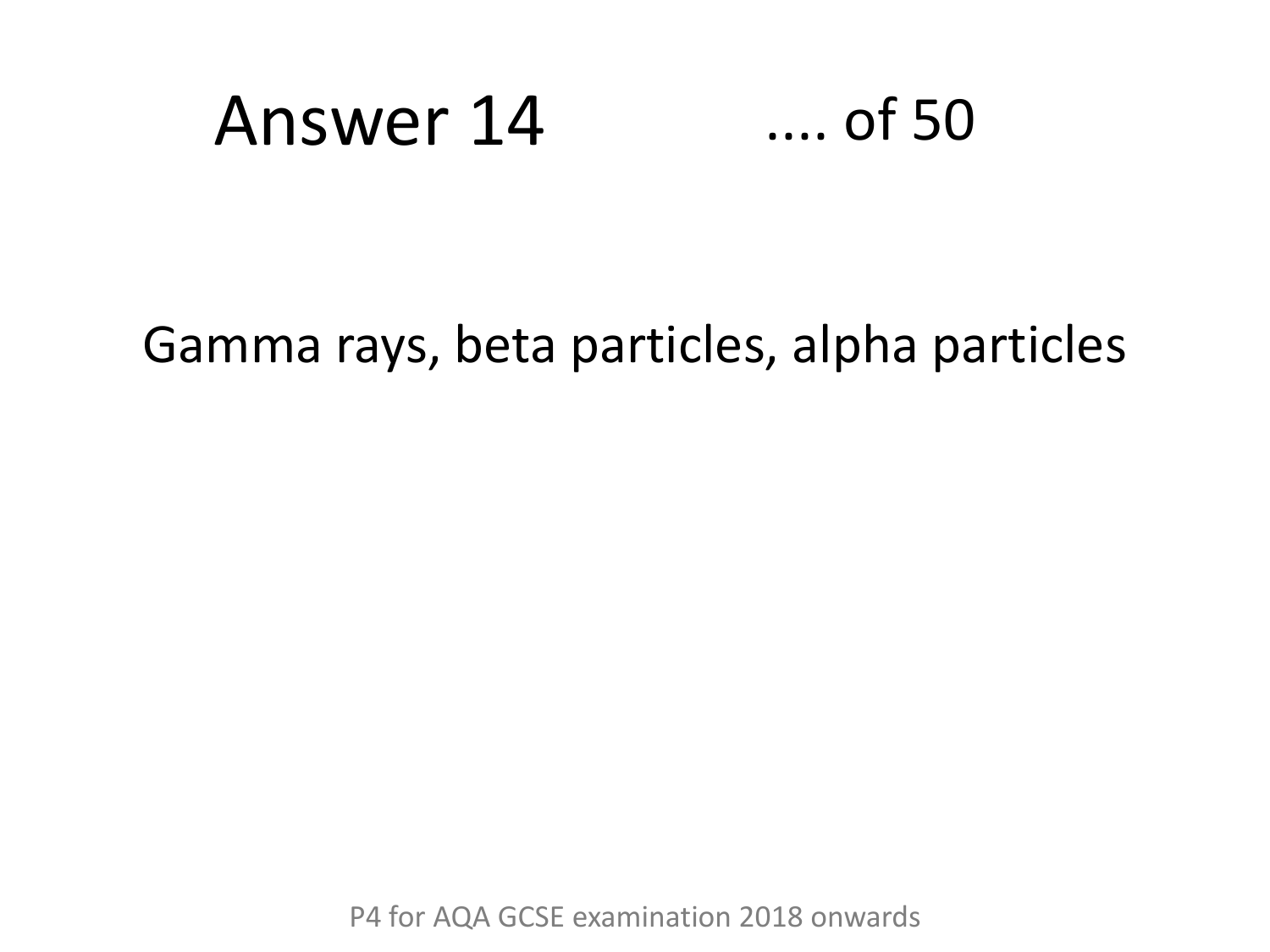# Answer 14

.... of 50

Gamma rays, beta particles, alpha particles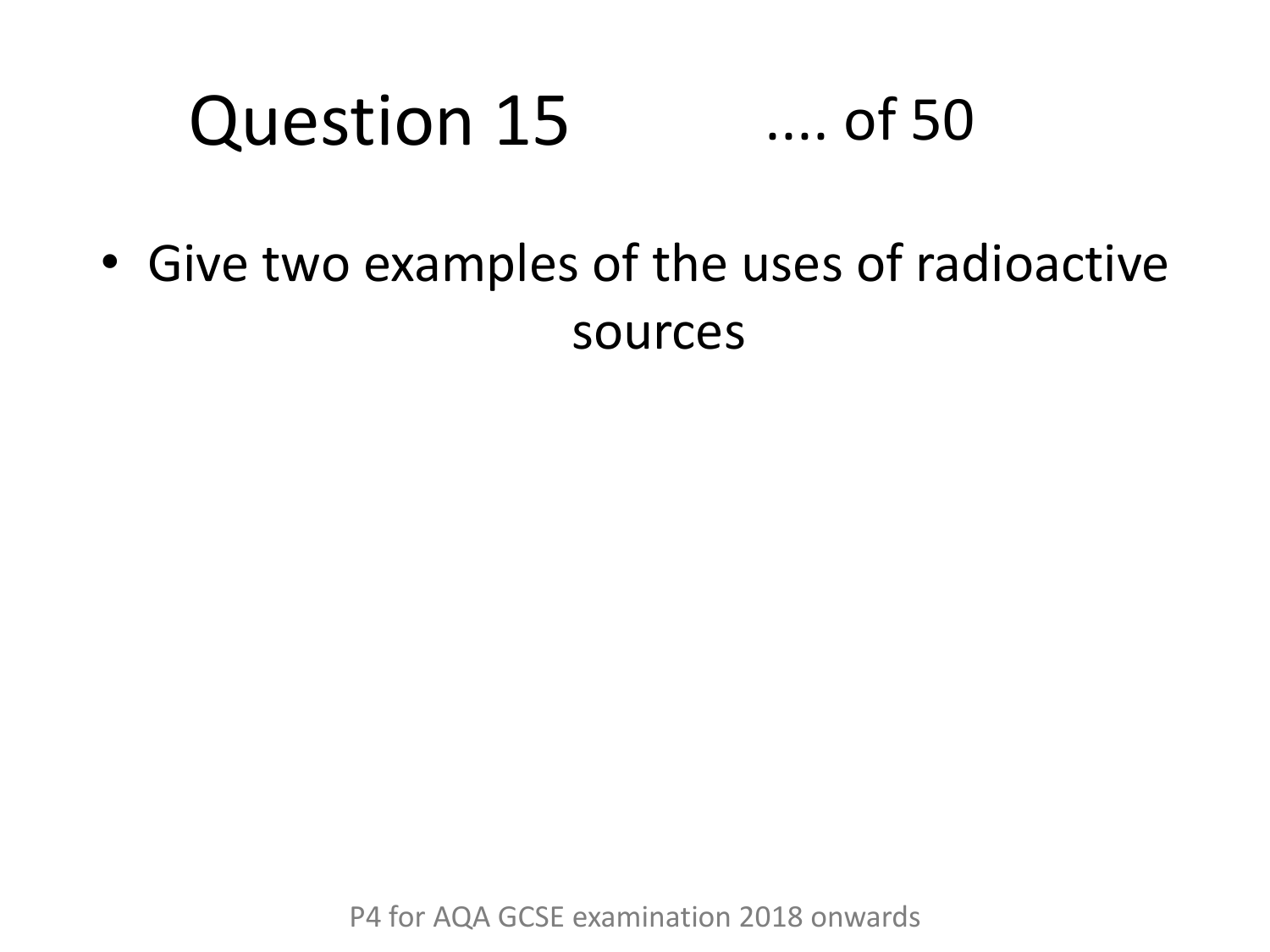# Question 15 .... of 50

- Give two examples of the uses of radioactive sources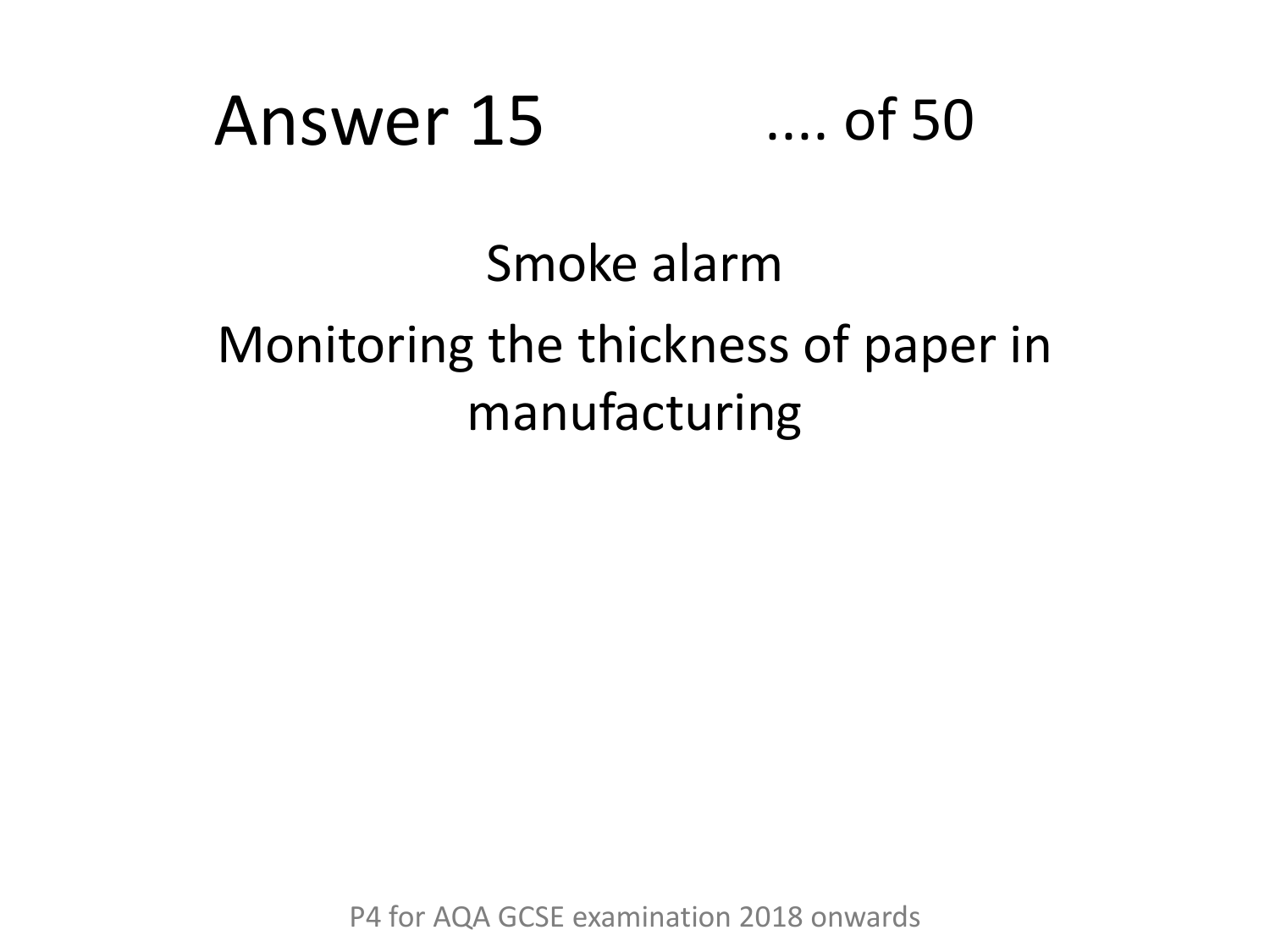# Answer 15 .... of 50

Smoke alarm

Monitoring the thickness of paper in manufacturing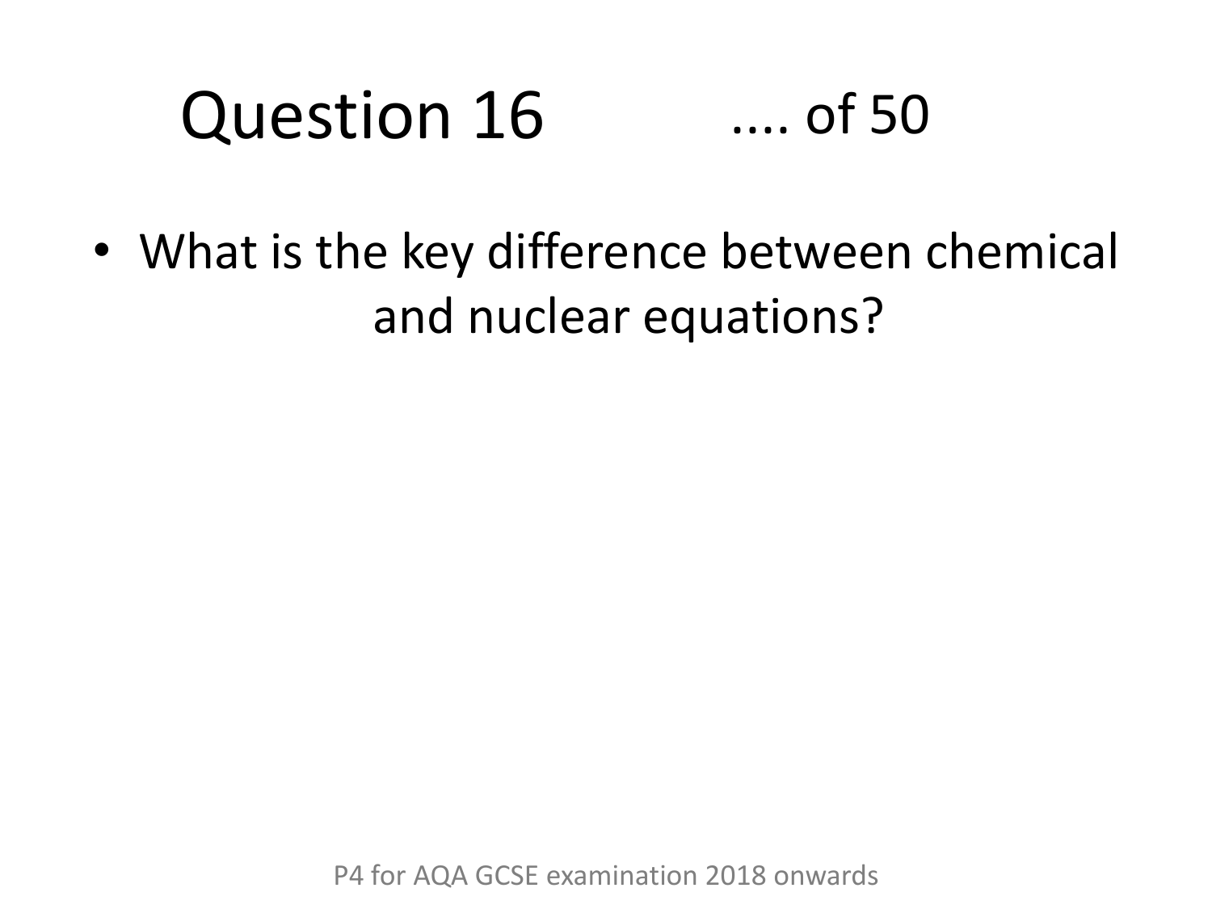# Question 16 .... of 50

- What is the key difference between chemical and nuclear equations?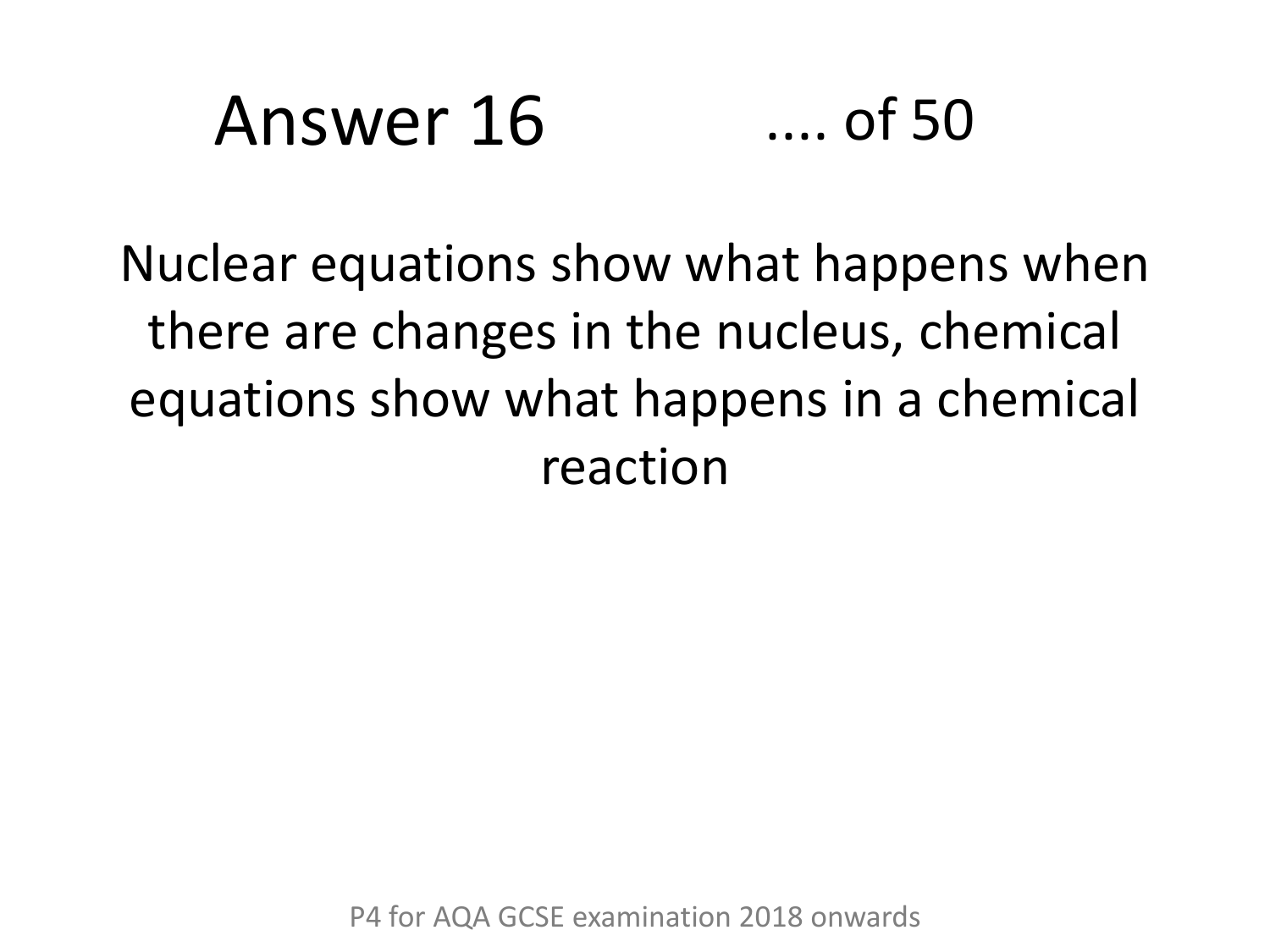# Answer 16

.... of 50

Nuclear equations show what happens when there are changes in the nucleus, chemical equations show what happens in a chemical reaction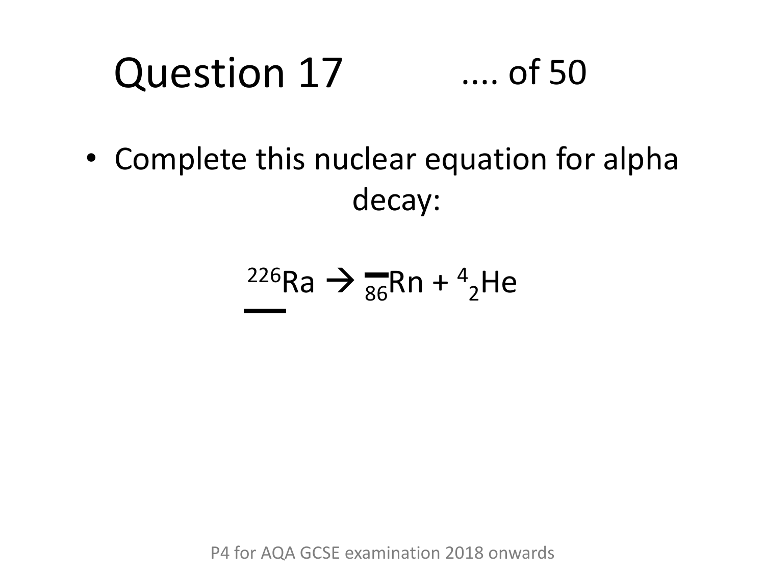# Question 17 .... of 50

- Complete this nuclear equation for alpha decay:

$$^{226}_{\_\_}Ra \rightarrow {}^{\_\_}_{86}Rn + {}^{4}_{2}He$$

P4 for AQA GCSE examination 2018 onwards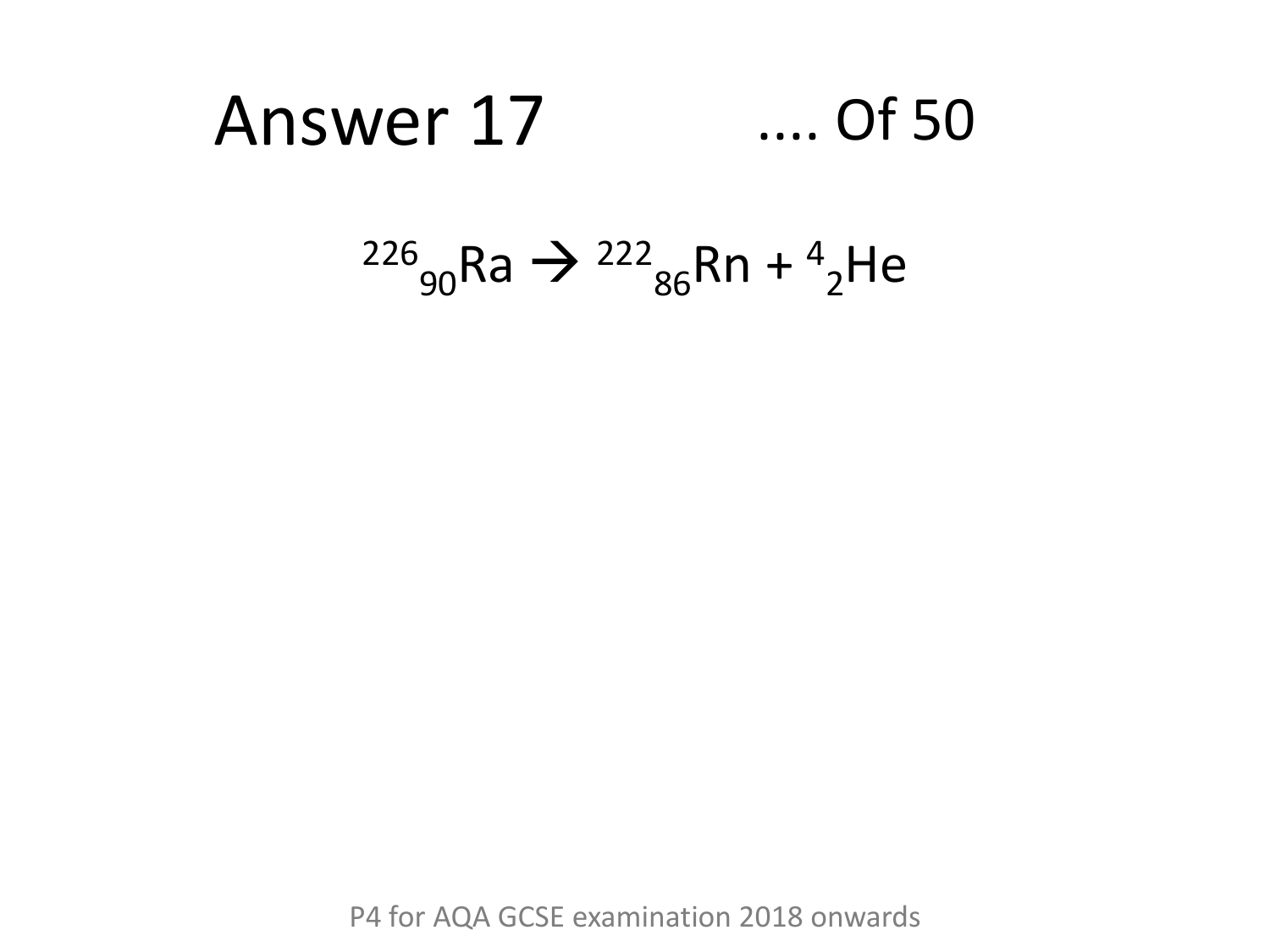# Answer 17 .... Of 50

$$^{226}_{90}Ra \rightarrow {}^{222}_{86}Rn + {}^{4}_{2}He$$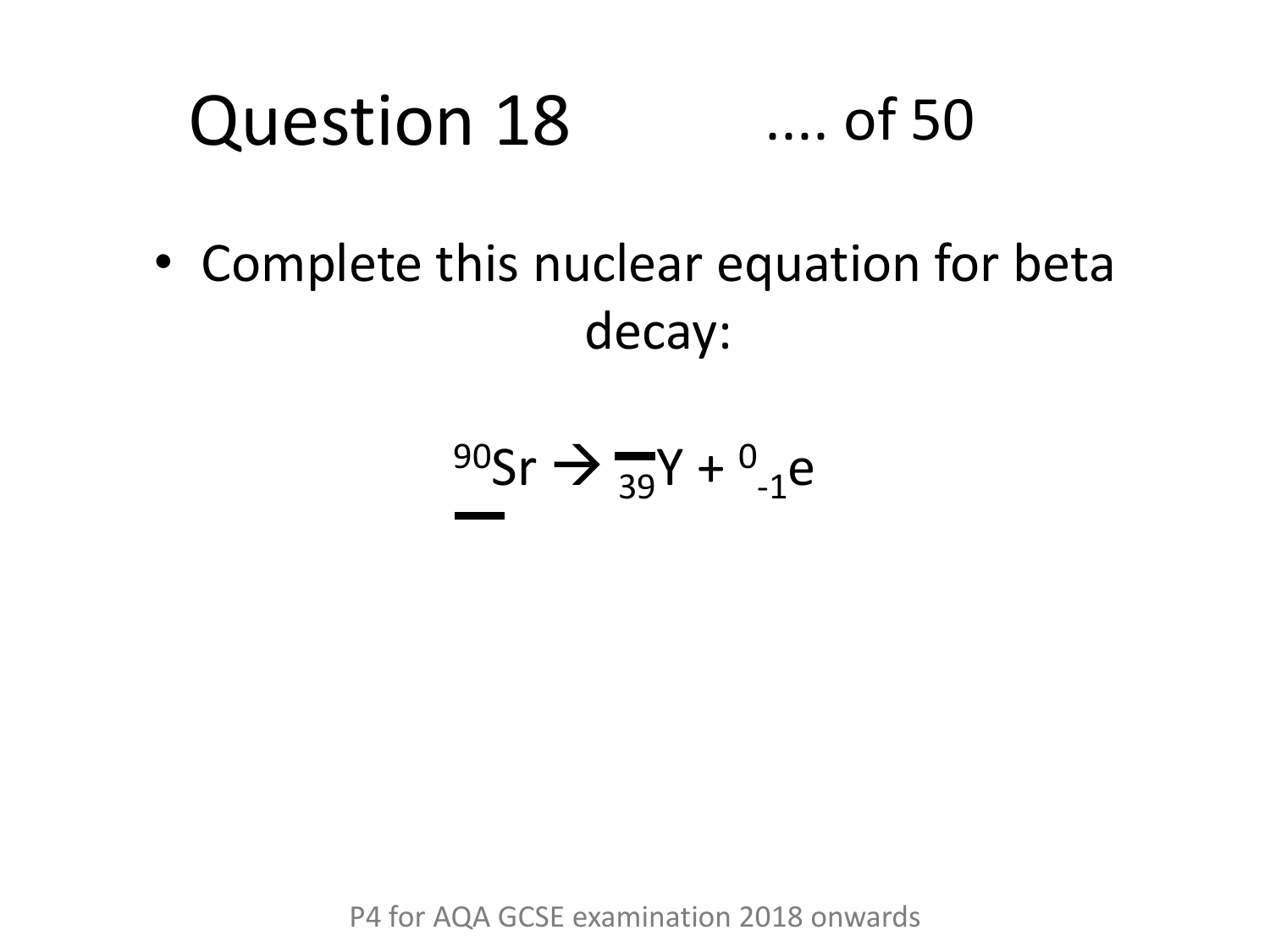# Question 18

.... of 50

- Complete this nuclear equation for beta decay:

$$^{90}_{\_\_}Sr \rightarrow {}^{\_\_}_{39}Y + {}^{0}_{-1}e$$

P4 for AQA GCSE examination 2018 onwards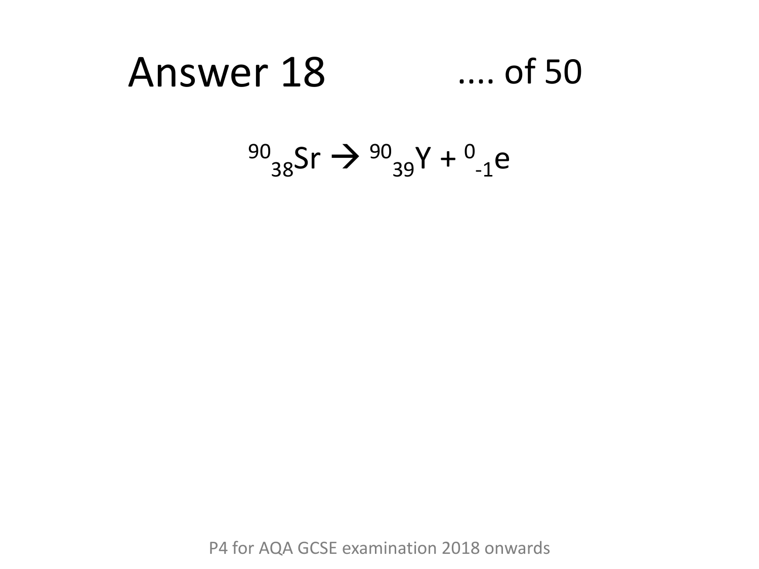# Answer 18

.... of 50

$$^{90}_{38}Sr \rightarrow \, ^{90}_{39}Y + \, ^{0}_{-1}e$$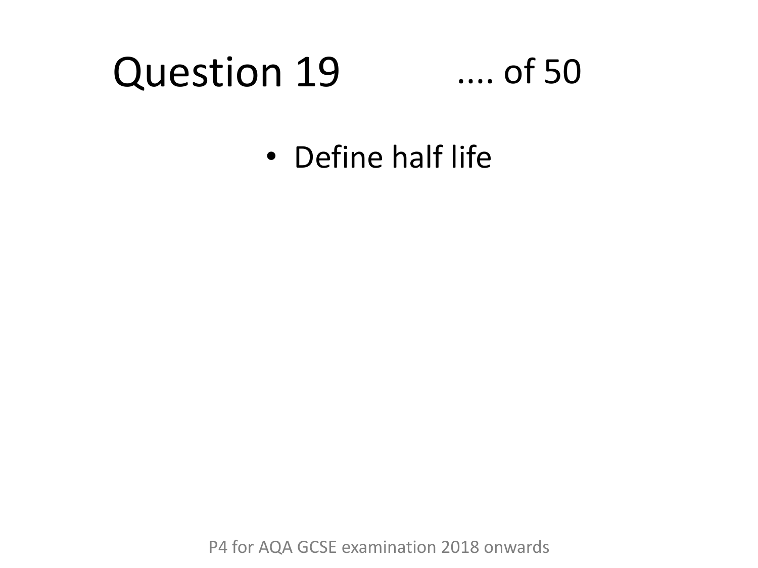# Question 19 .... of 50

- Define half life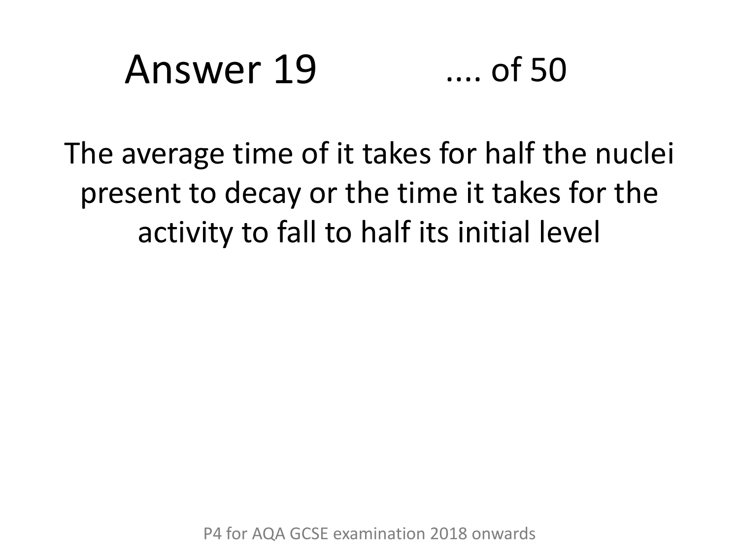# Answer 19 .... of 50

The average time of it takes for half the nuclei present to decay or the time it takes for the activity to fall to half its initial level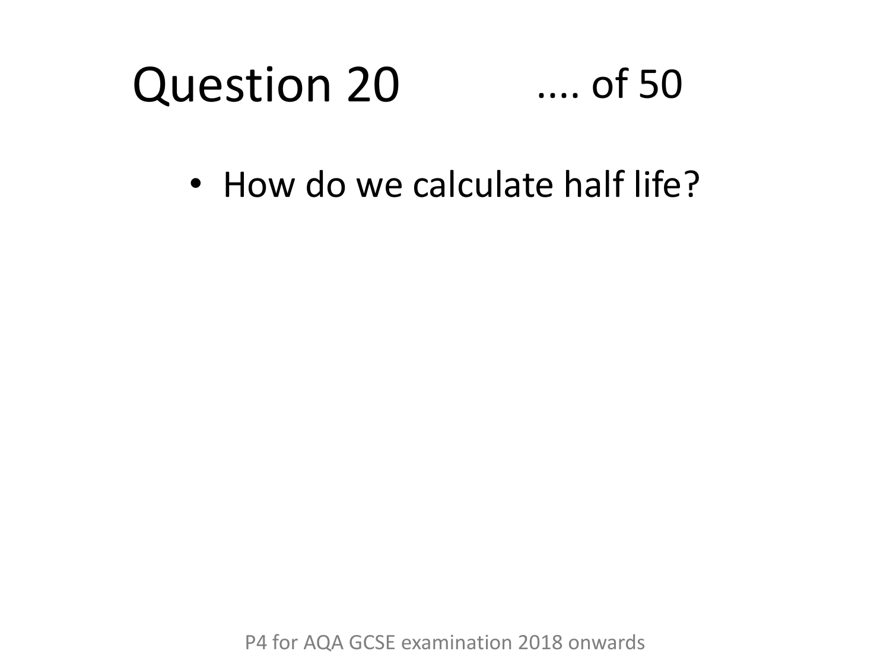# Question 20 .... of 50

- How do we calculate half life?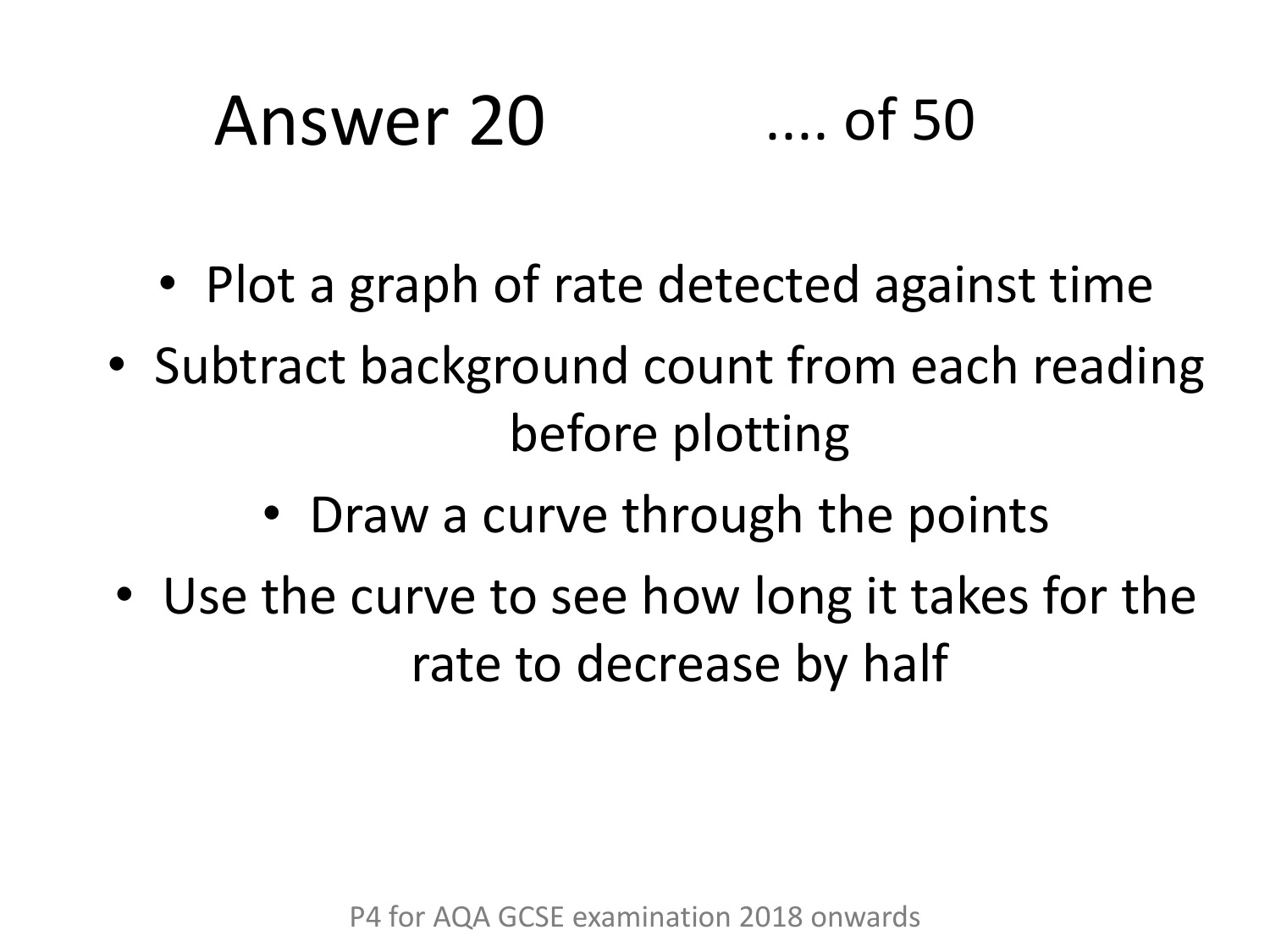# Answer 20 .... of 50

- Plot a graph of rate detected against time
- Subtract background count from each reading before plotting
- Draw a curve through the points
- Use the curve to see how long it takes for the rate to decrease by half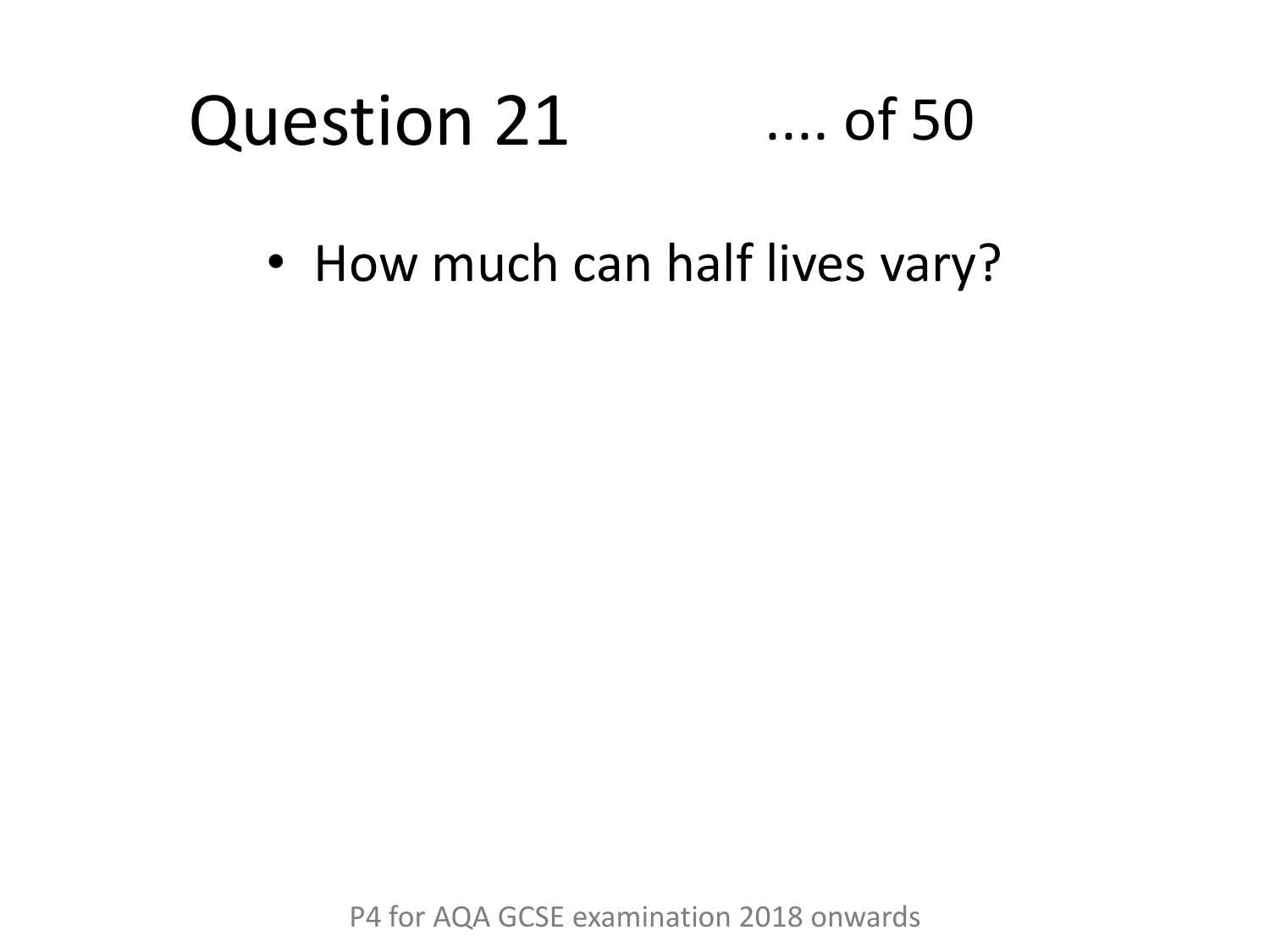# Question 21 .... of 50

- How much can half lives vary?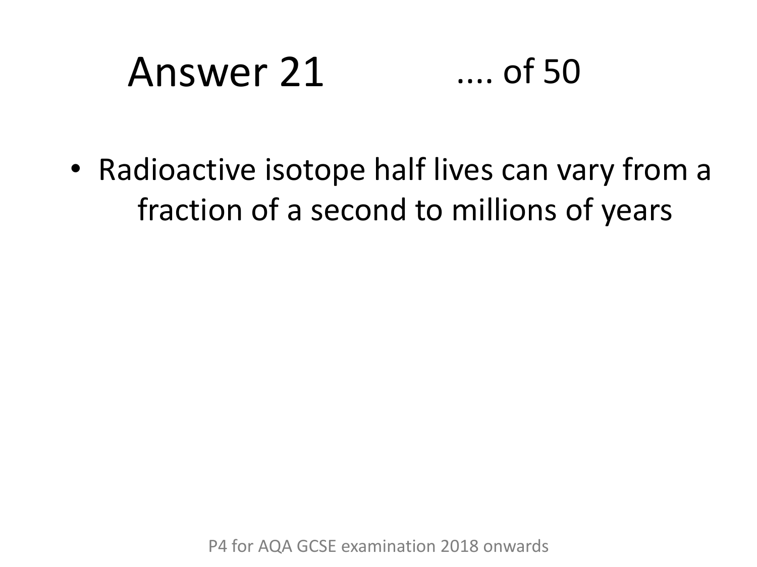# Answer 21 .... of 50

- Radioactive isotope half lives can vary from a fraction of a second to millions of years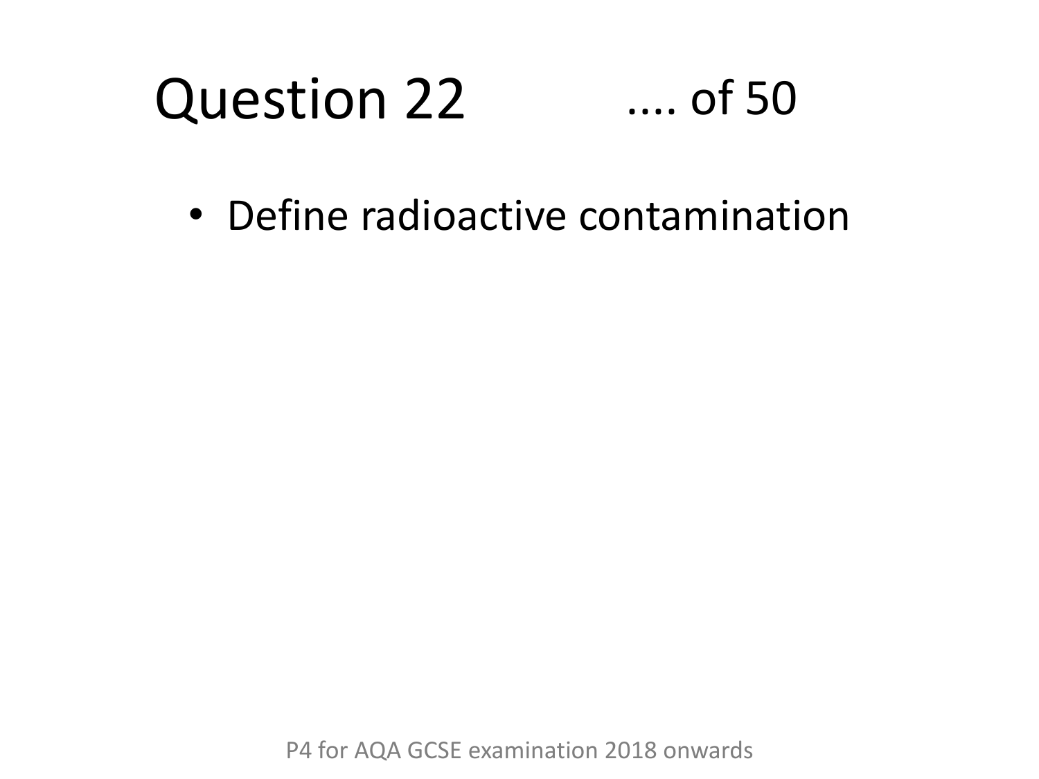# Question 22 .... of 50

- Define radioactive contamination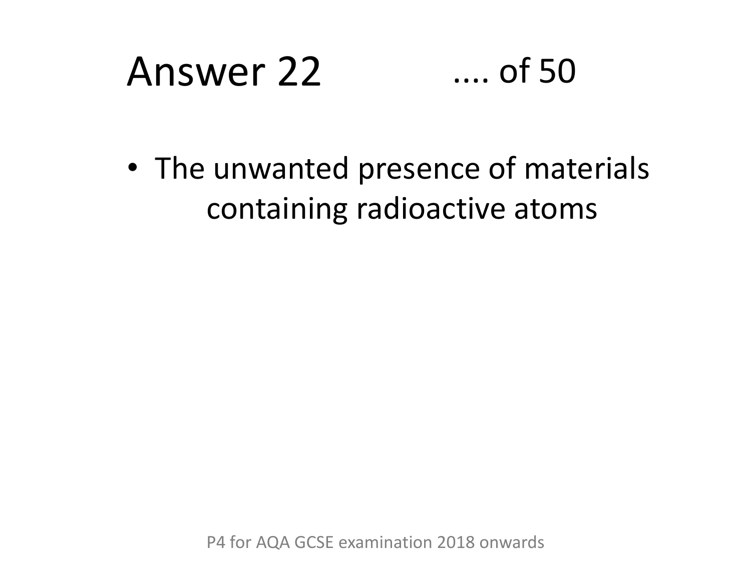# Answer 22 .... of 50

- The unwanted presence of materials containing radioactive atoms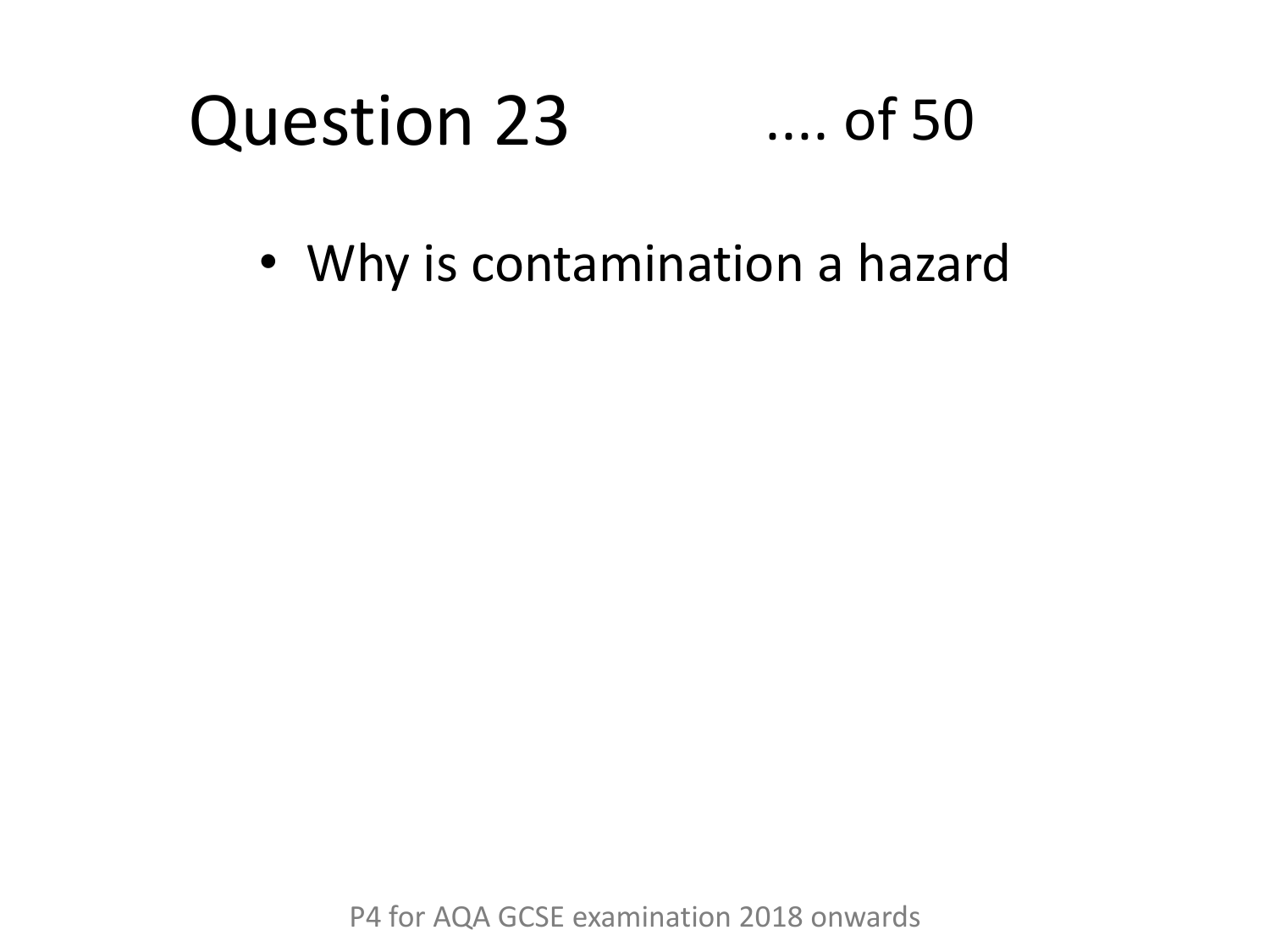# Question 23 .... of 50

- Why is contamination a hazard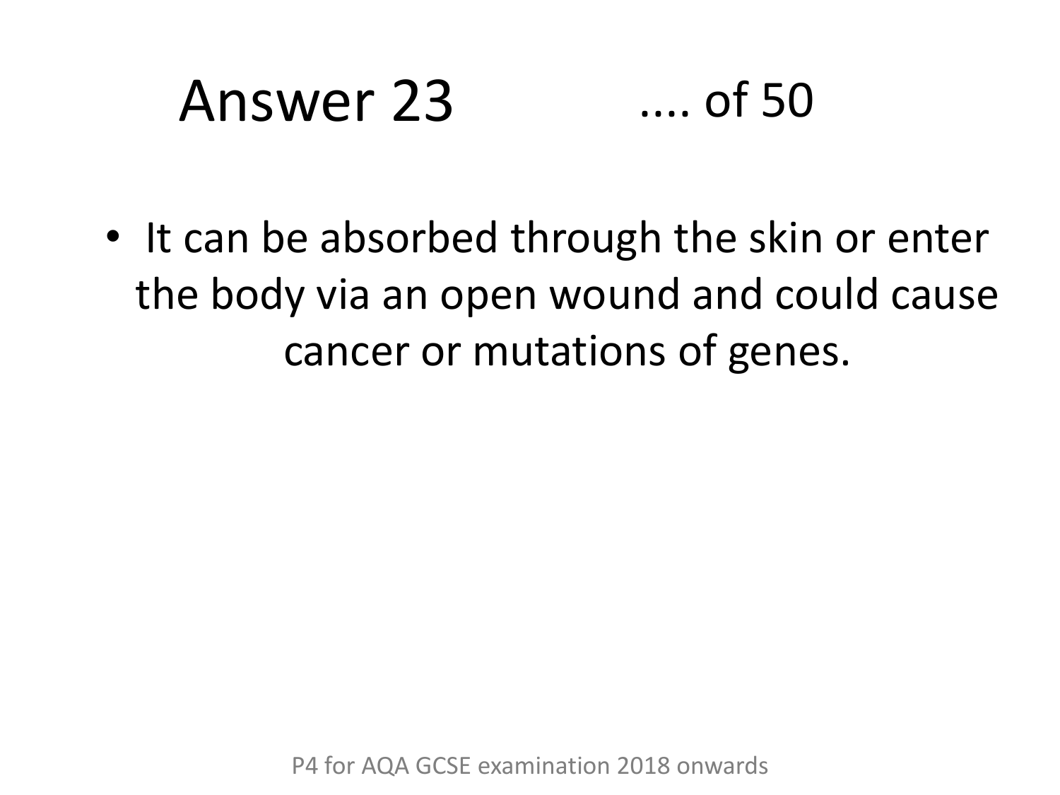# Answer 23 .... of 50

- It can be absorbed through the skin or enter the body via an open wound and could cause cancer or mutations of genes.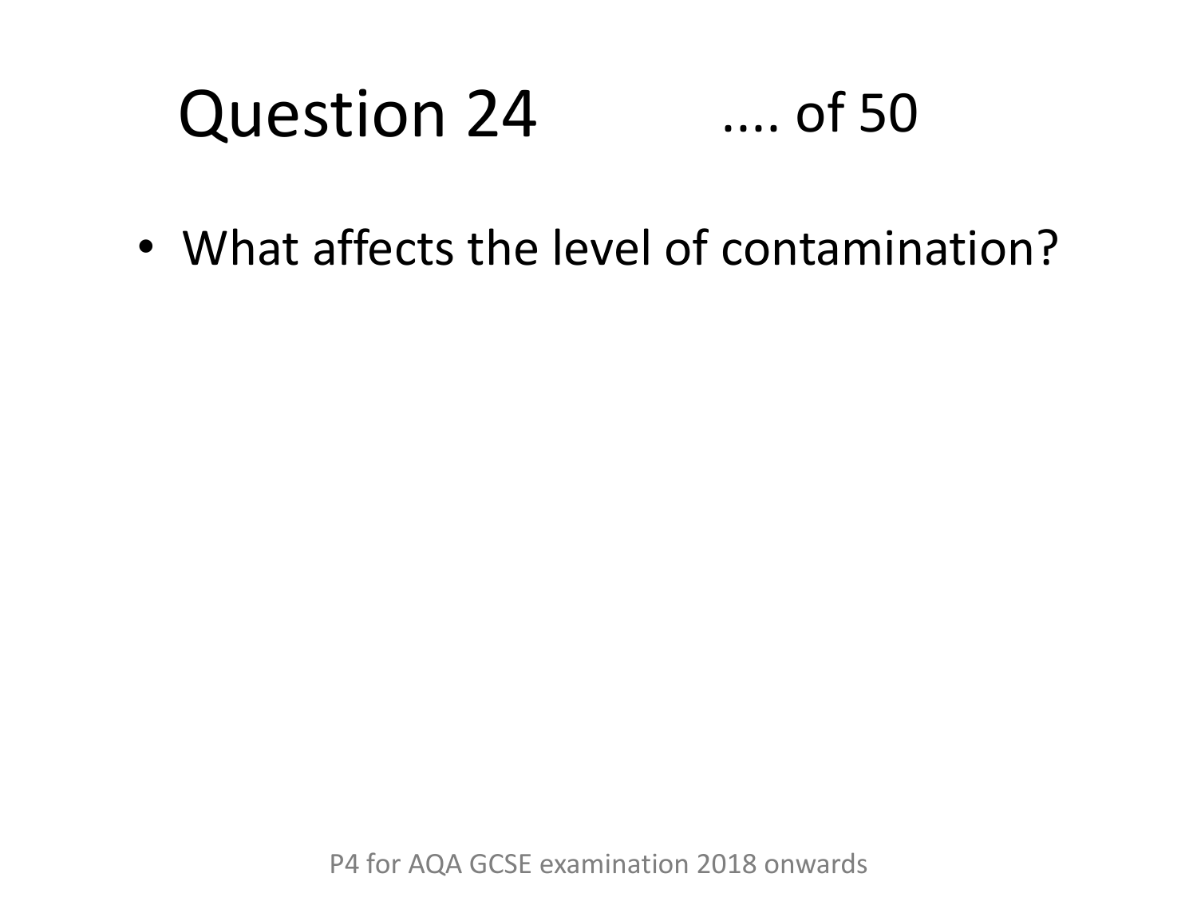# Question 24 .... of 50

- What affects the level of contamination?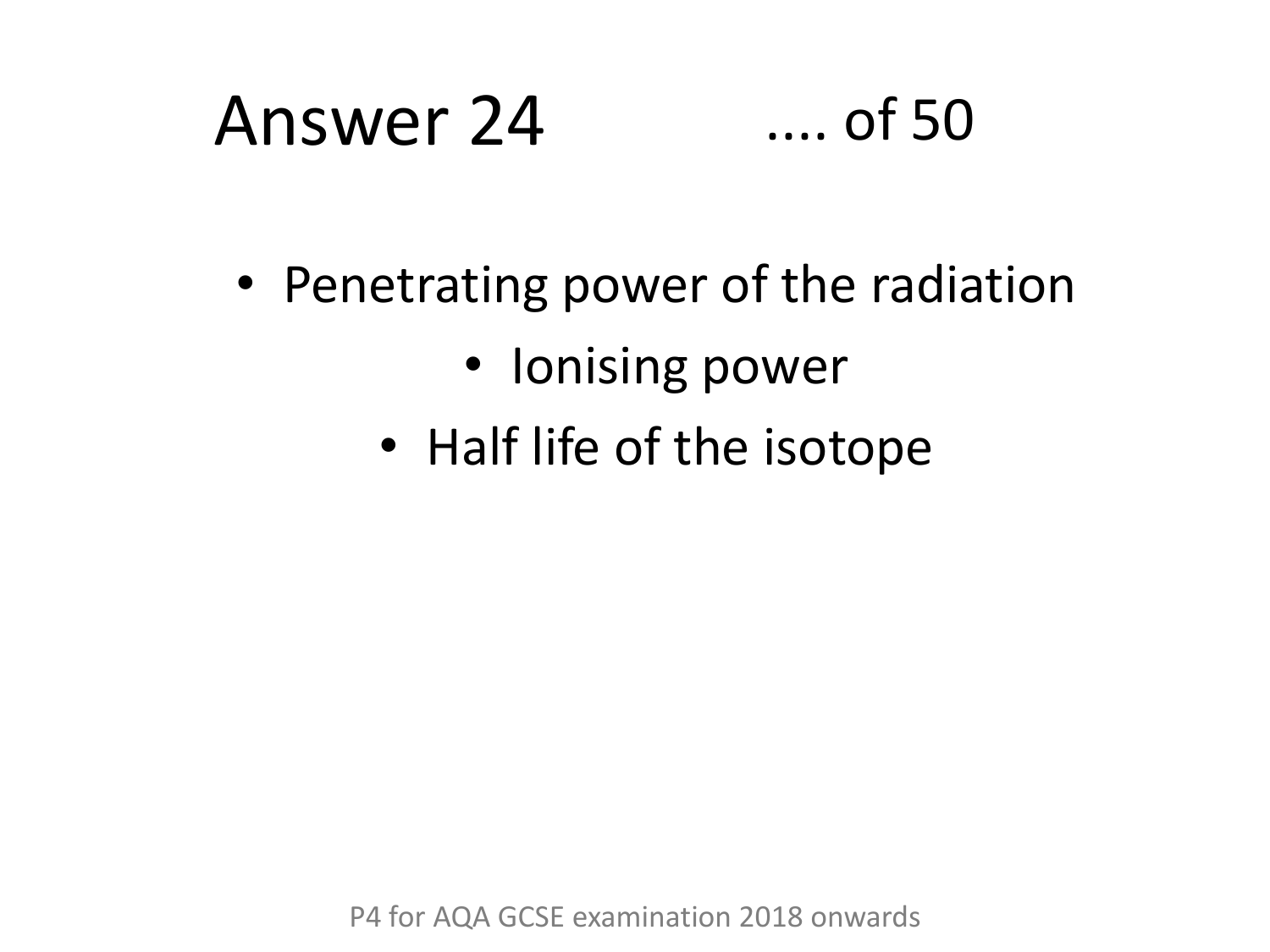# Answer 24

- Penetrating power of the radiation
- Ionising power
- Half life of the isotope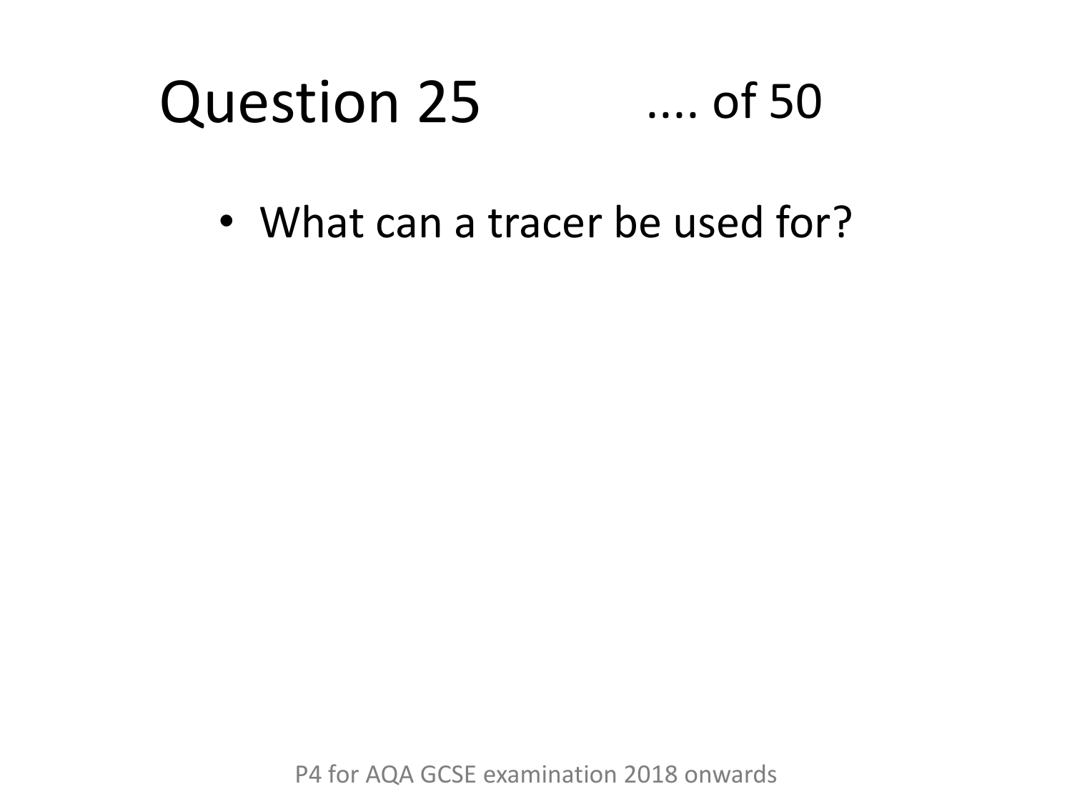# Question 25 .... of 50

- What can a tracer be used for?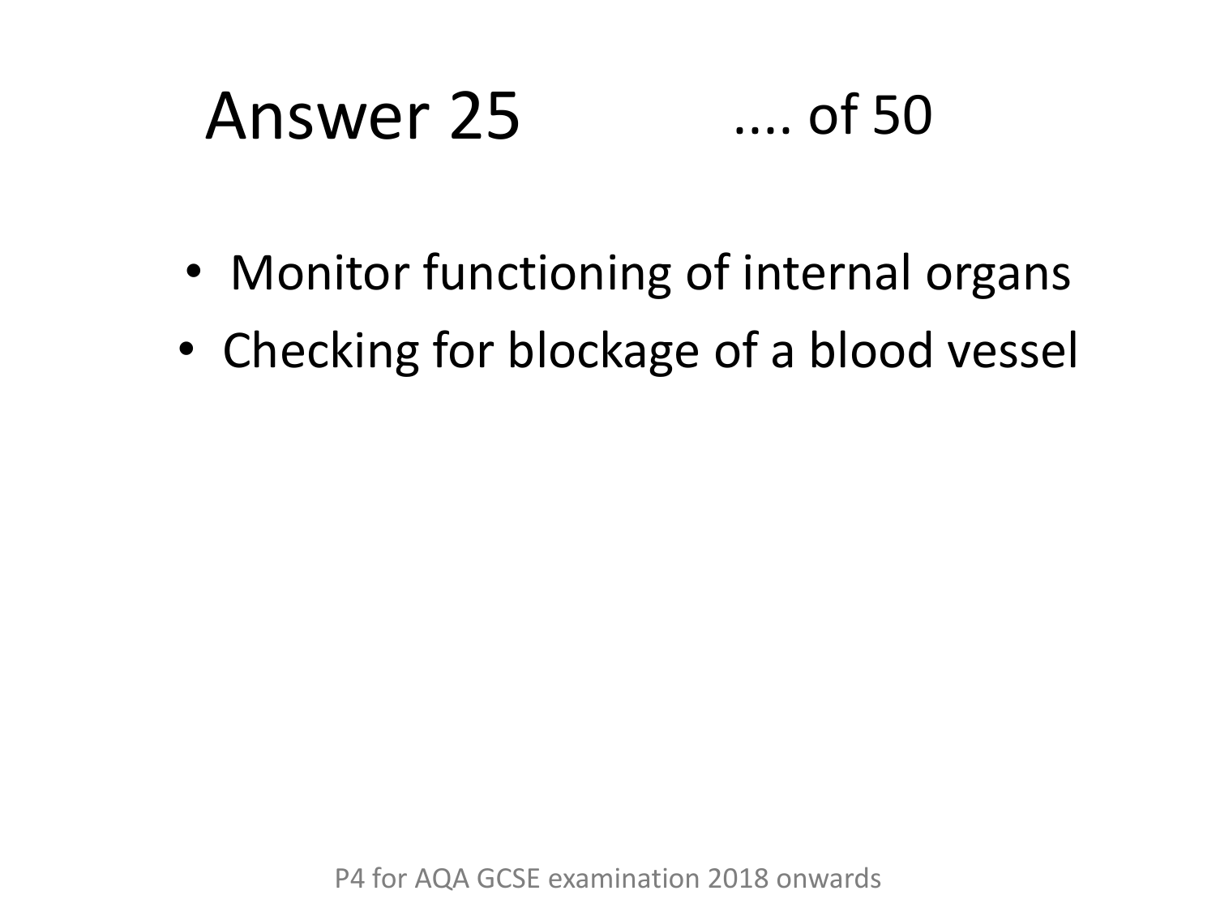# Answer 25 .... of 50

- Monitor functioning of internal organs
- Checking for blockage of a blood vessel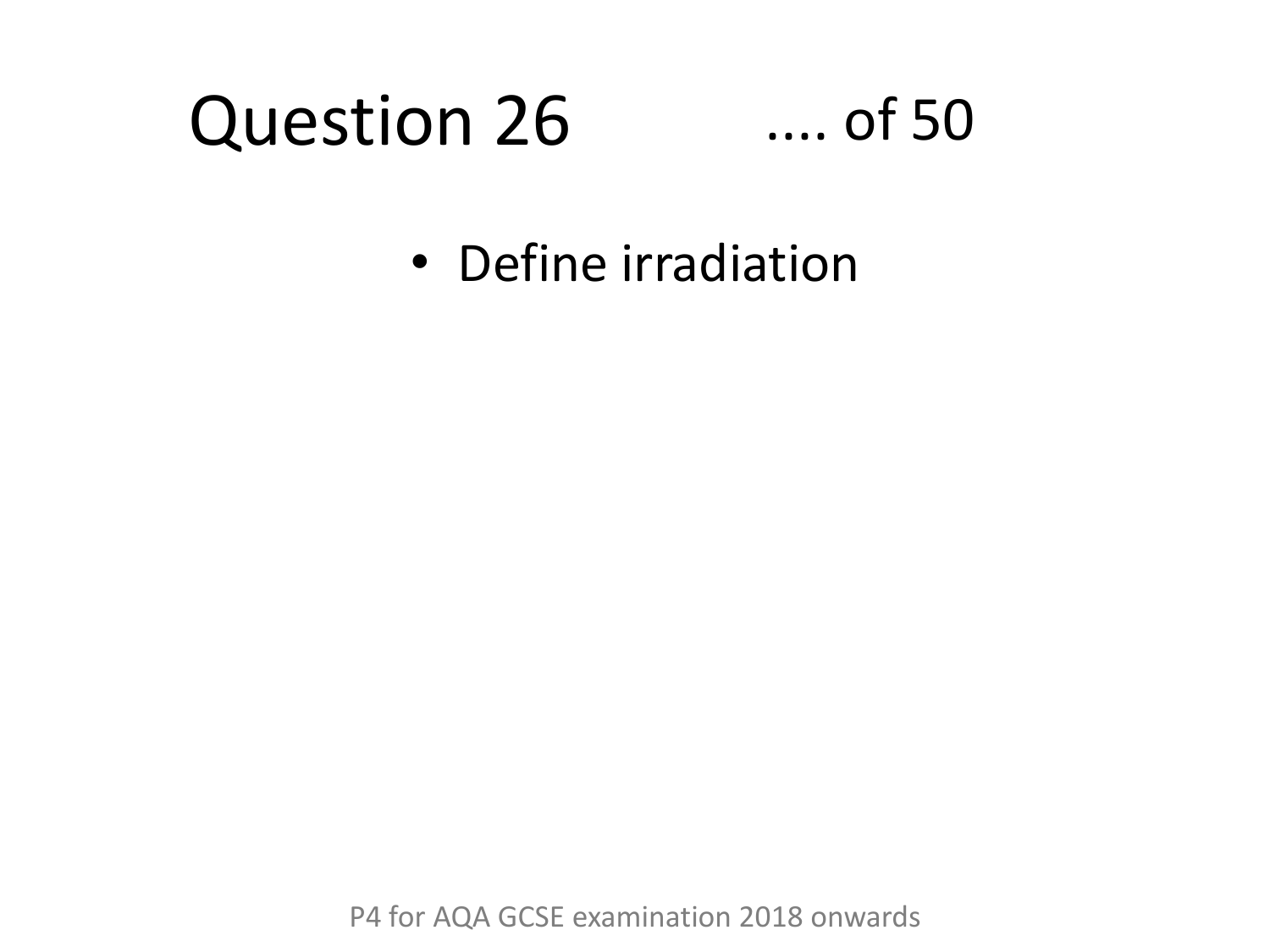# Question 26 .... of 50

- Define irradiation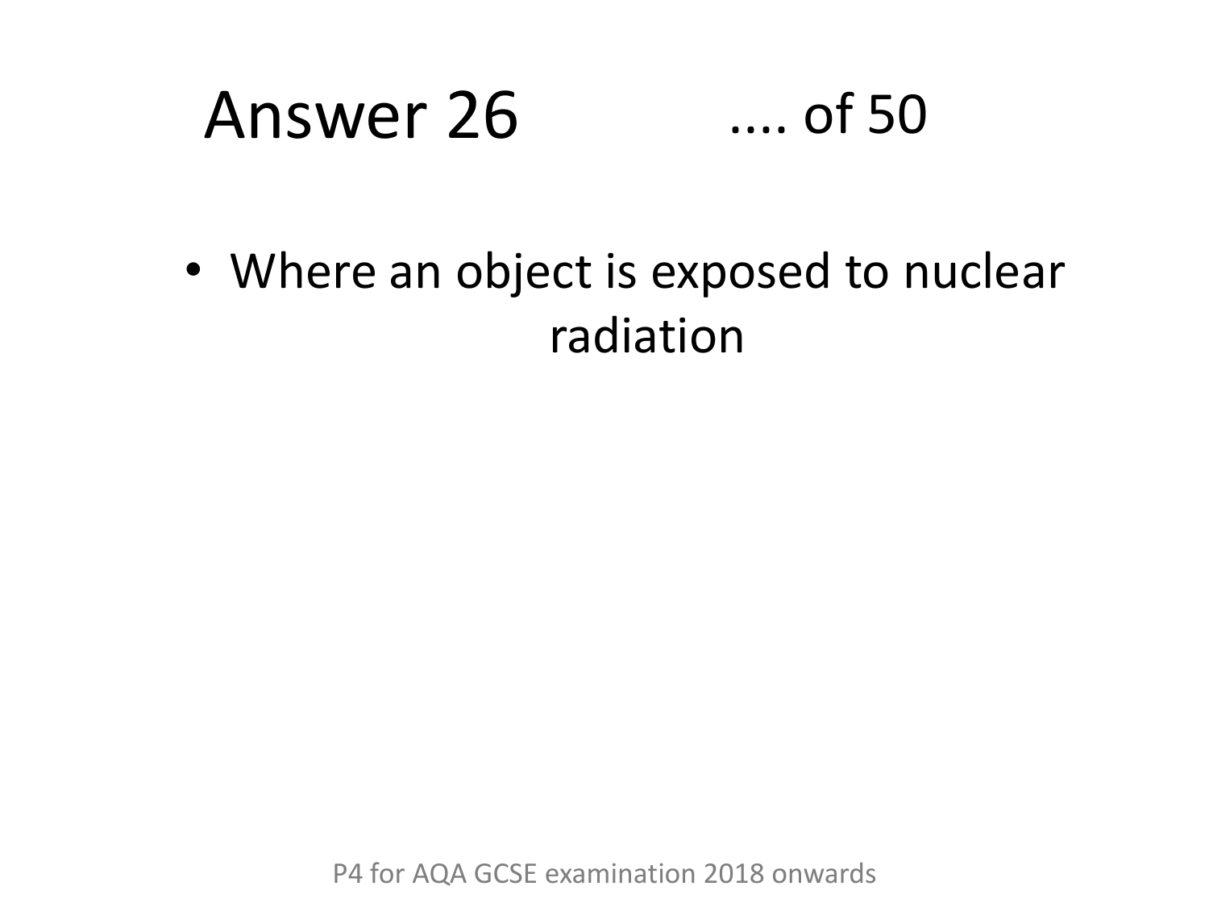# Answer 26

.... of 50

- Where an object is exposed to nuclear radiation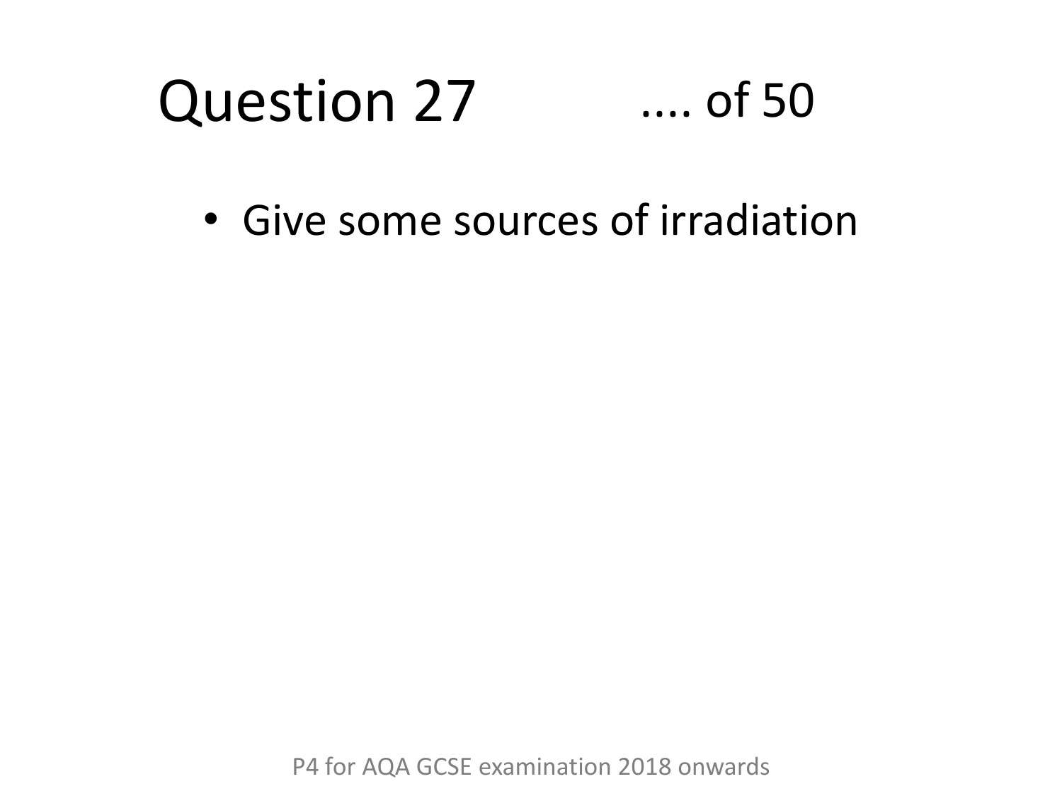# Question 27 .... of 50

- Give some sources of irradiation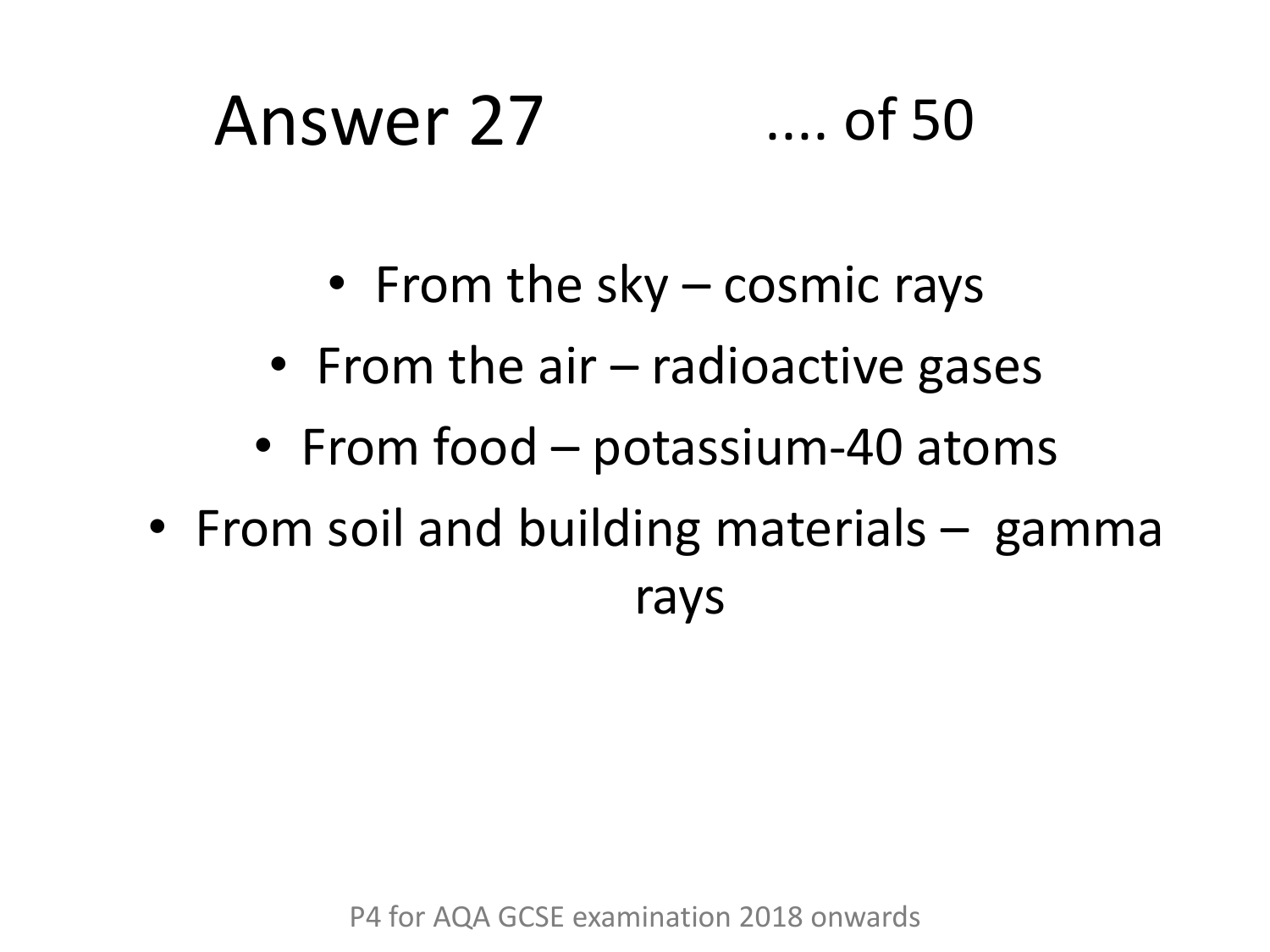# Answer 27 .... of 50

- From the sky – cosmic rays
- From the air – radioactive gases
- From food – potassium-40 atoms
- From soil and building materials – gamma rays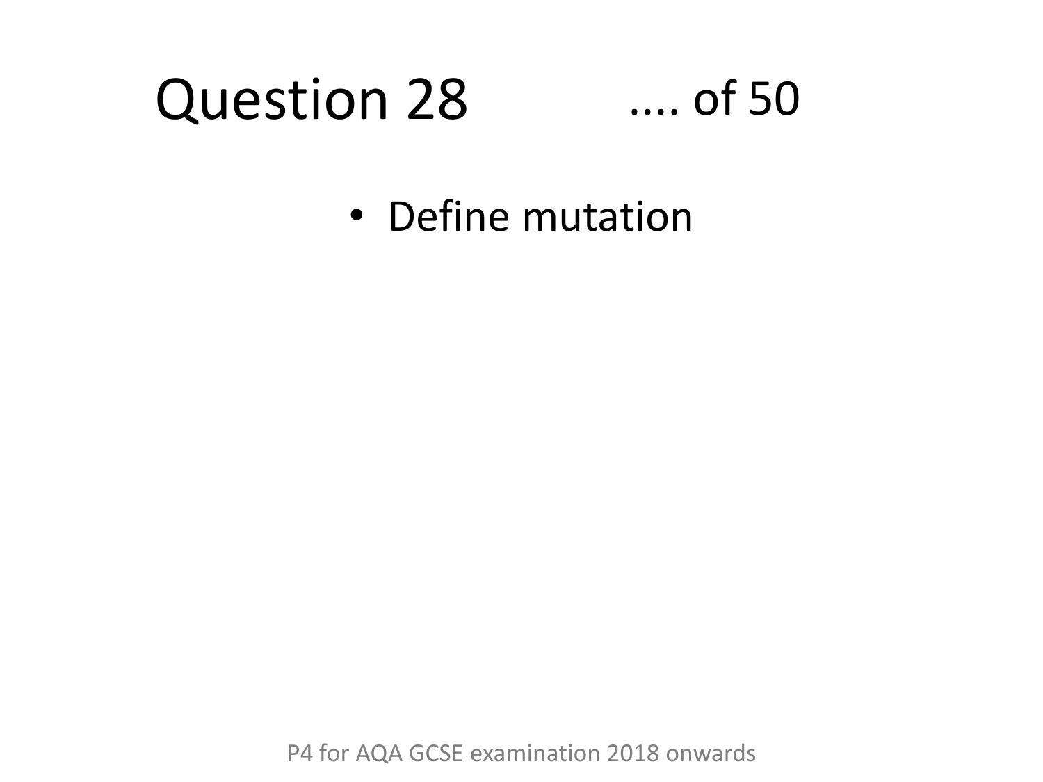# Question 28 .... of 50

- Define mutation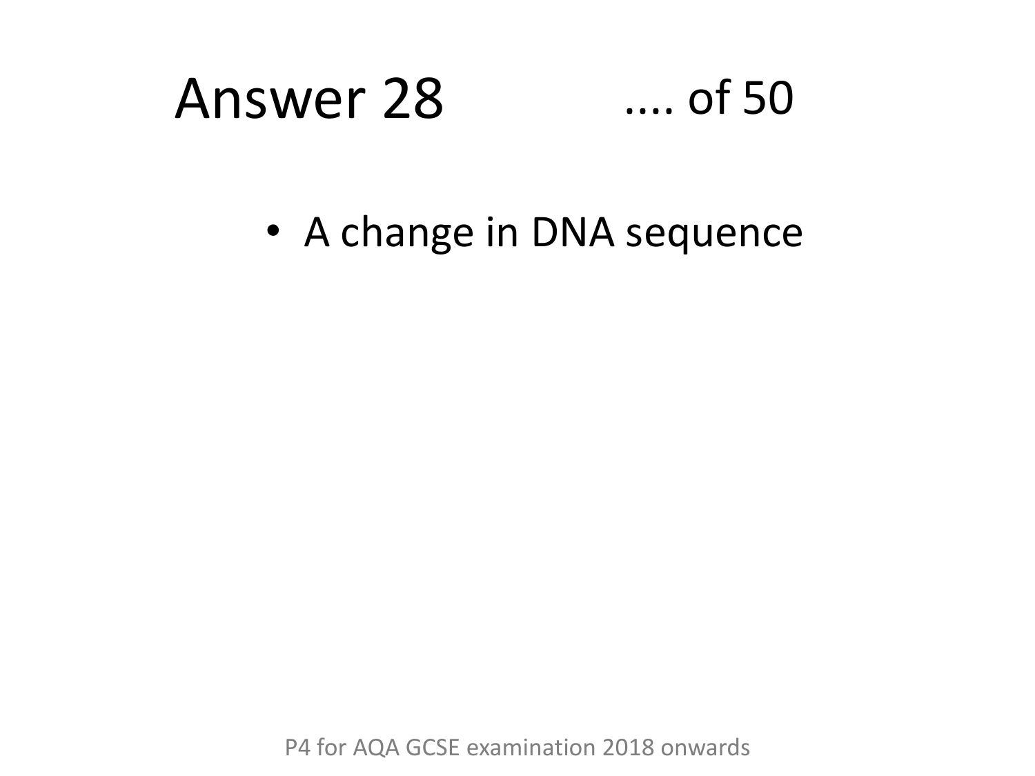# Answer 28 .... of 50

- A change in DNA sequence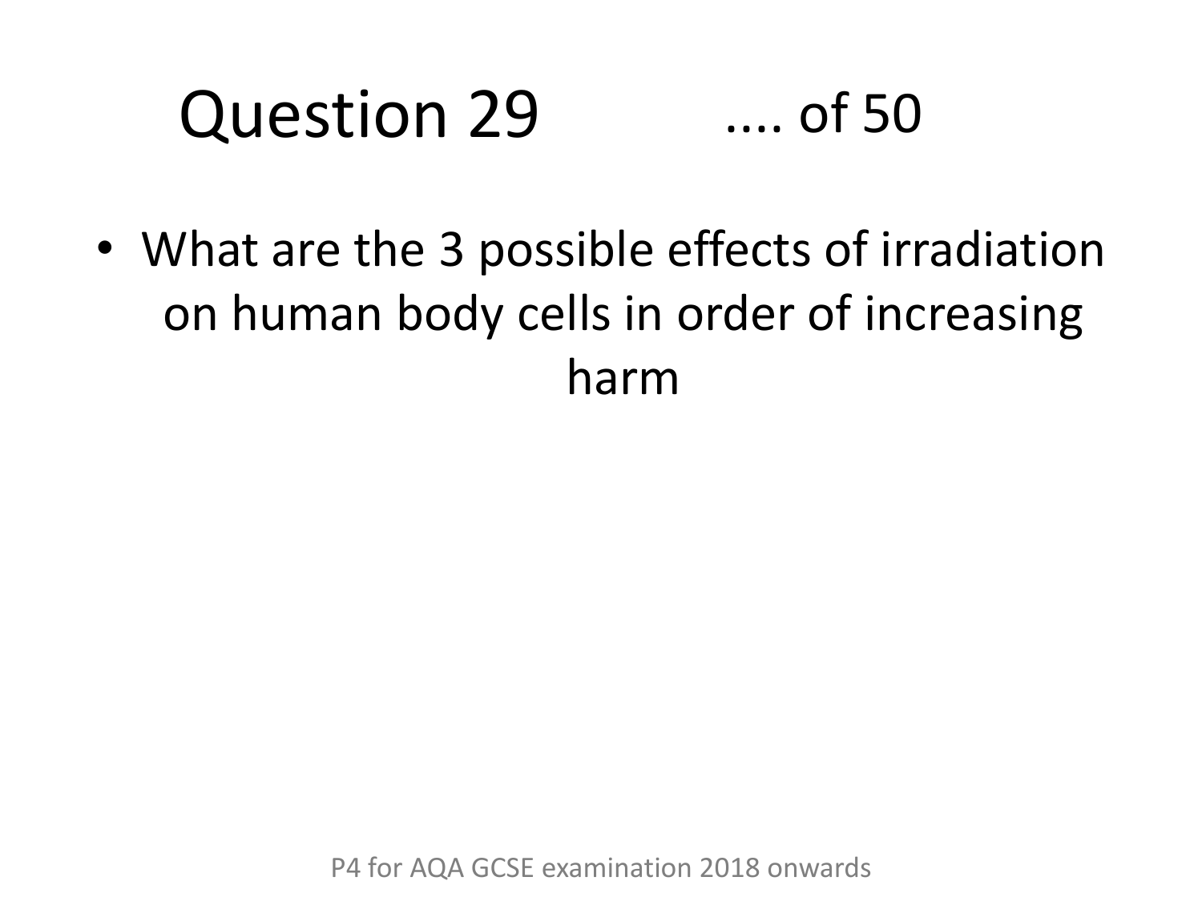# Question 29 .... of 50

- What are the 3 possible effects of irradiation on human body cells in order of increasing harm

P4 for AQA GCSE examination 2018 onwards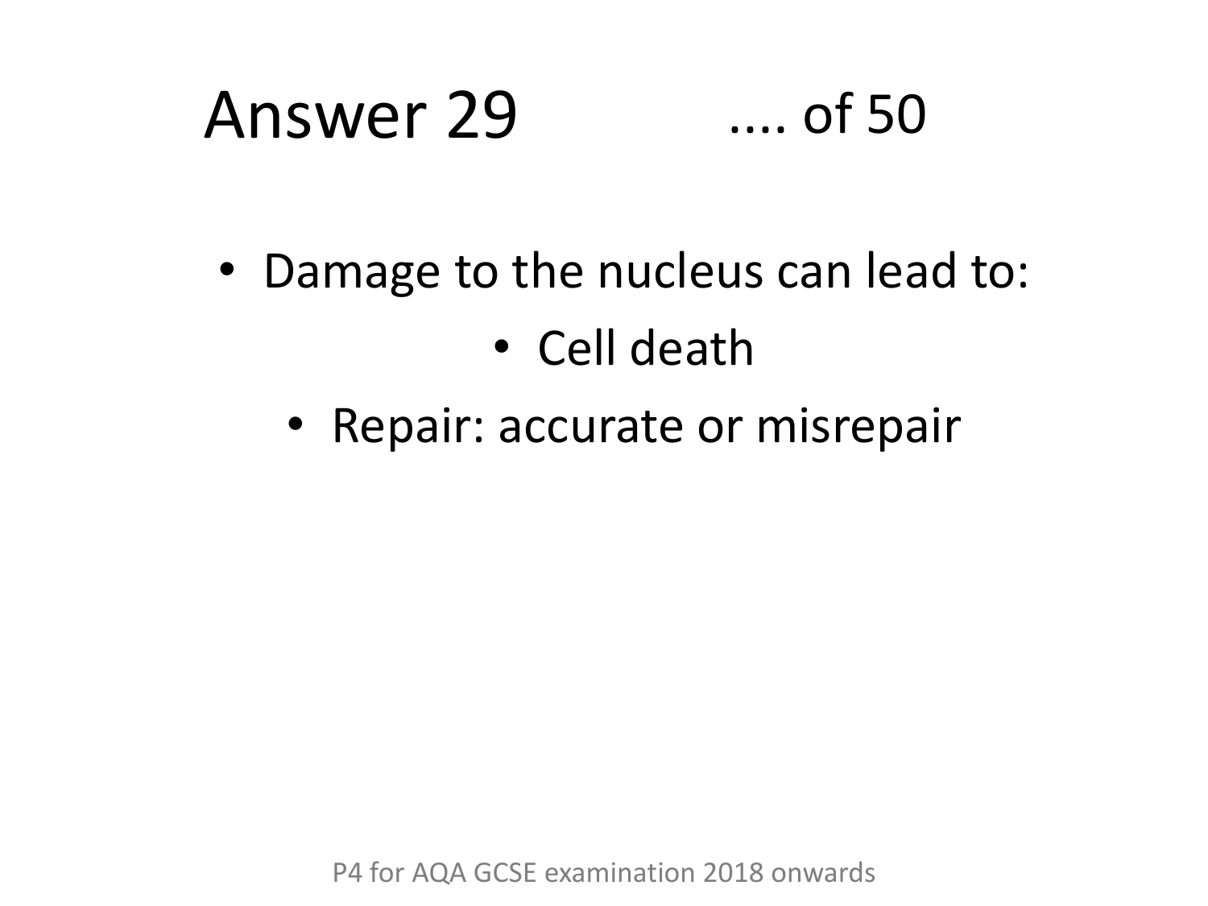# Answer 29 .... of 50

- Damage to the nucleus can lead to:
  - Cell death
  - Repair: accurate or misrepair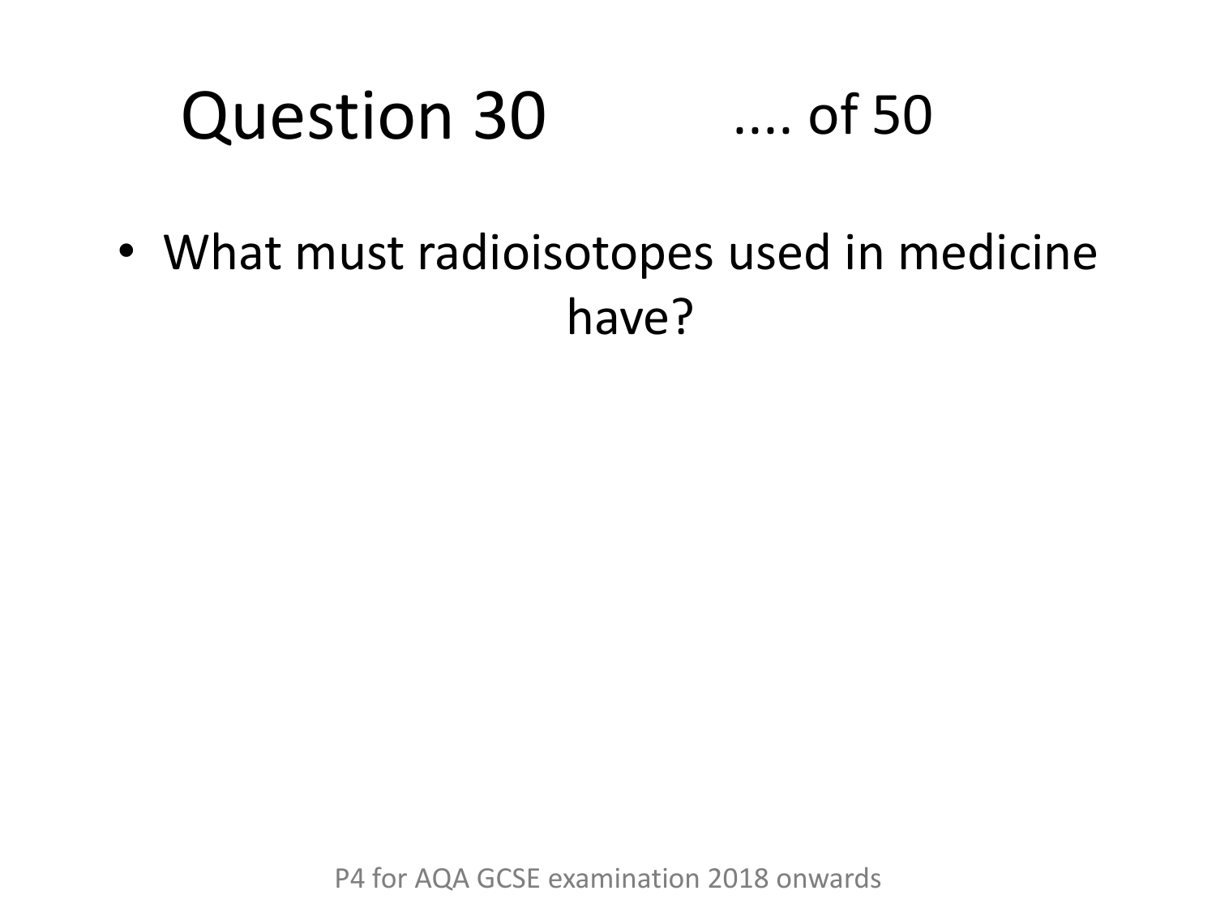# Question 30 .... of 50

- What must radioisotopes used in medicine have?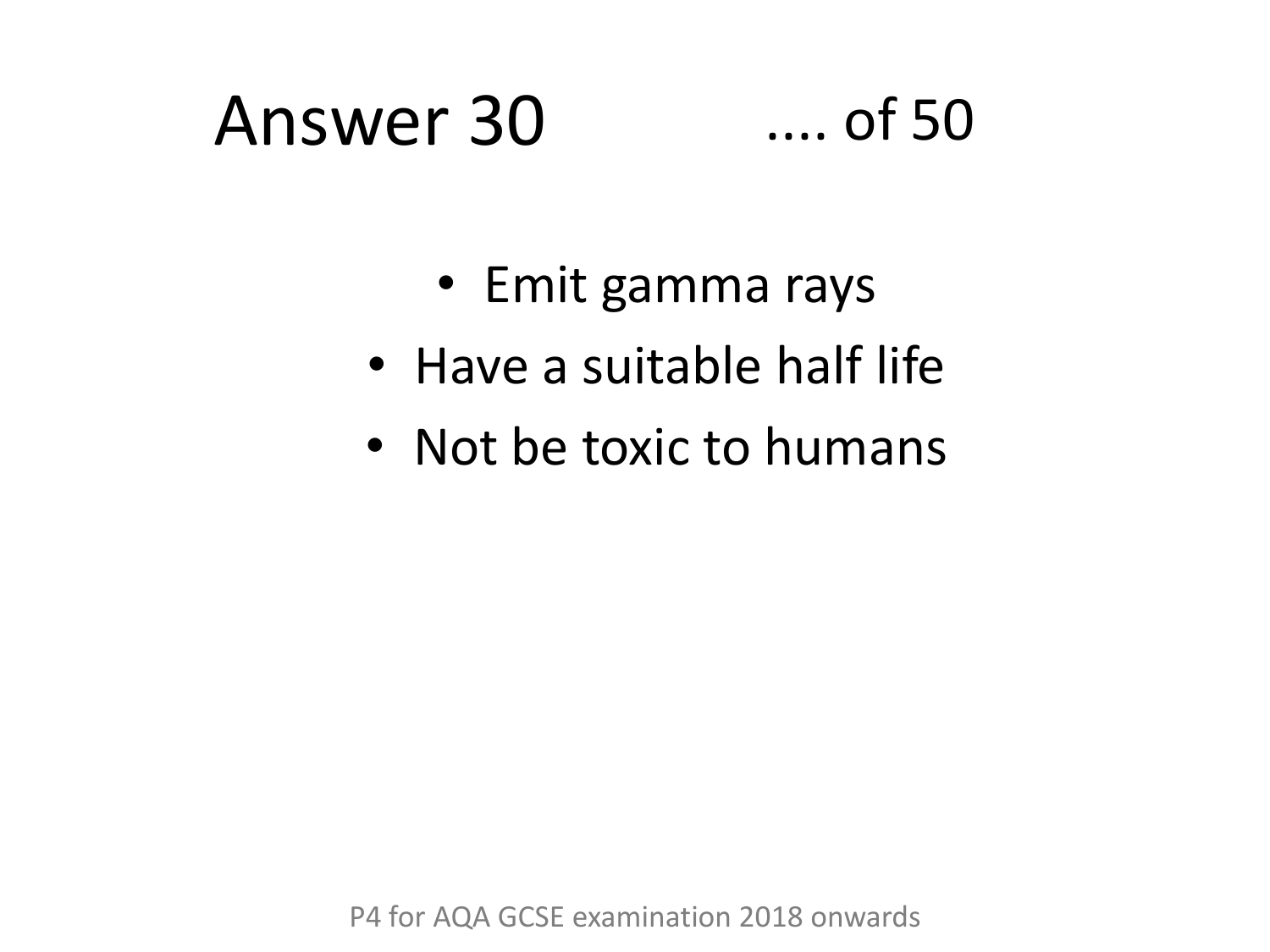# Answer 30

.... of 50

- Emit gamma rays
- Have a suitable half life
- Not be toxic to humans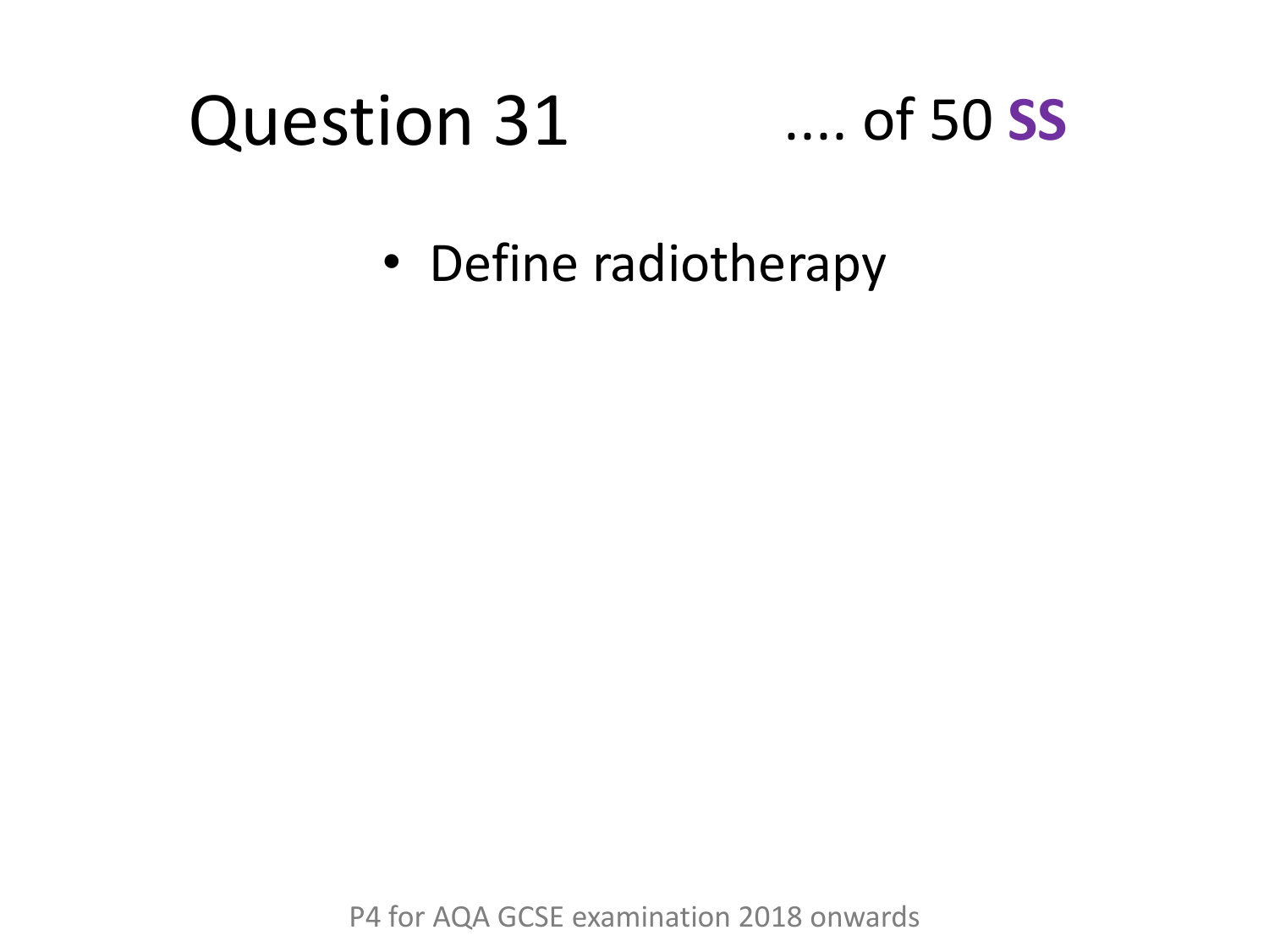# Question 31 .... of 50 **SS**

- Define radiotherapy

P4 for AQA GCSE examination 2018 onwards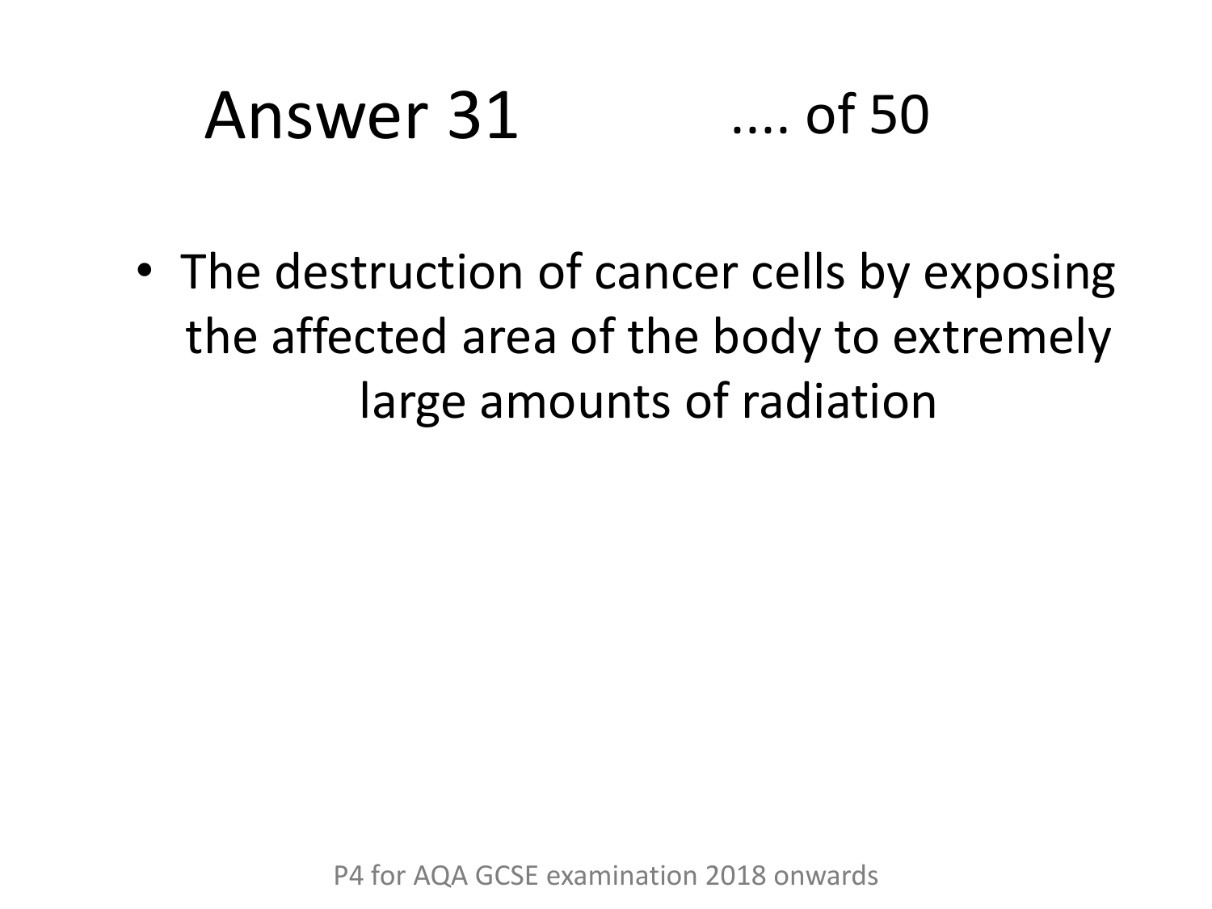# Answer 31 .... of 50

- The destruction of cancer cells by exposing the affected area of the body to extremely large amounts of radiation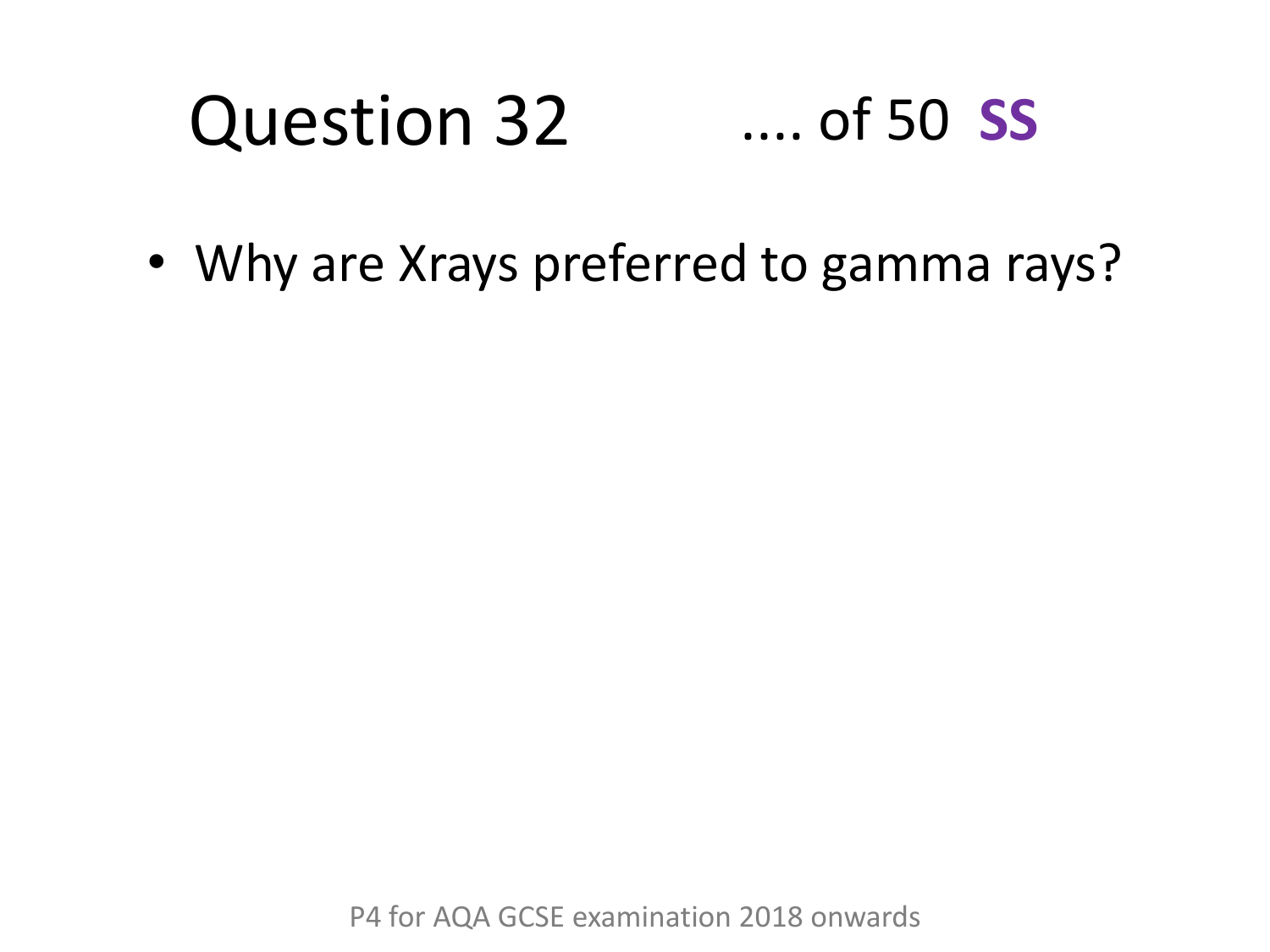# Question 32 .... of 50 **SS**

- Why are Xrays preferred to gamma rays?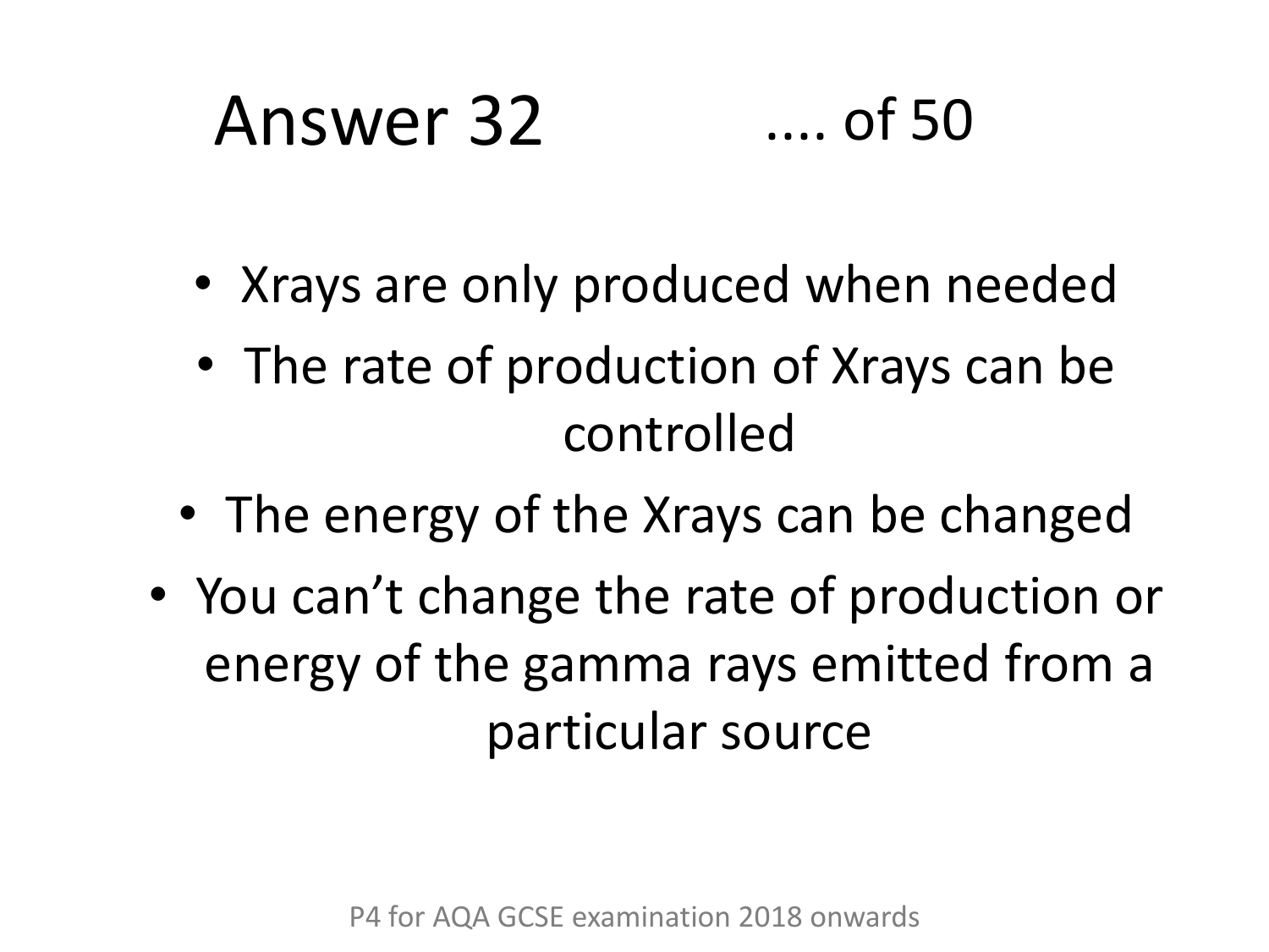# Answer 32 .... of 50

- Xrays are only produced when needed
- The rate of production of Xrays can be controlled
- The energy of the Xrays can be changed
- You can’t change the rate of production or energy of the gamma rays emitted from a particular source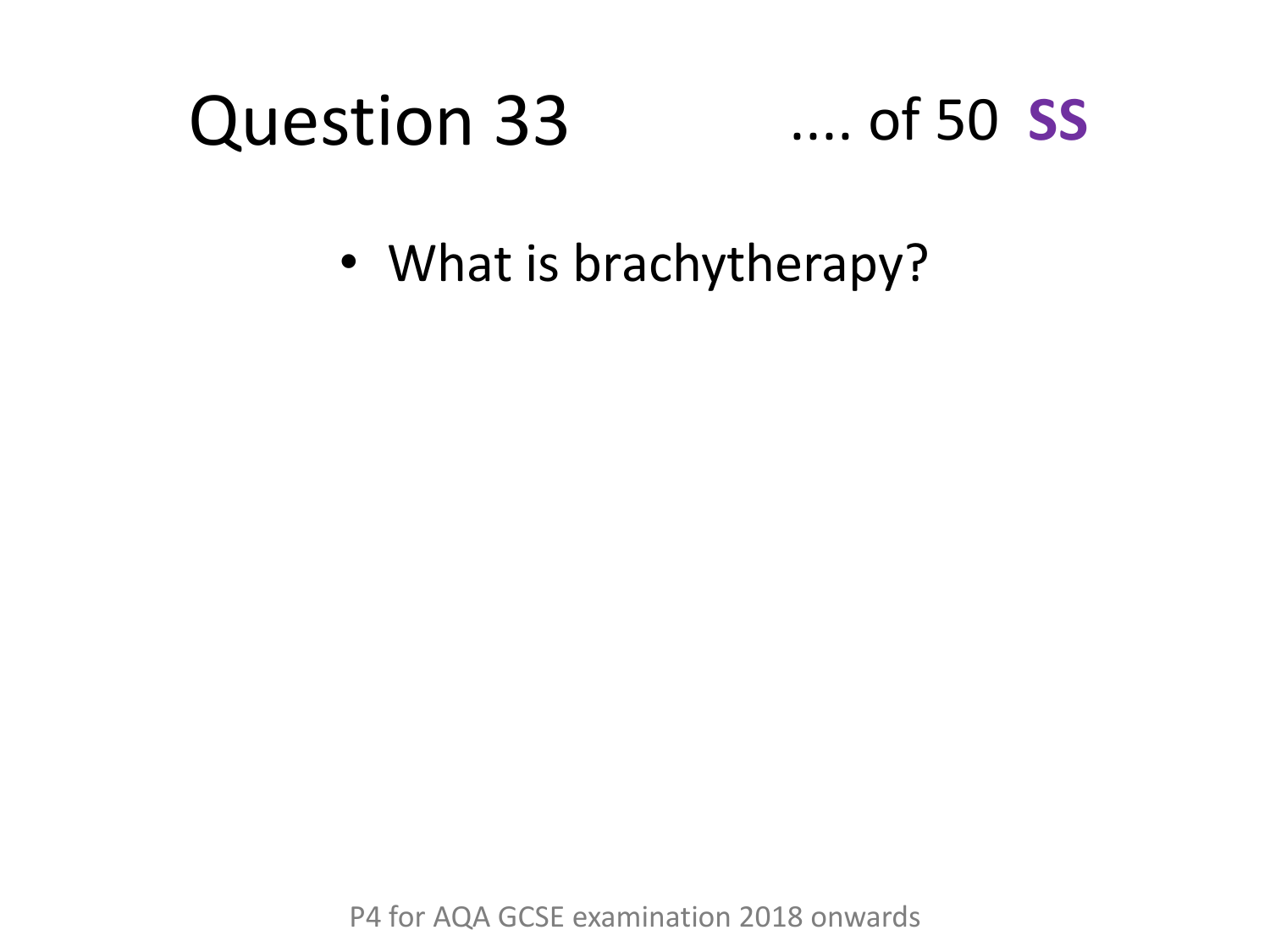# Question 33 .... of 50 **SS**

- What is brachytherapy?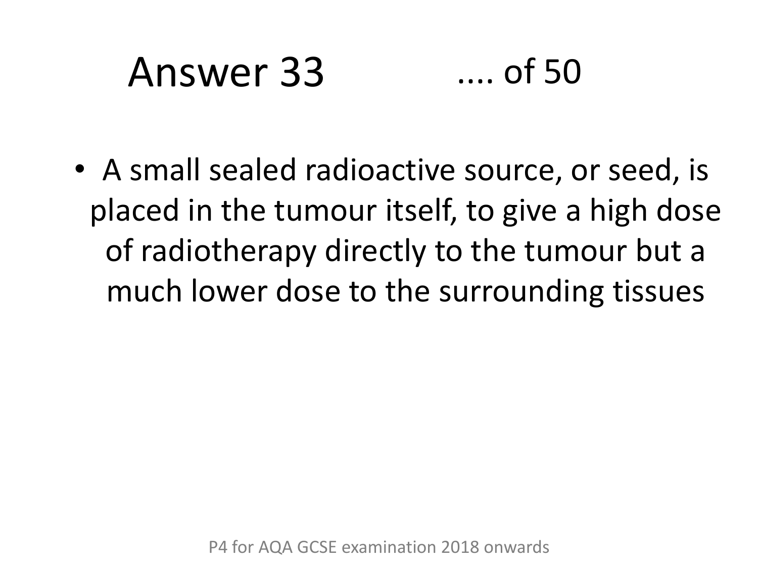# Answer 33 .... of 50

- A small sealed radioactive source, or seed, is placed in the tumour itself, to give a high dose of radiotherapy directly to the tumour but a much lower dose to the surrounding tissues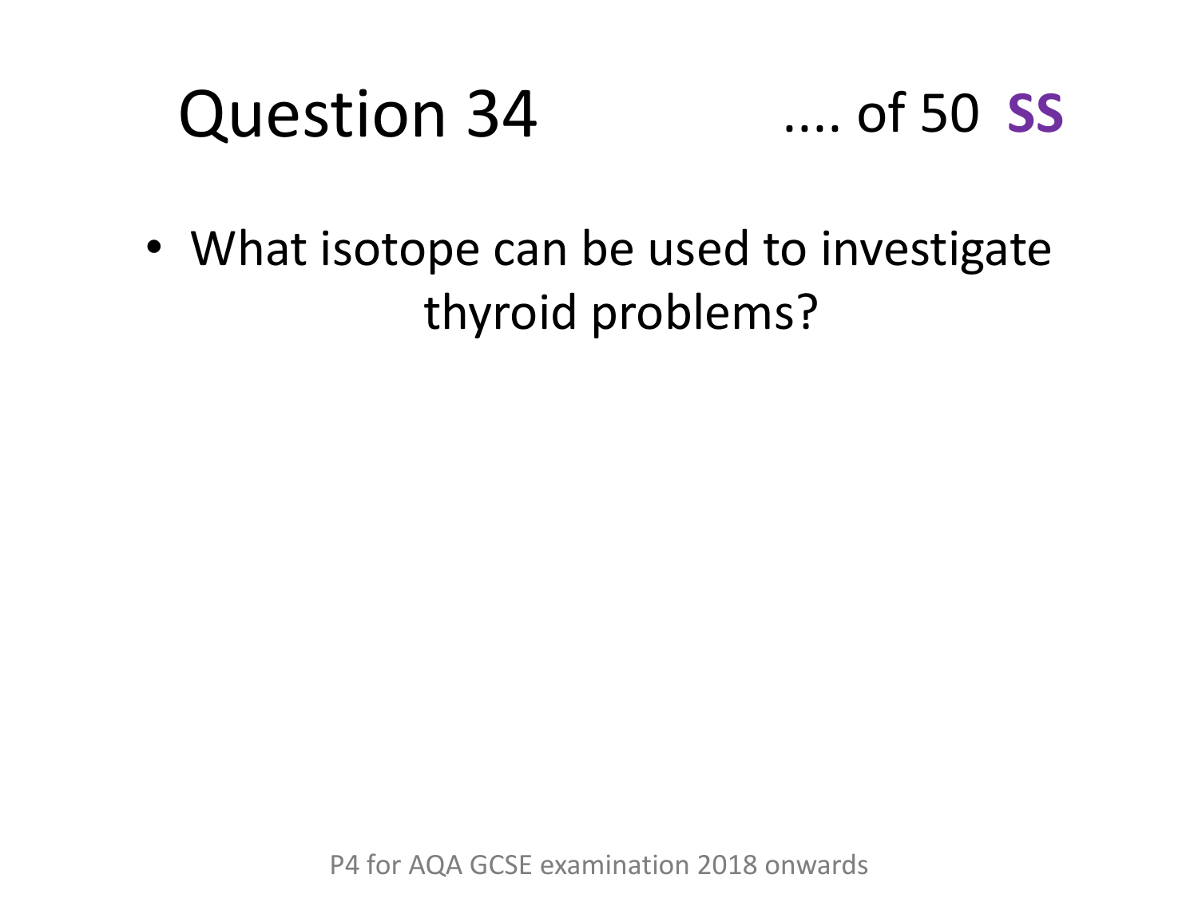# Question 34

.... of 50 **SS**

- What isotope can be used to investigate thyroid problems?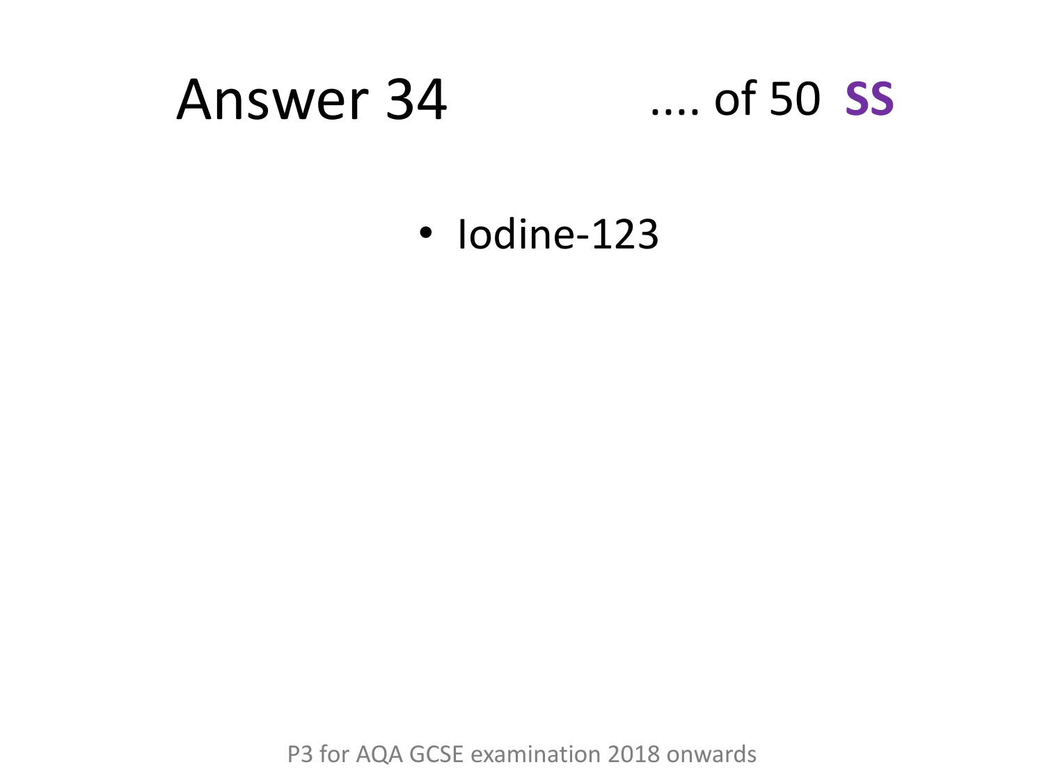# Answer 34

.... of 50 **SS**

- Iodine-123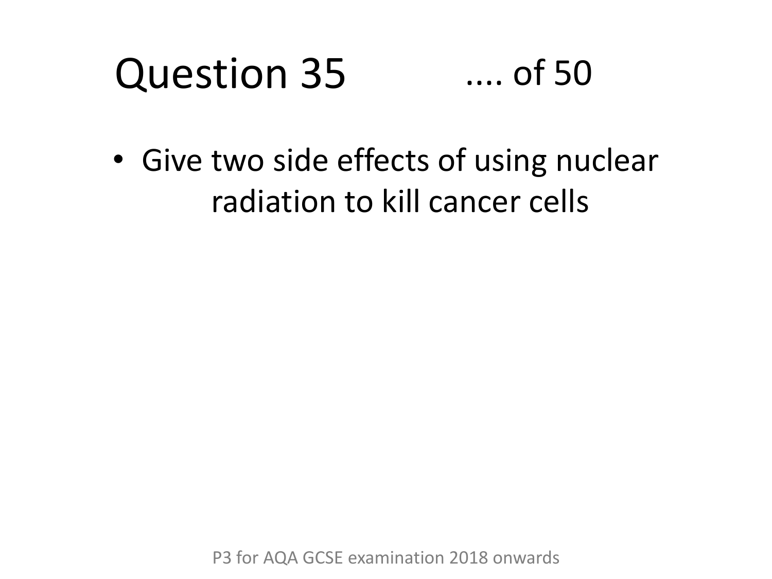# Question 35 .... of 50

- Give two side effects of using nuclear radiation to kill cancer cells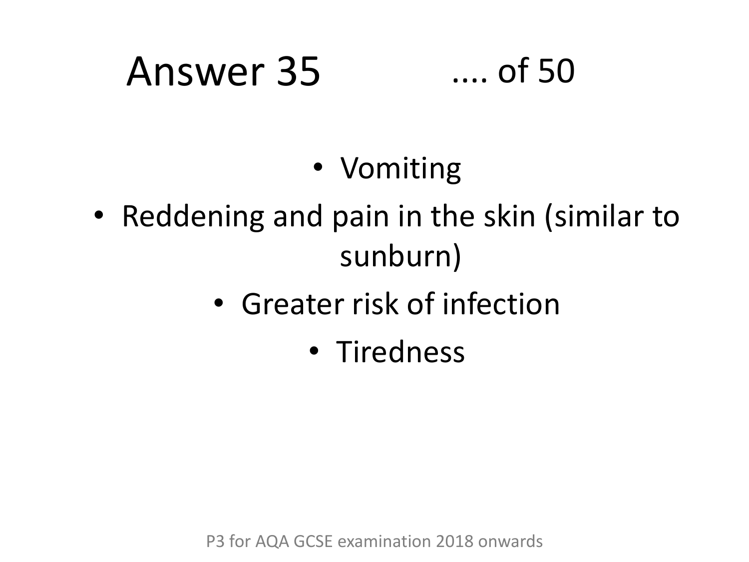# Answer 35 .... of 50

- Vomiting
- Reddening and pain in the skin (similar to sunburn)
- Greater risk of infection
- Tiredness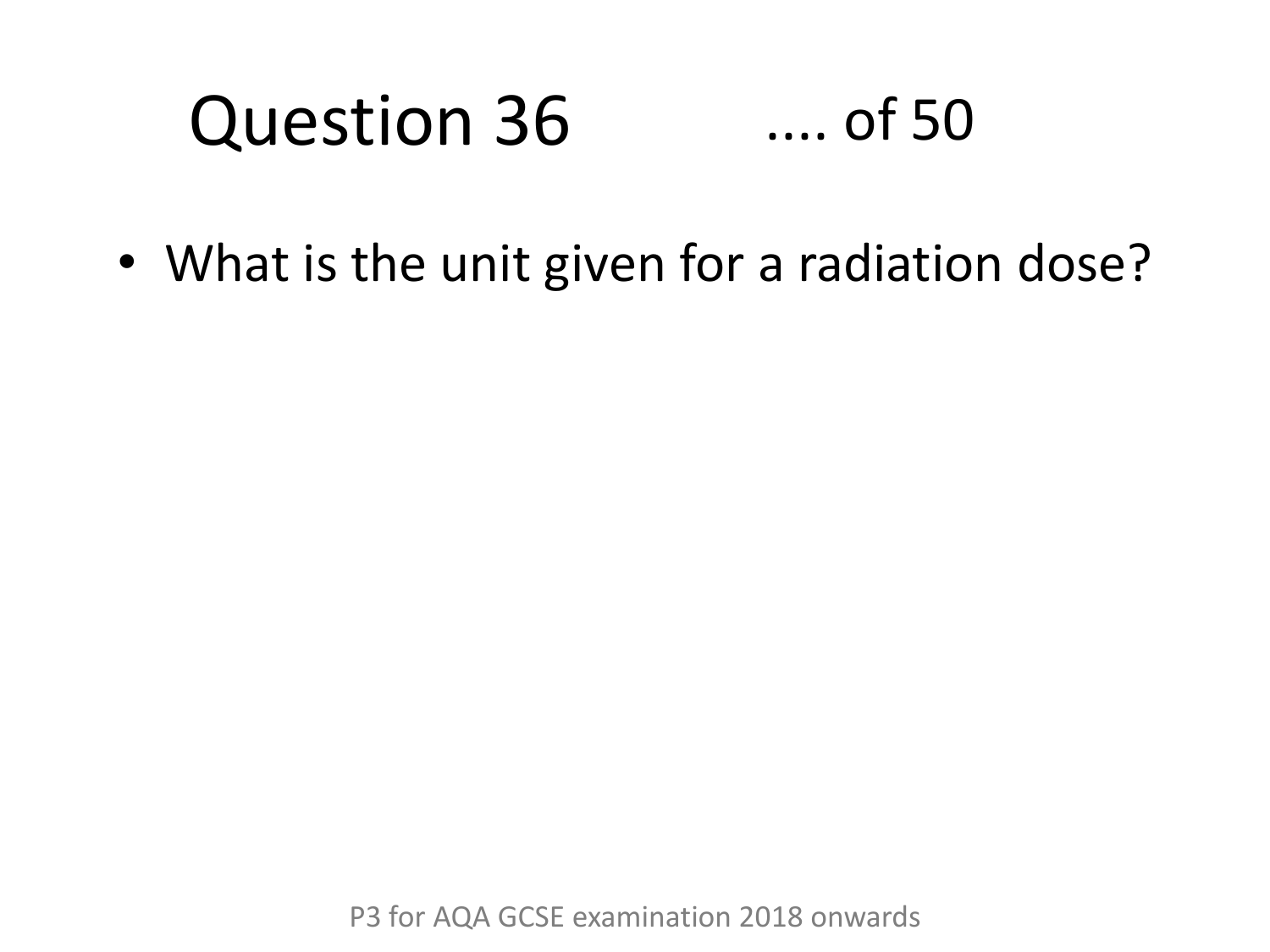# Question 36 .... of 50

- What is the unit given for a radiation dose?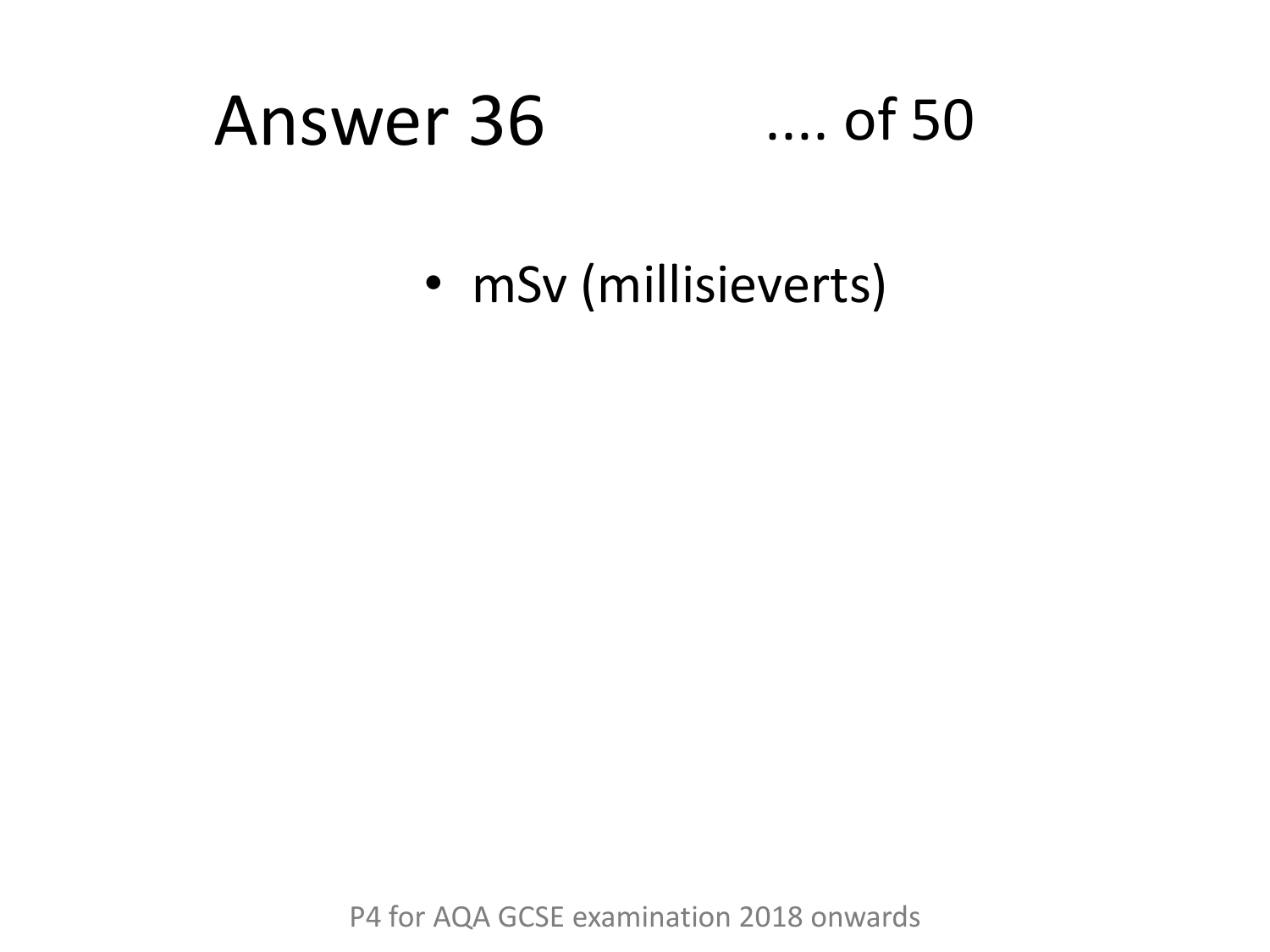# Answer 36

- mSv (millisieverts)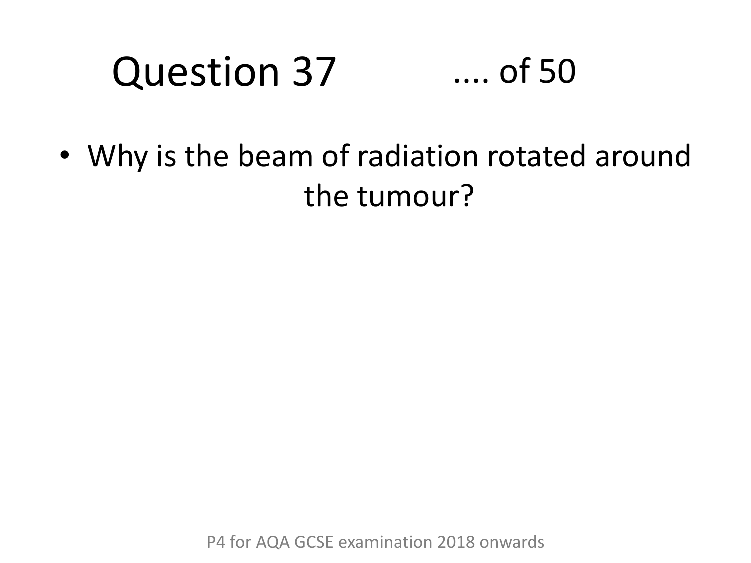# Question 37 .... of 50

- Why is the beam of radiation rotated around the tumour?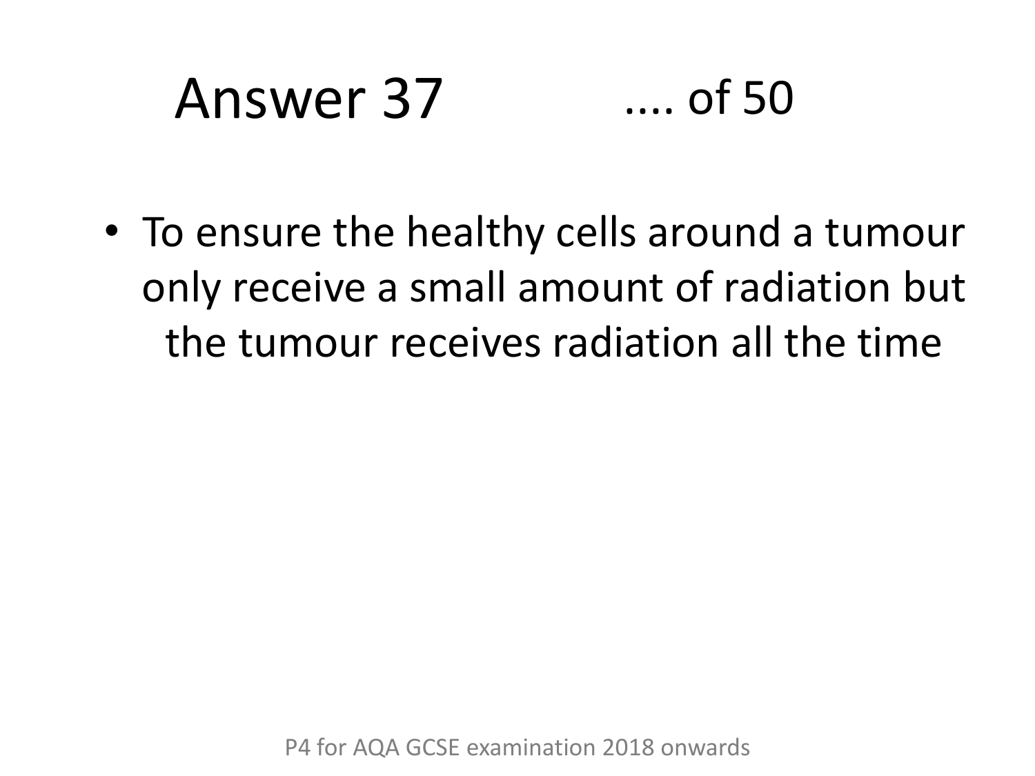# Answer 37

.... of 50

- To ensure the healthy cells around a tumour only receive a small amount of radiation but the tumour receives radiation all the time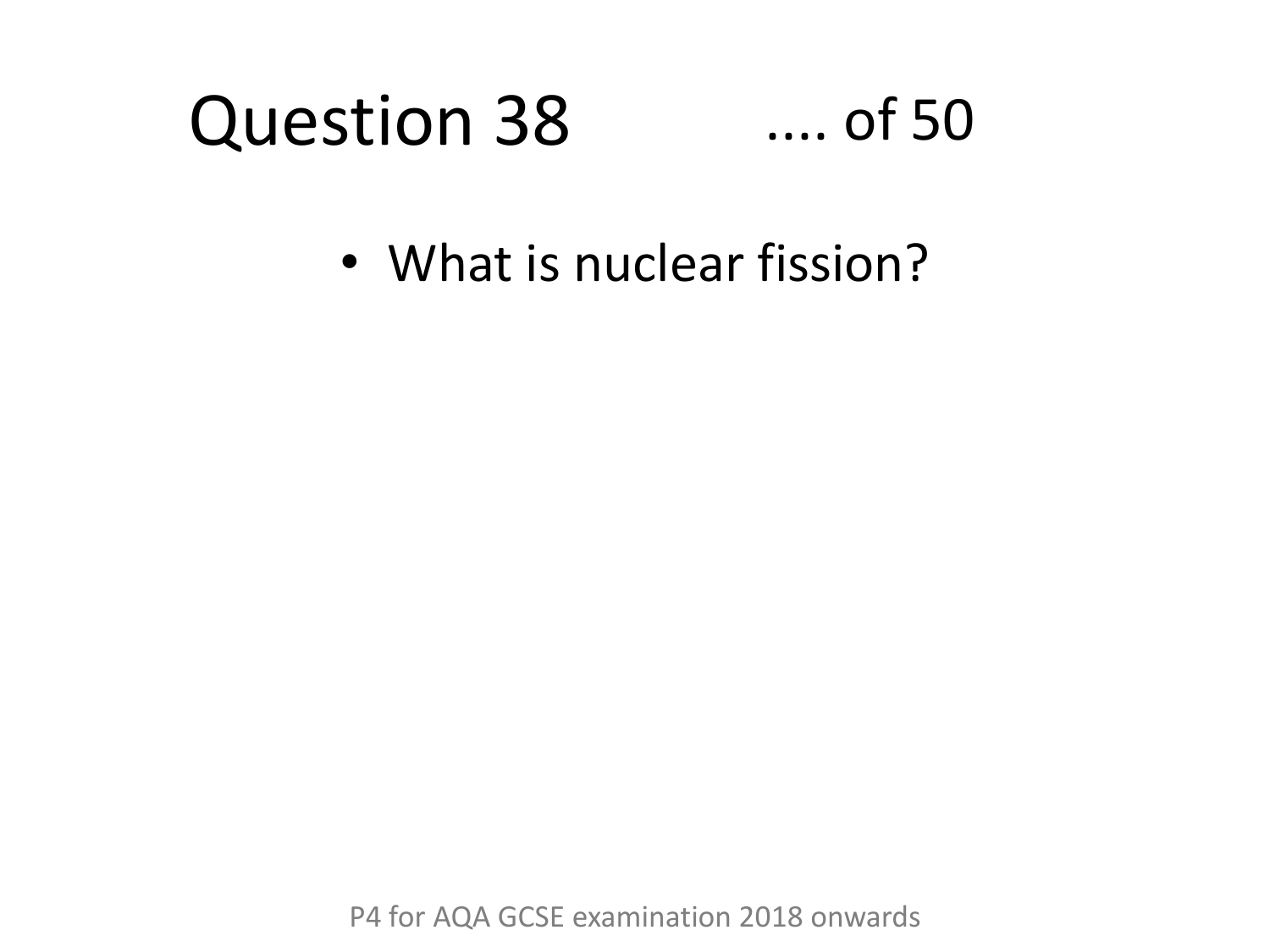# Question 38 .... of 50

- What is nuclear fission?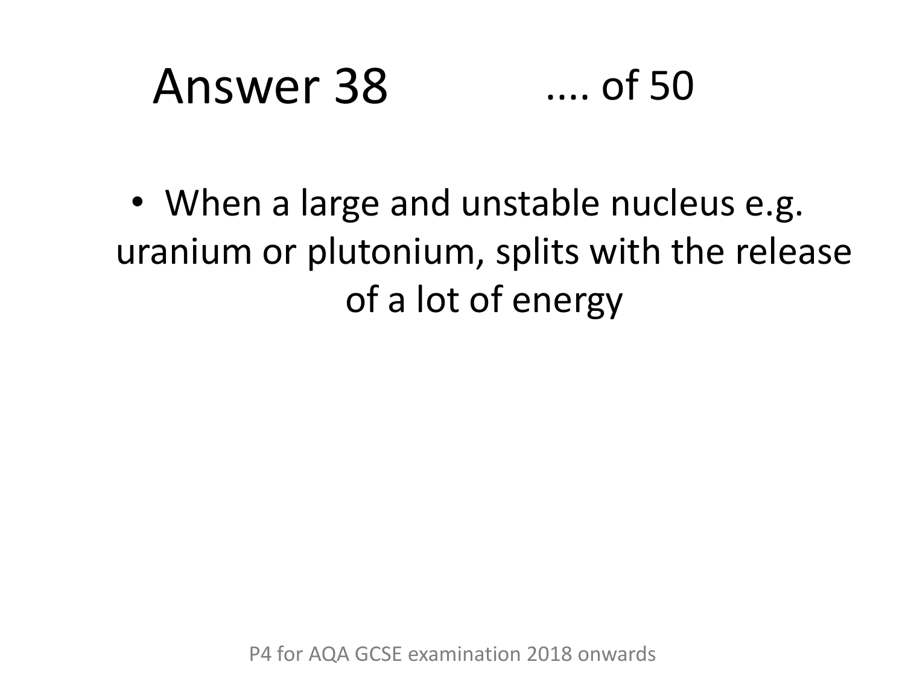# Answer 38 .... of 50

- When a large and unstable nucleus e.g. uranium or plutonium, splits with the release of a lot of energy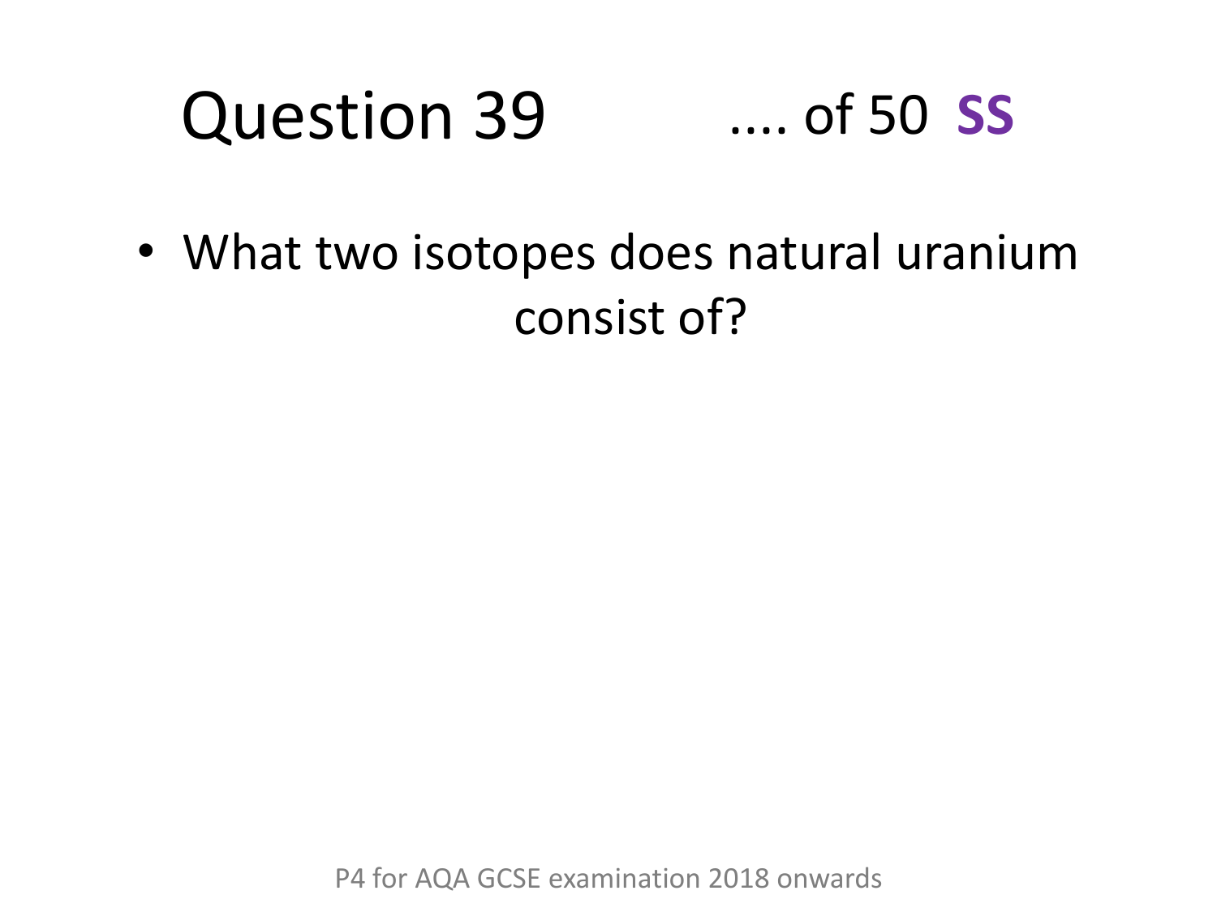# Question 39 .... of 50 **SS**

- What two isotopes does natural uranium consist of?

P4 for AQA GCSE examination 2018 onwards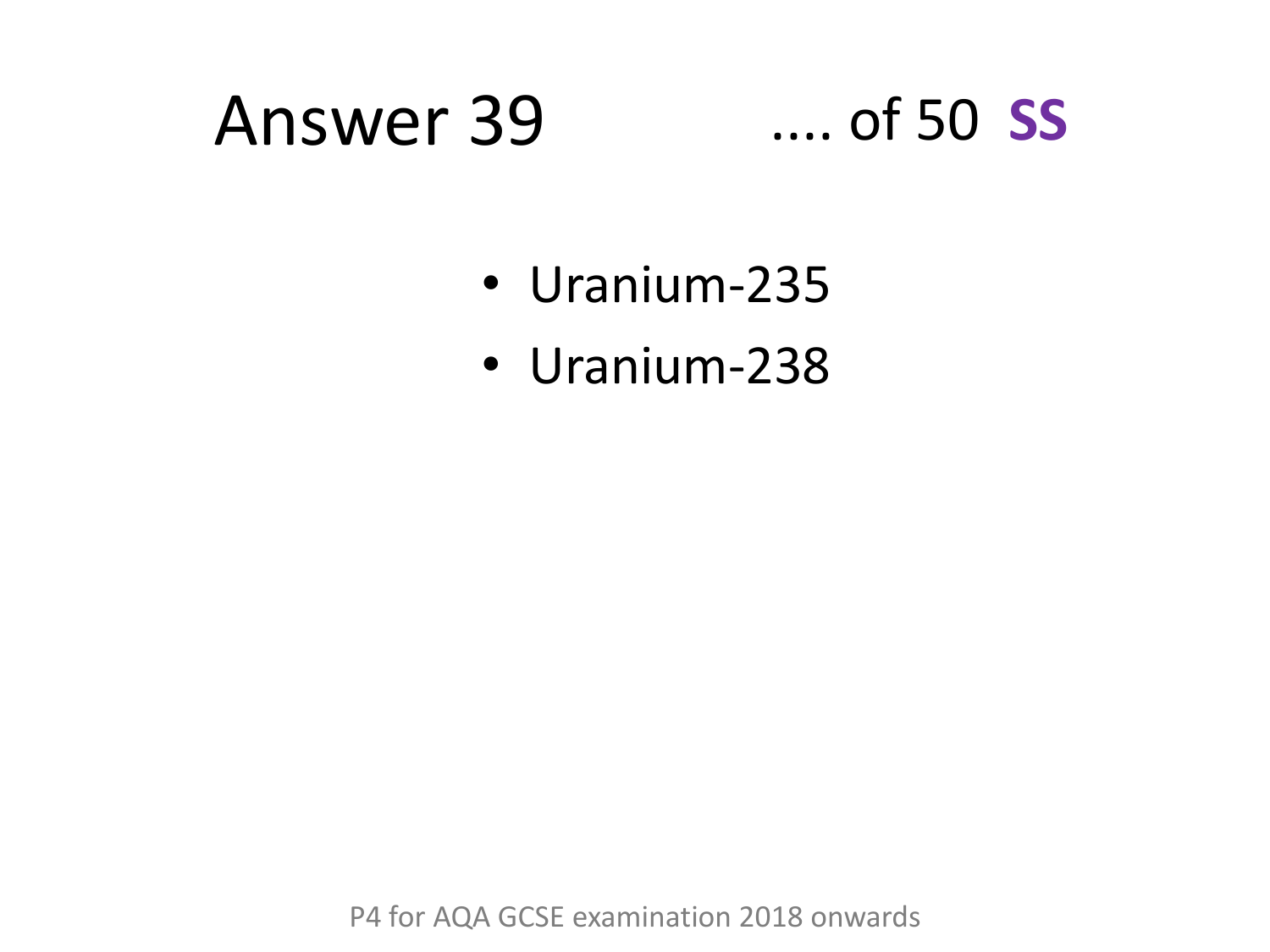# Answer 39

.... of 50 **SS**

- Uranium-235
- Uranium-238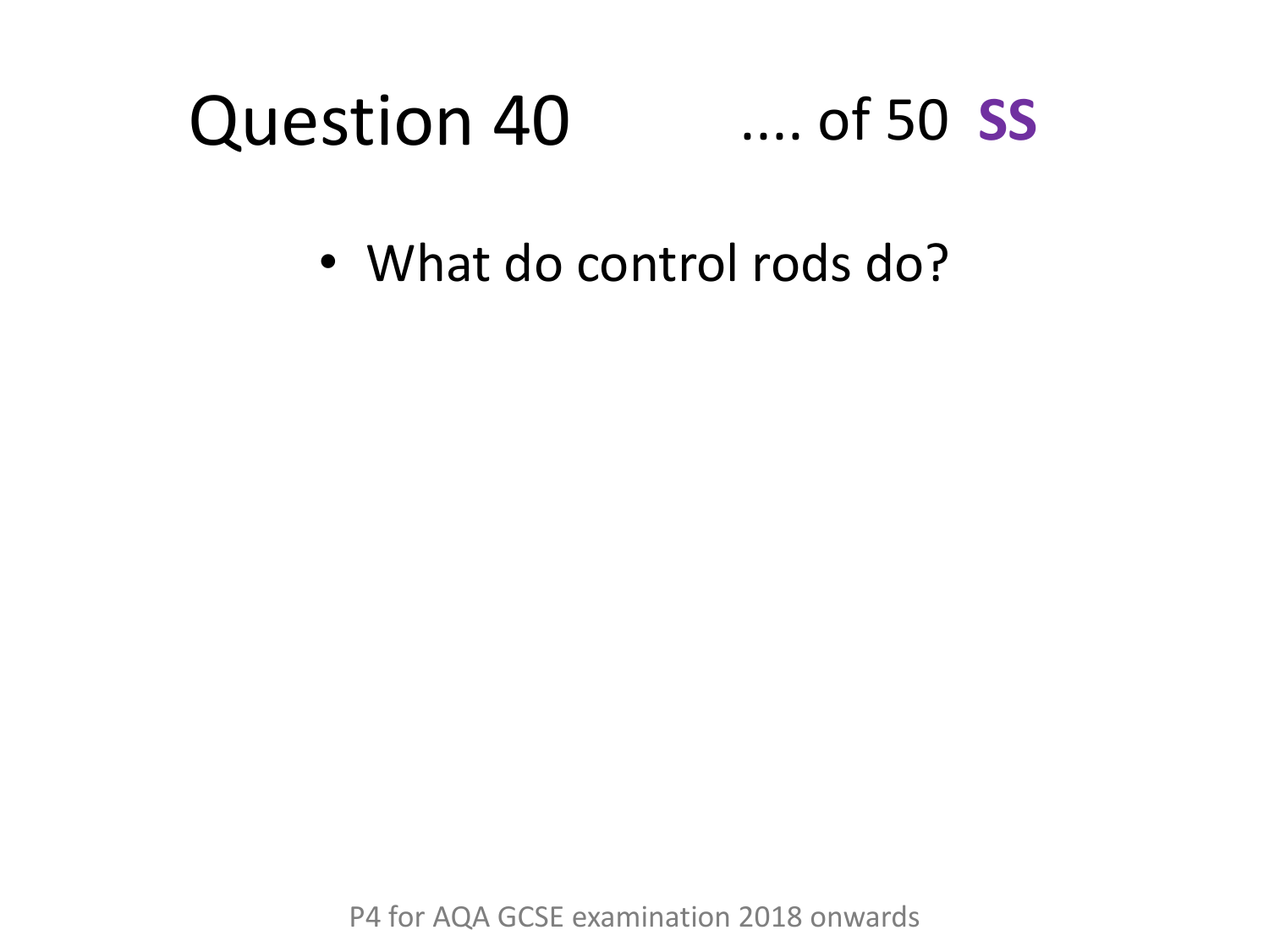# Question 40 .... of 50 **SS**

- What do control rods do?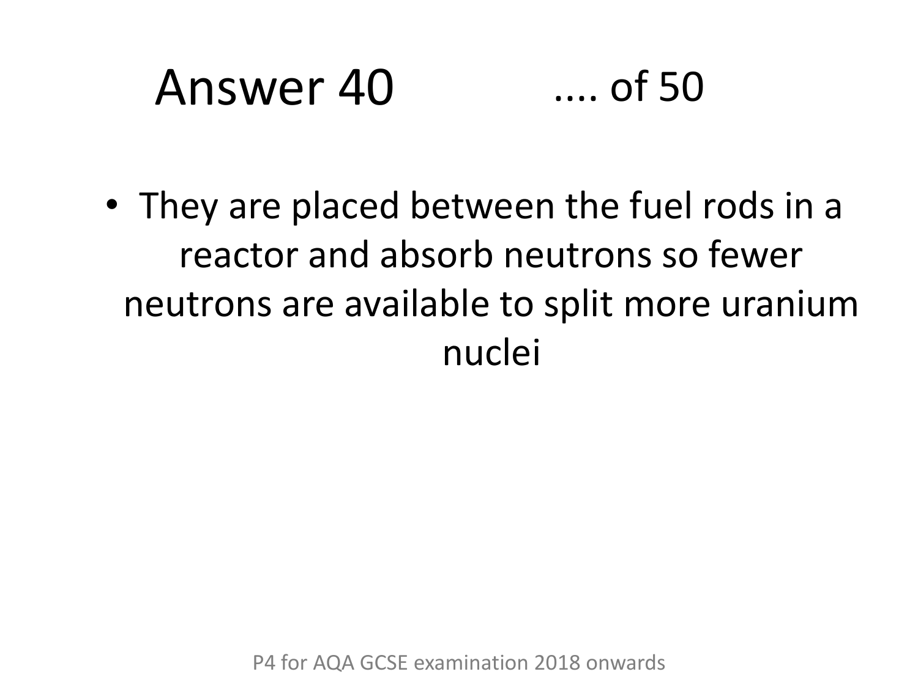# Answer 40 .... of 50

- They are placed between the fuel rods in a reactor and absorb neutrons so fewer neutrons are available to split more uranium nuclei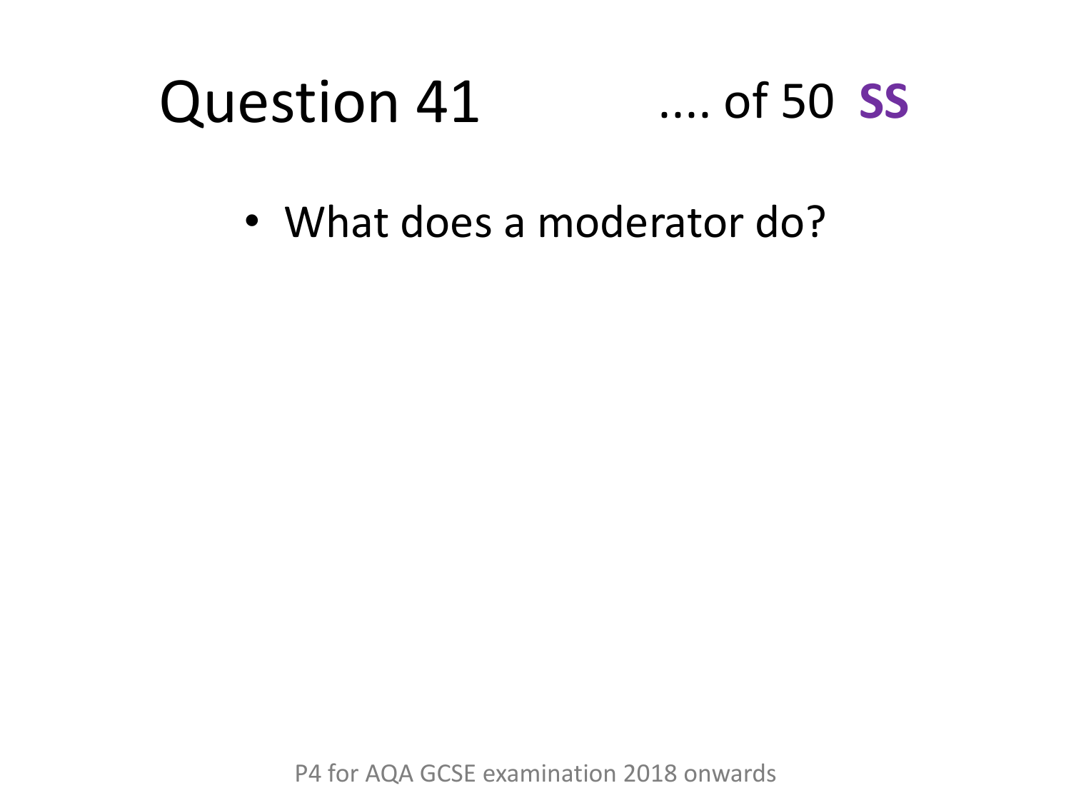# Question 41 .... of 50 **SS**

- What does a moderator do?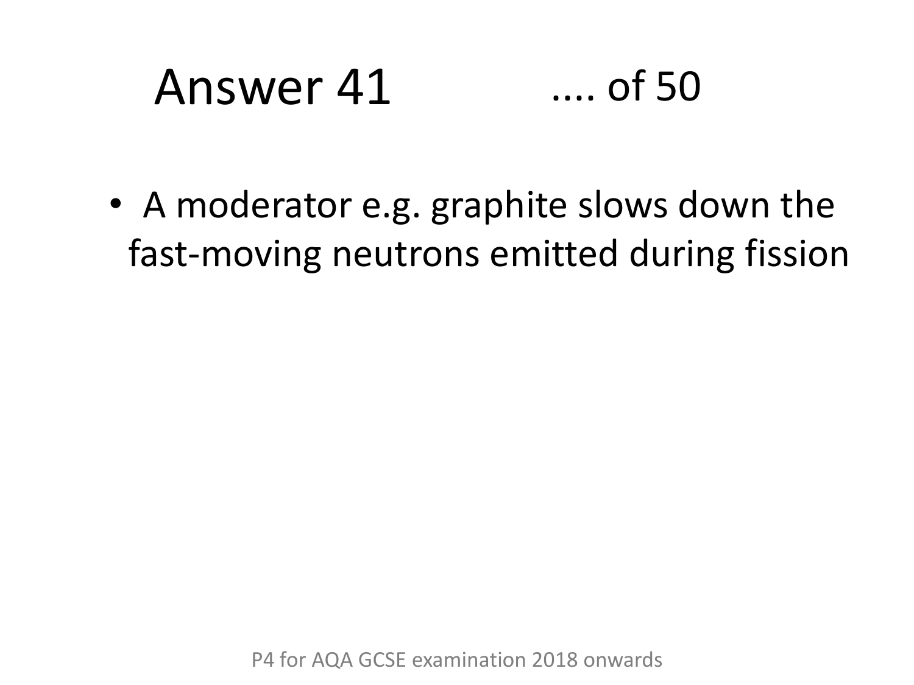# Answer 41 .... of 50

- A moderator e.g. graphite slows down the fast-moving neutrons emitted during fission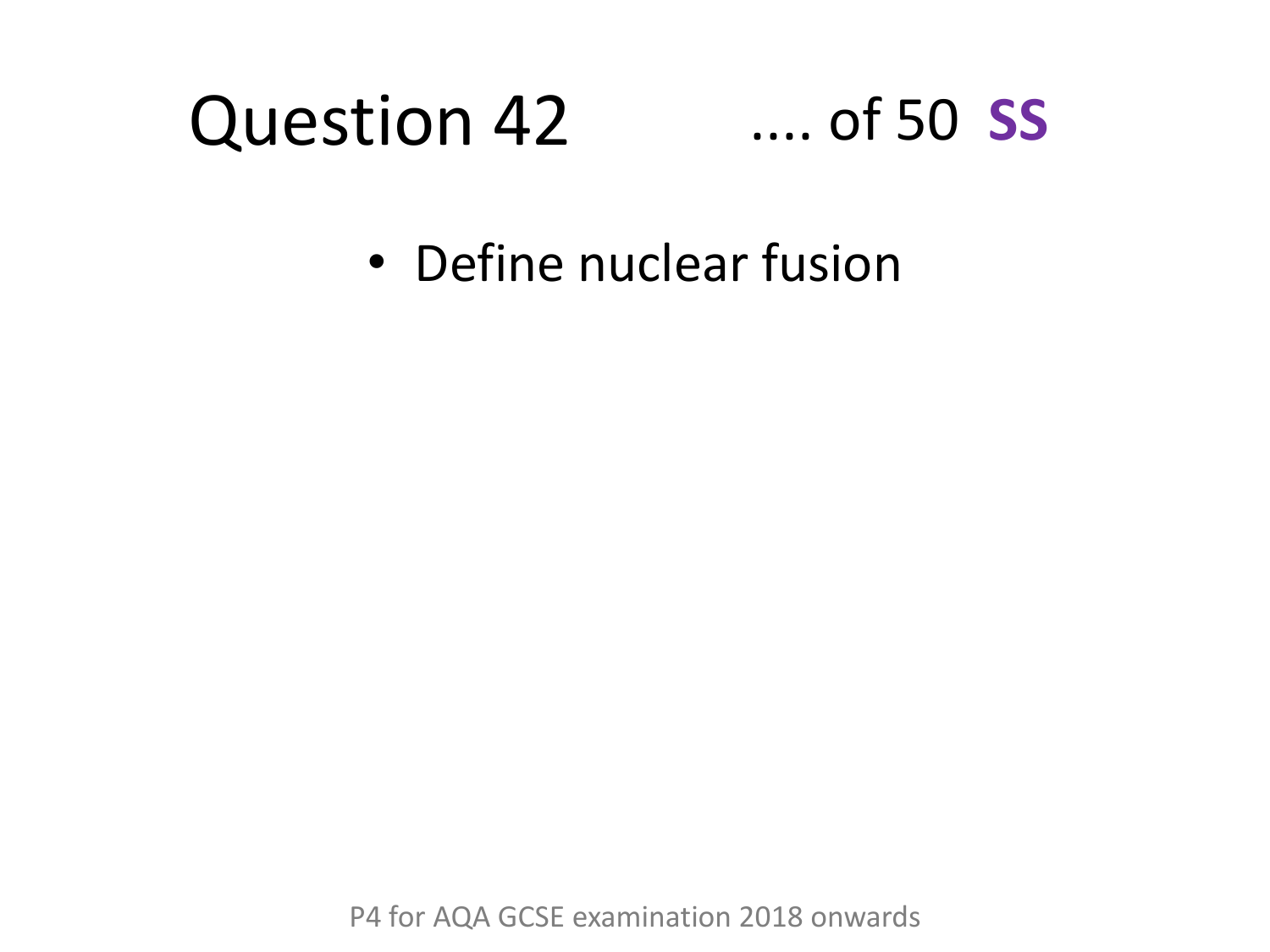# Question 42 .... of 50 **SS**

- Define nuclear fusion

P4 for AQA GCSE examination 2018 onwards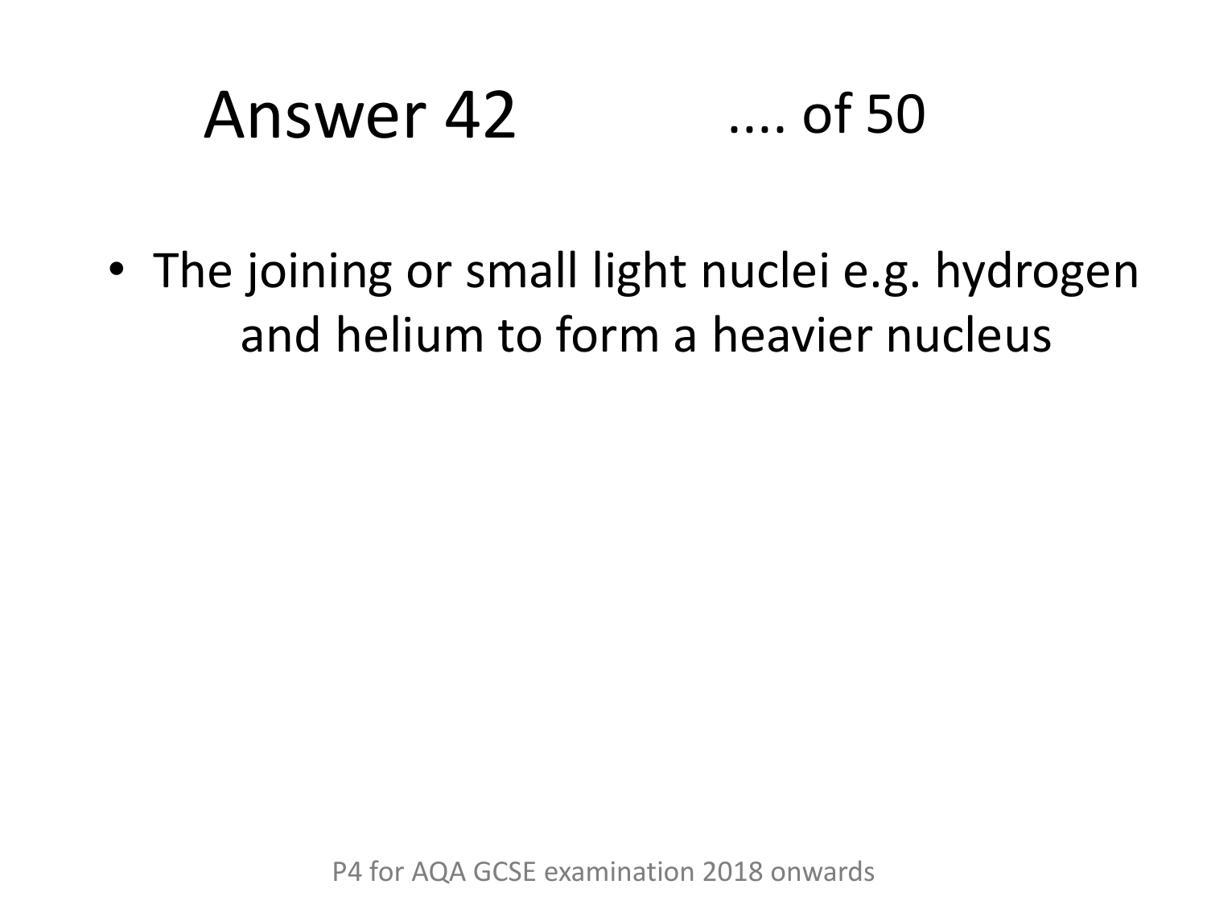# Answer 42 .... of 50

- The joining or small light nuclei e.g. hydrogen and helium to form a heavier nucleus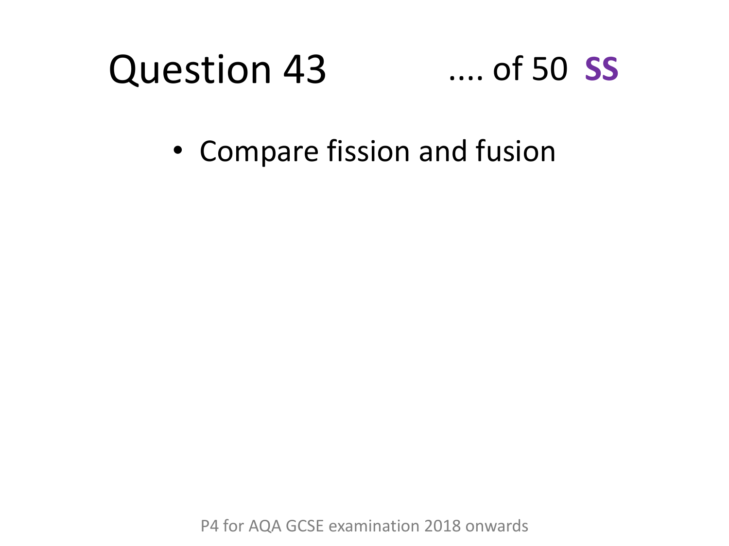# Question 43 .... of 50 **SS**

- Compare fission and fusion

P4 for AQA GCSE examination 2018 onwards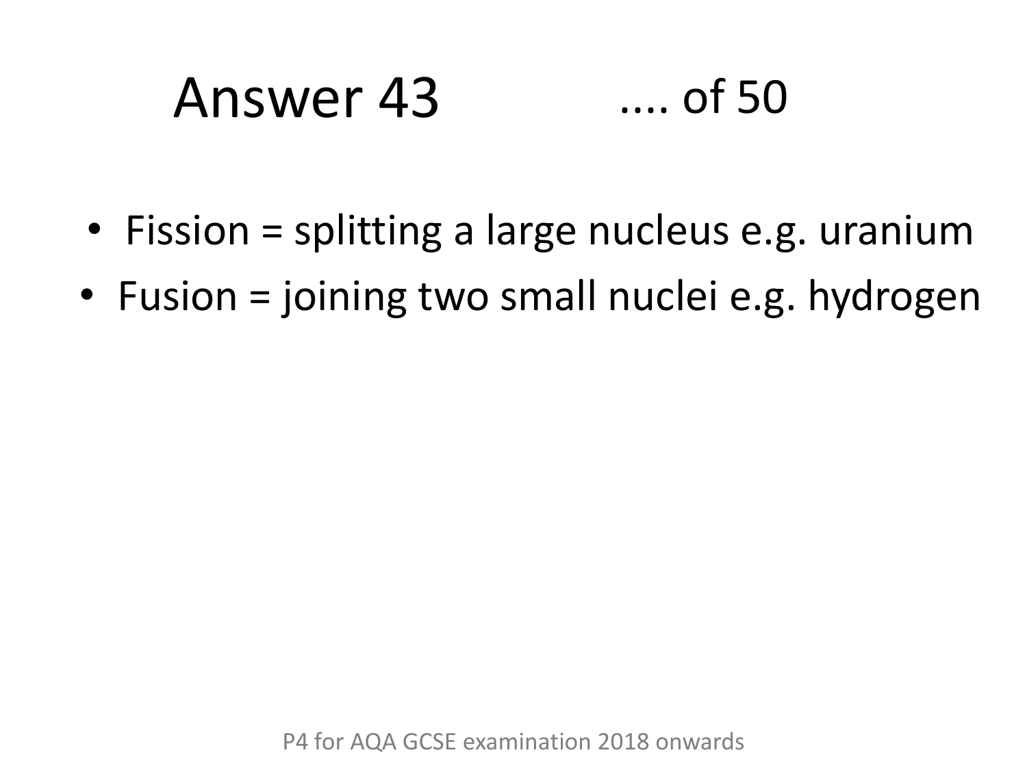# Answer 43 .... of 50

- Fission = splitting a large nucleus e.g. uranium
- Fusion = joining two small nuclei e.g. hydrogen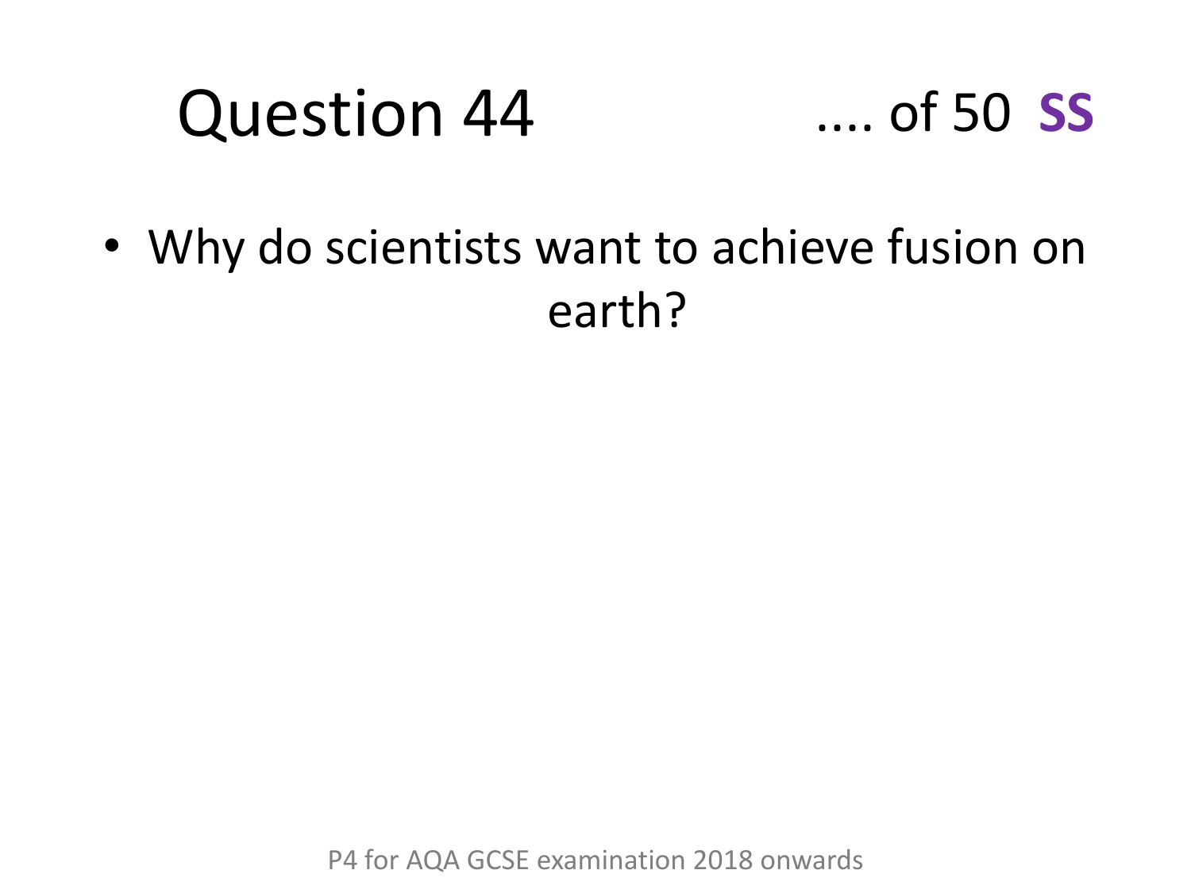# Question 44

- Why do scientists want to achieve fusion on earth?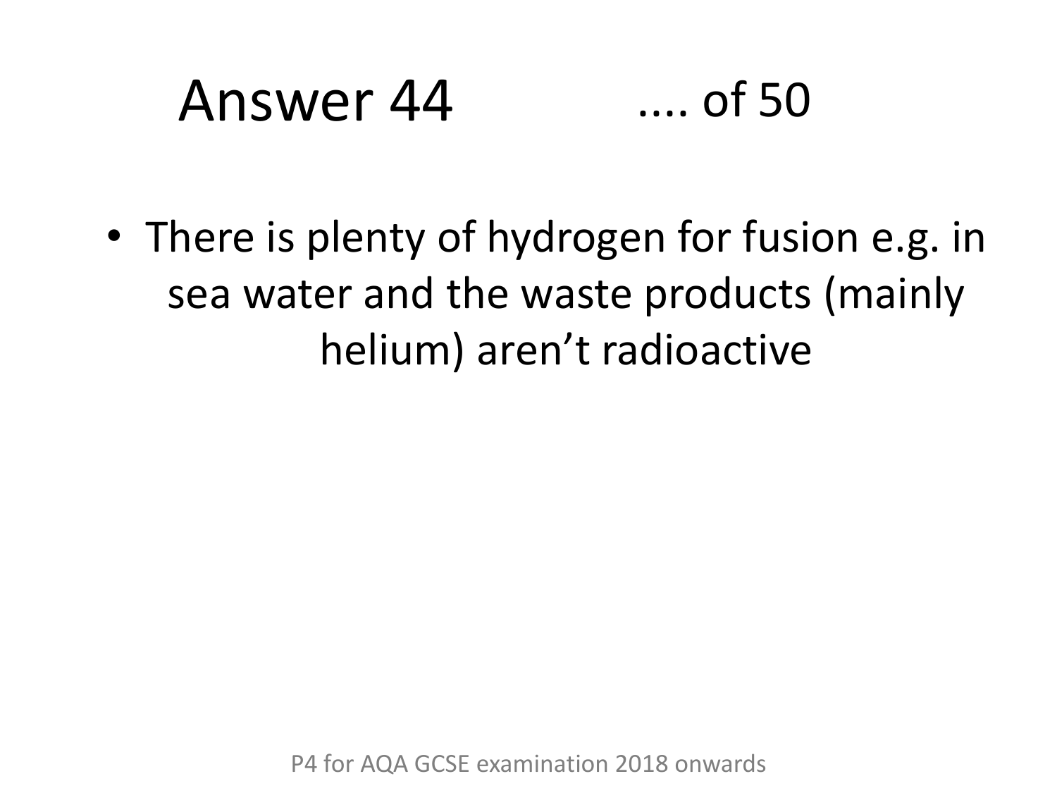# Answer 44 .... of 50

- There is plenty of hydrogen for fusion e.g. in sea water and the waste products (mainly helium) aren't radioactive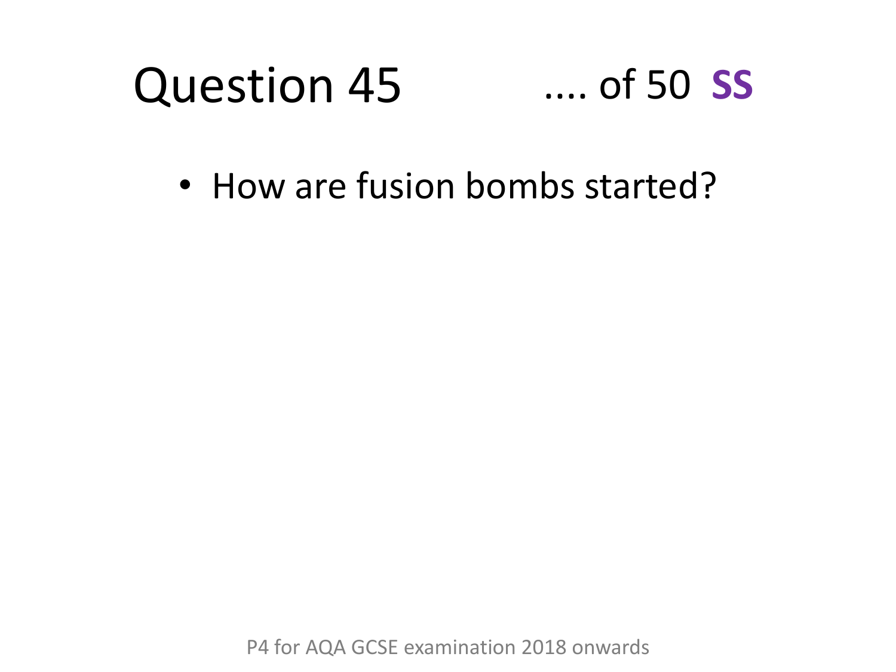# Question 45 .... of 50 **SS**

- How are fusion bombs started?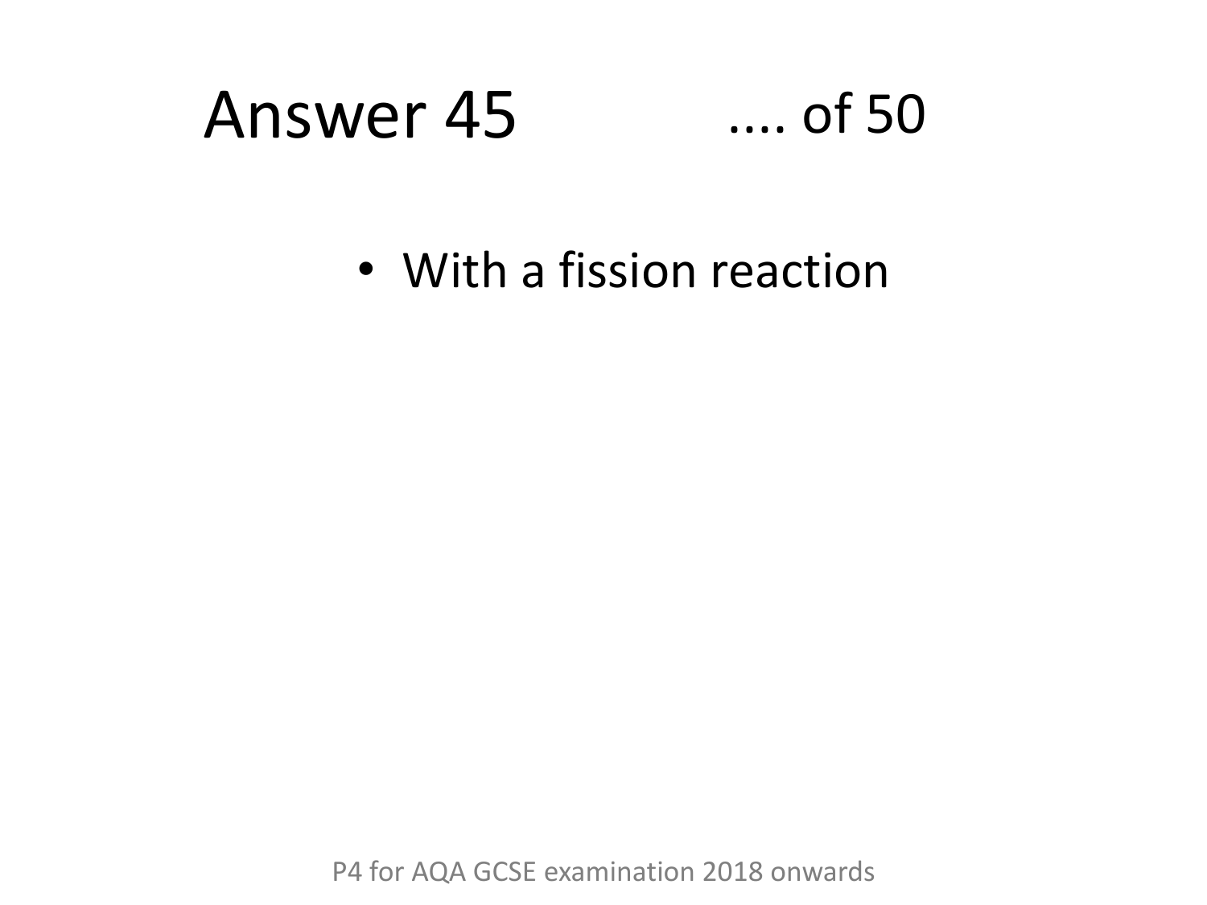# Answer 45 .... of 50

- With a fission reaction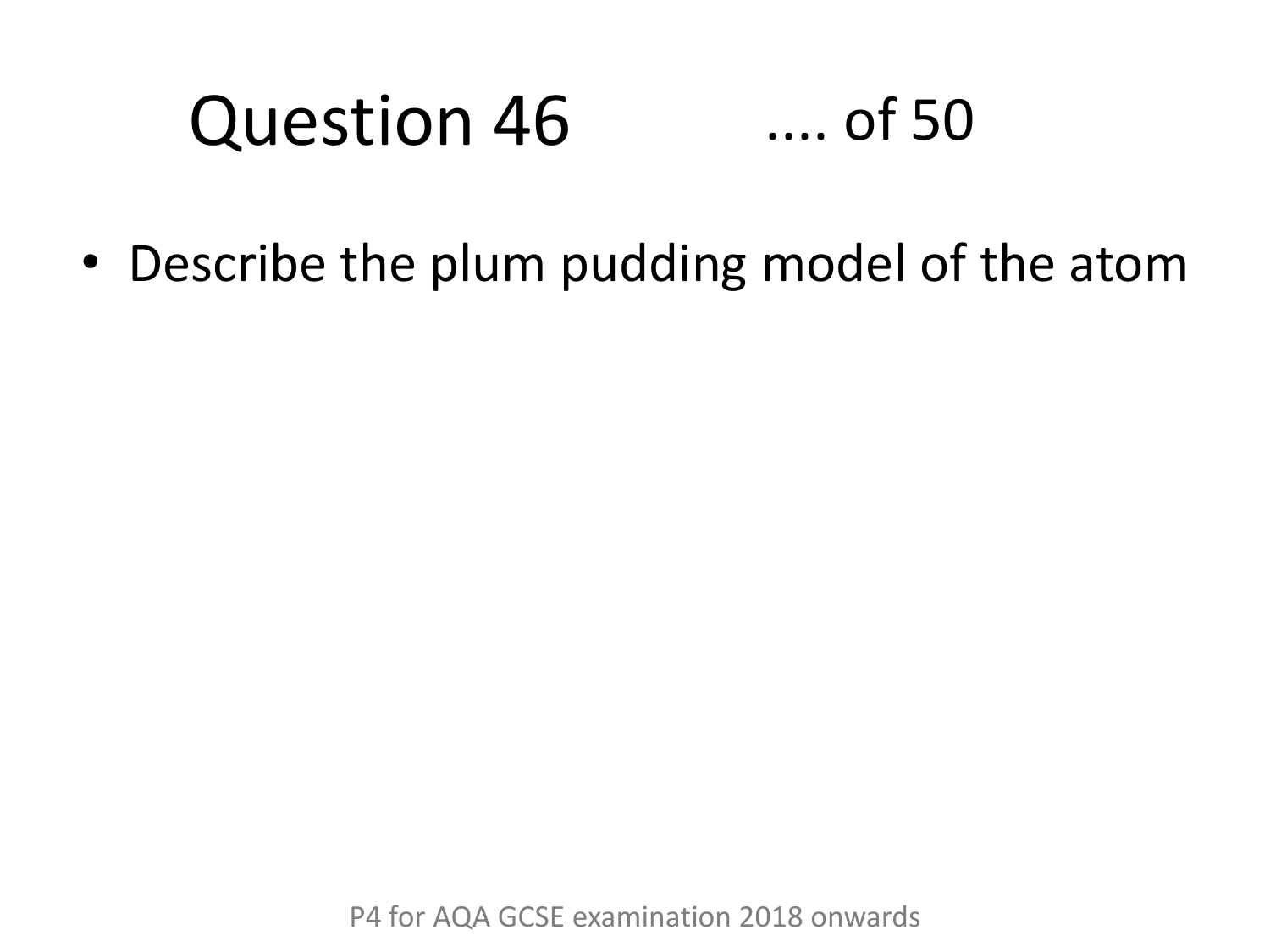# Question 46 .... of 50

- Describe the plum pudding model of the atom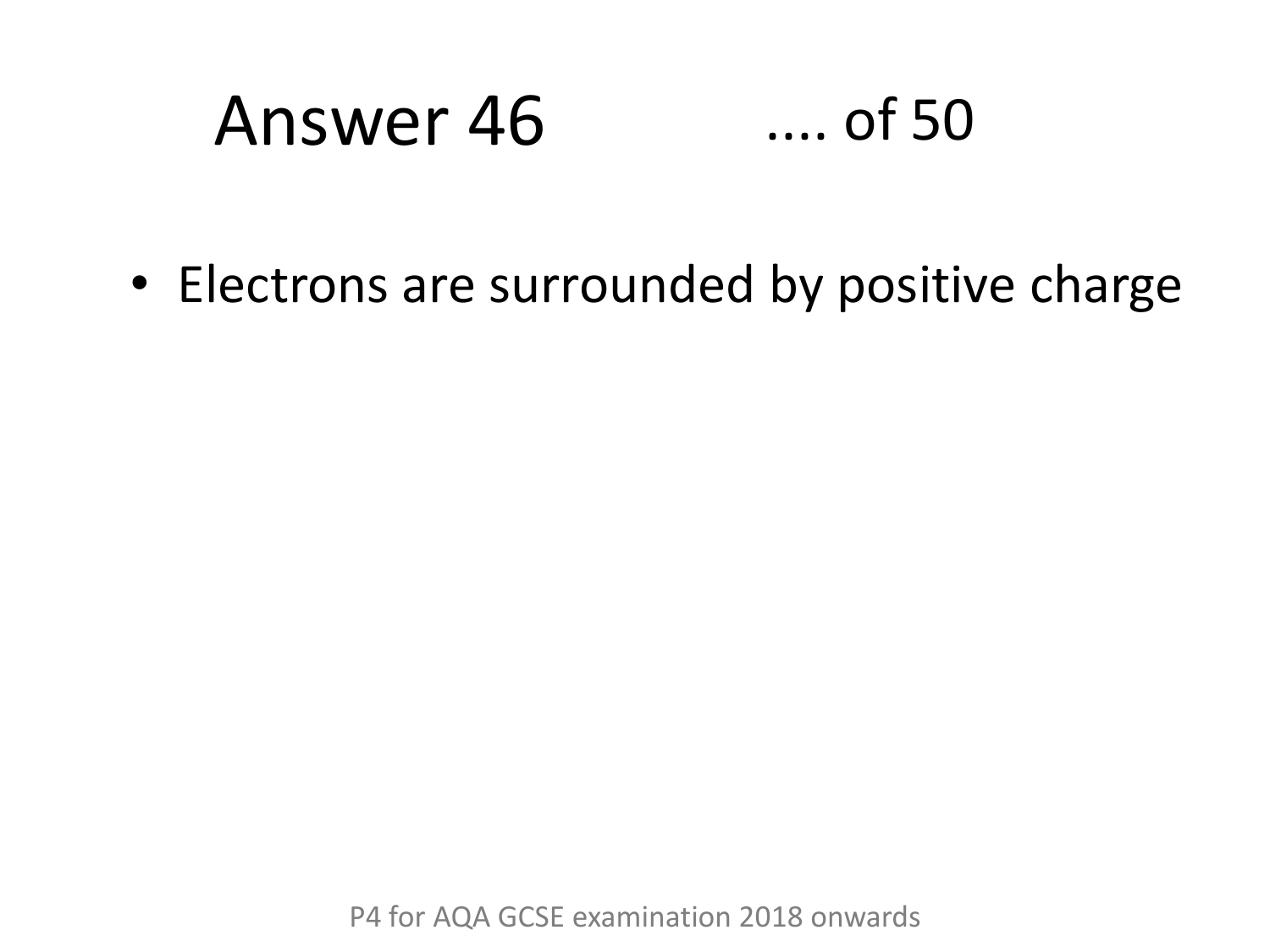# Answer 46 .... of 50

- Electrons are surrounded by positive charge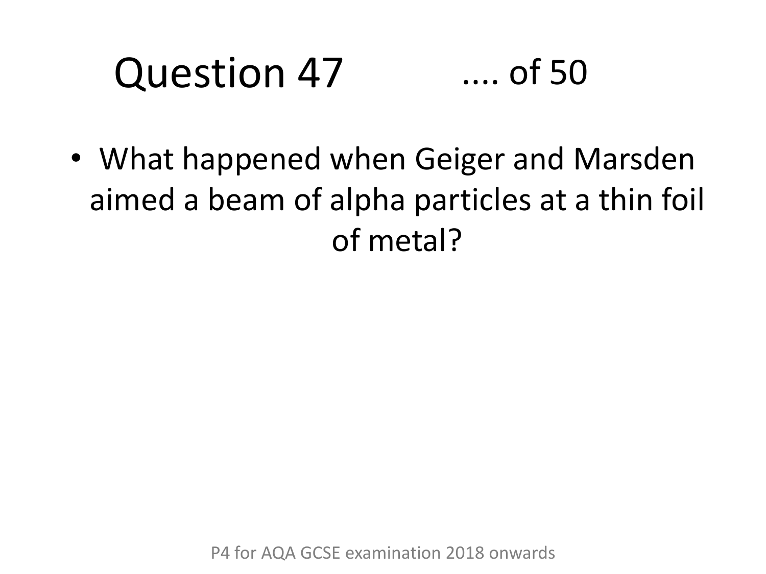# Question 47 .... of 50

- What happened when Geiger and Marsden aimed a beam of alpha particles at a thin foil of metal?

P4 for AQA GCSE examination 2018 onwards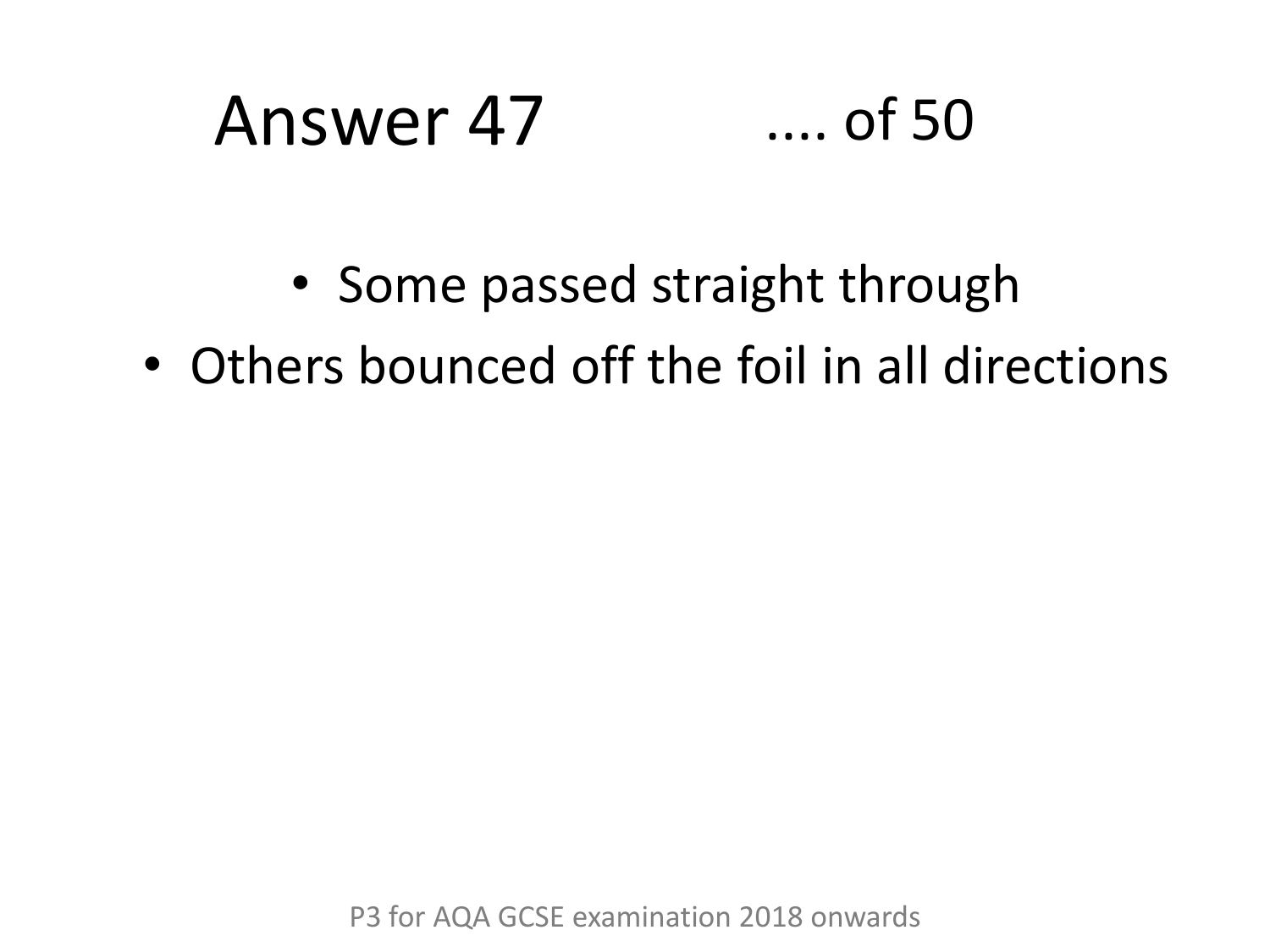# Answer 47 .... of 50

- Some passed straight through
- Others bounced off the foil in all directions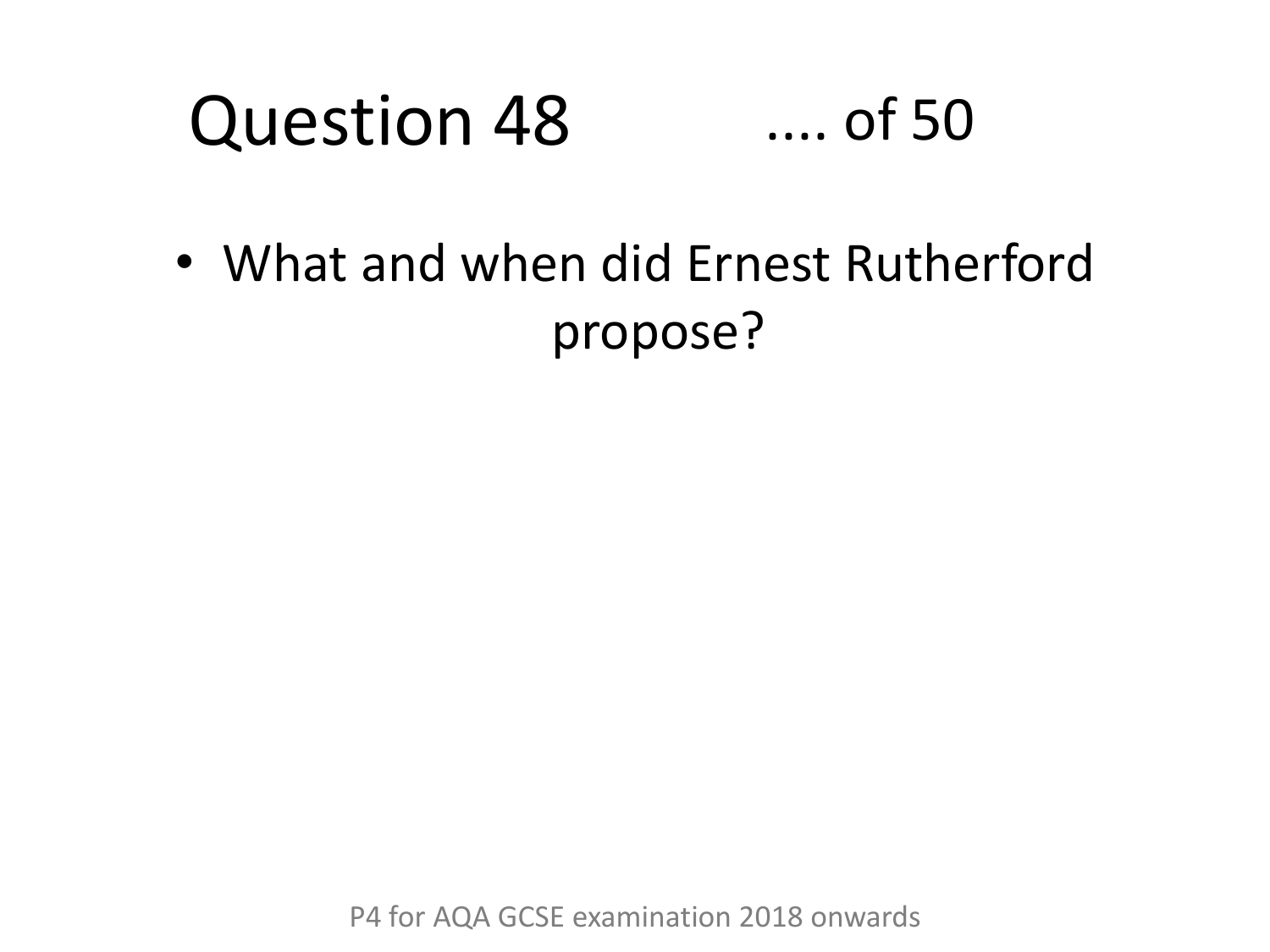# Question 48 .... of 50

- What and when did Ernest Rutherford propose?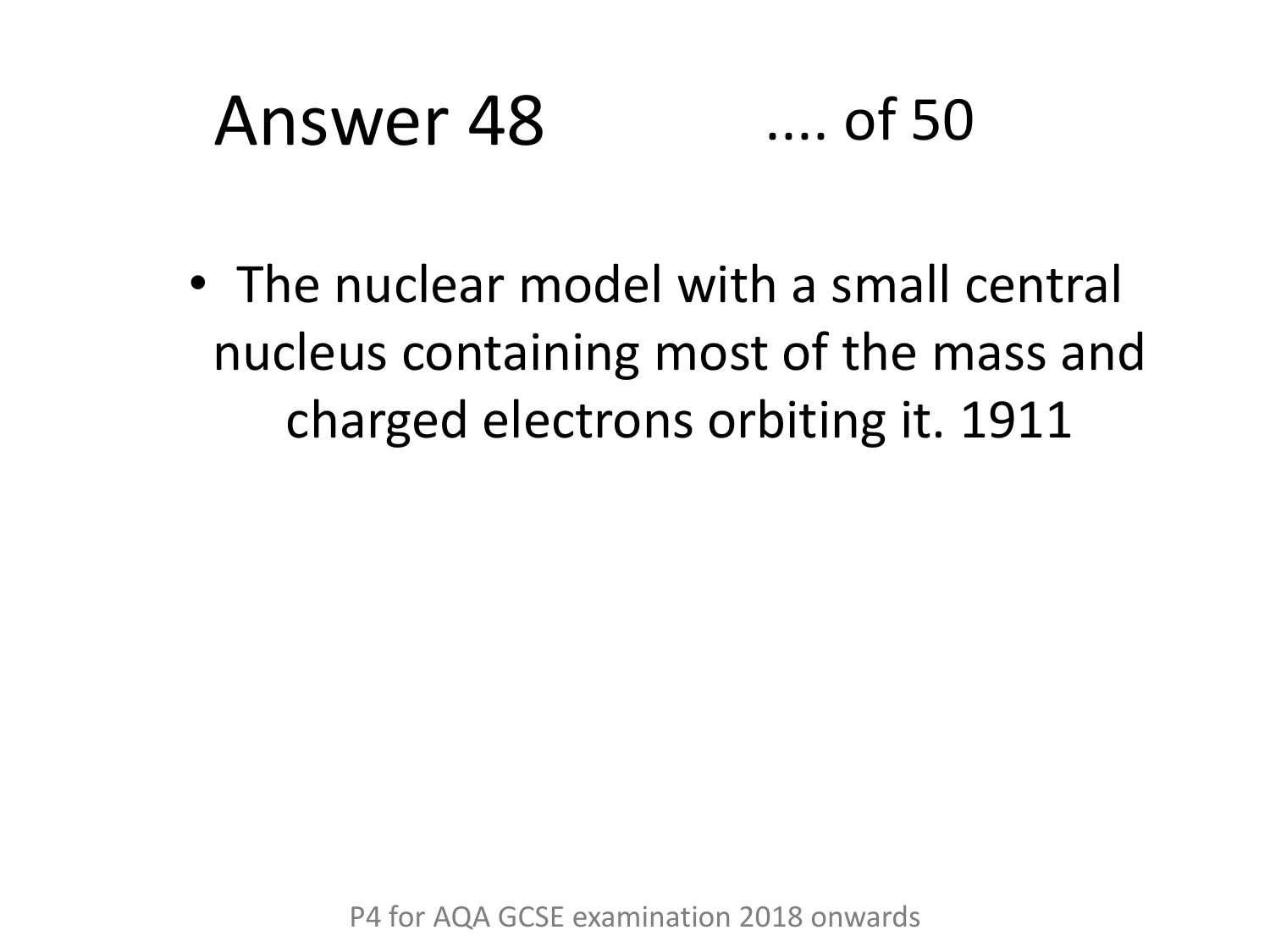# Answer 48 .... of 50

- The nuclear model with a small central nucleus containing most of the mass and charged electrons orbiting it. 1911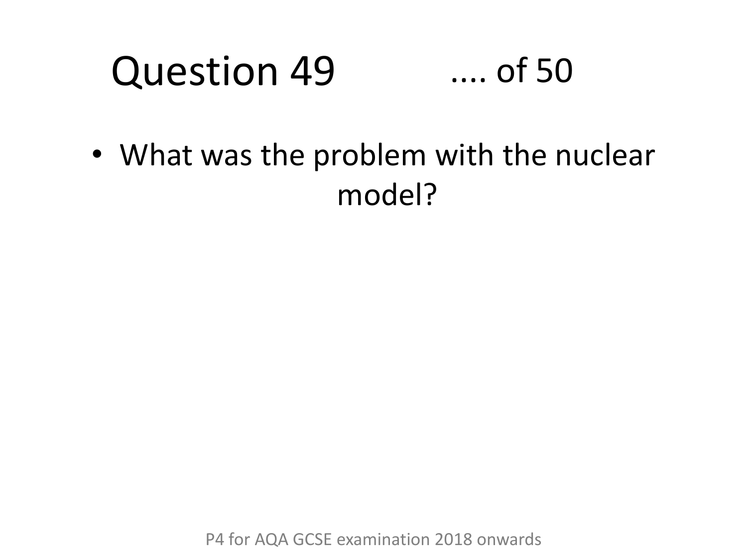# Question 49 .... of 50

- What was the problem with the nuclear model?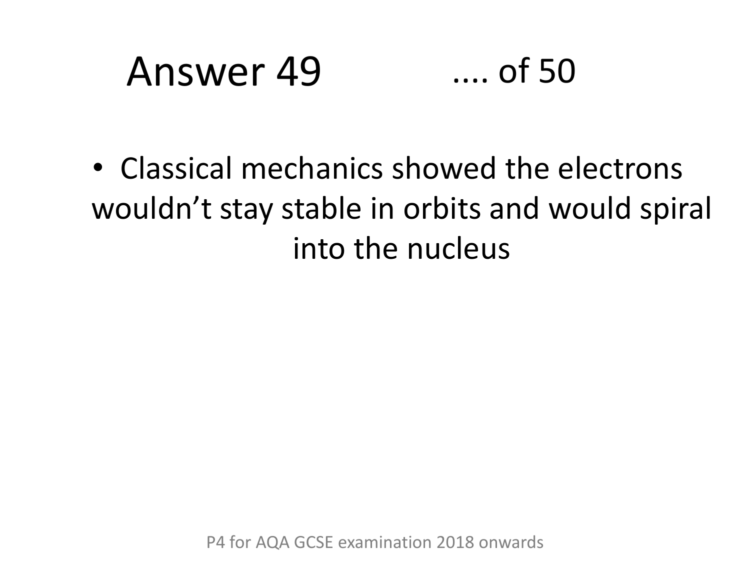# Answer 49 .... of 50

- Classical mechanics showed the electrons wouldn't stay stable in orbits and would spiral into the nucleus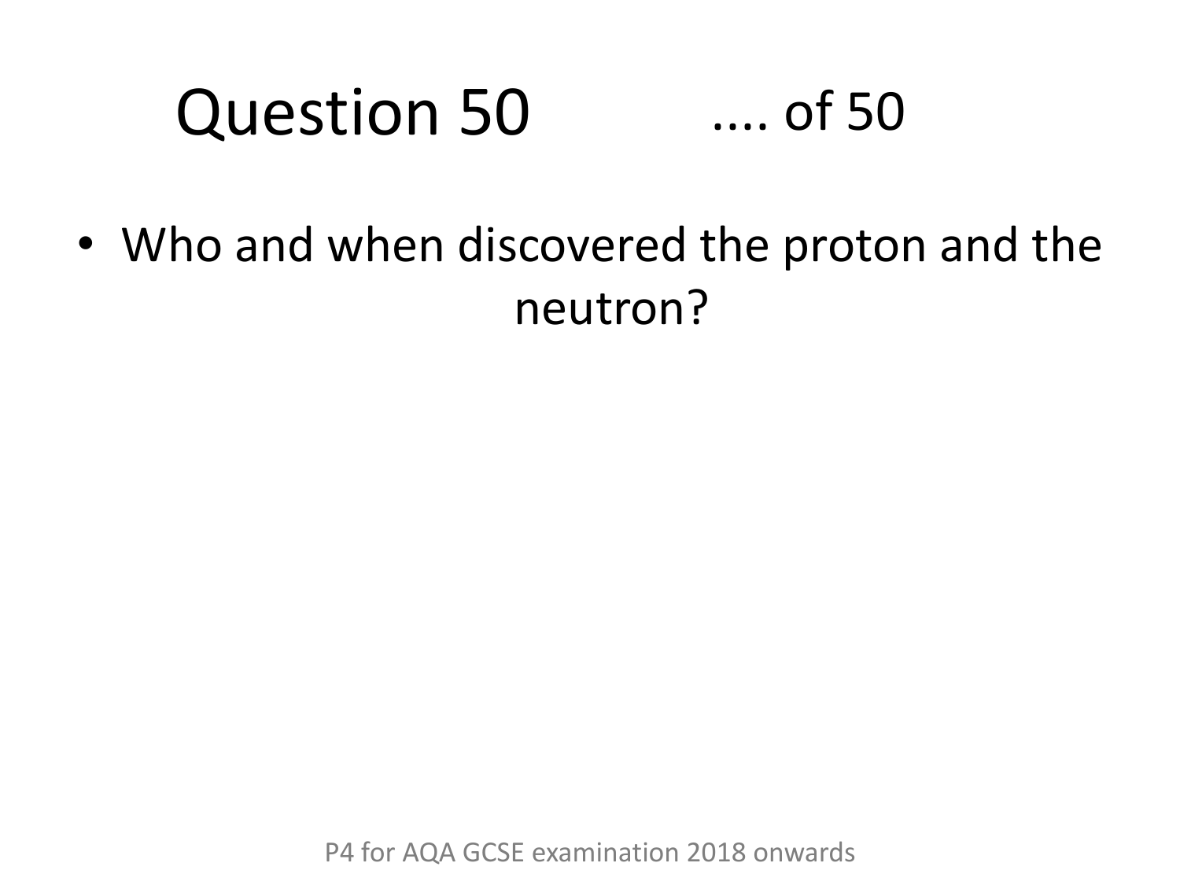# Question 50

.... of 50

- Who and when discovered the proton and the neutron?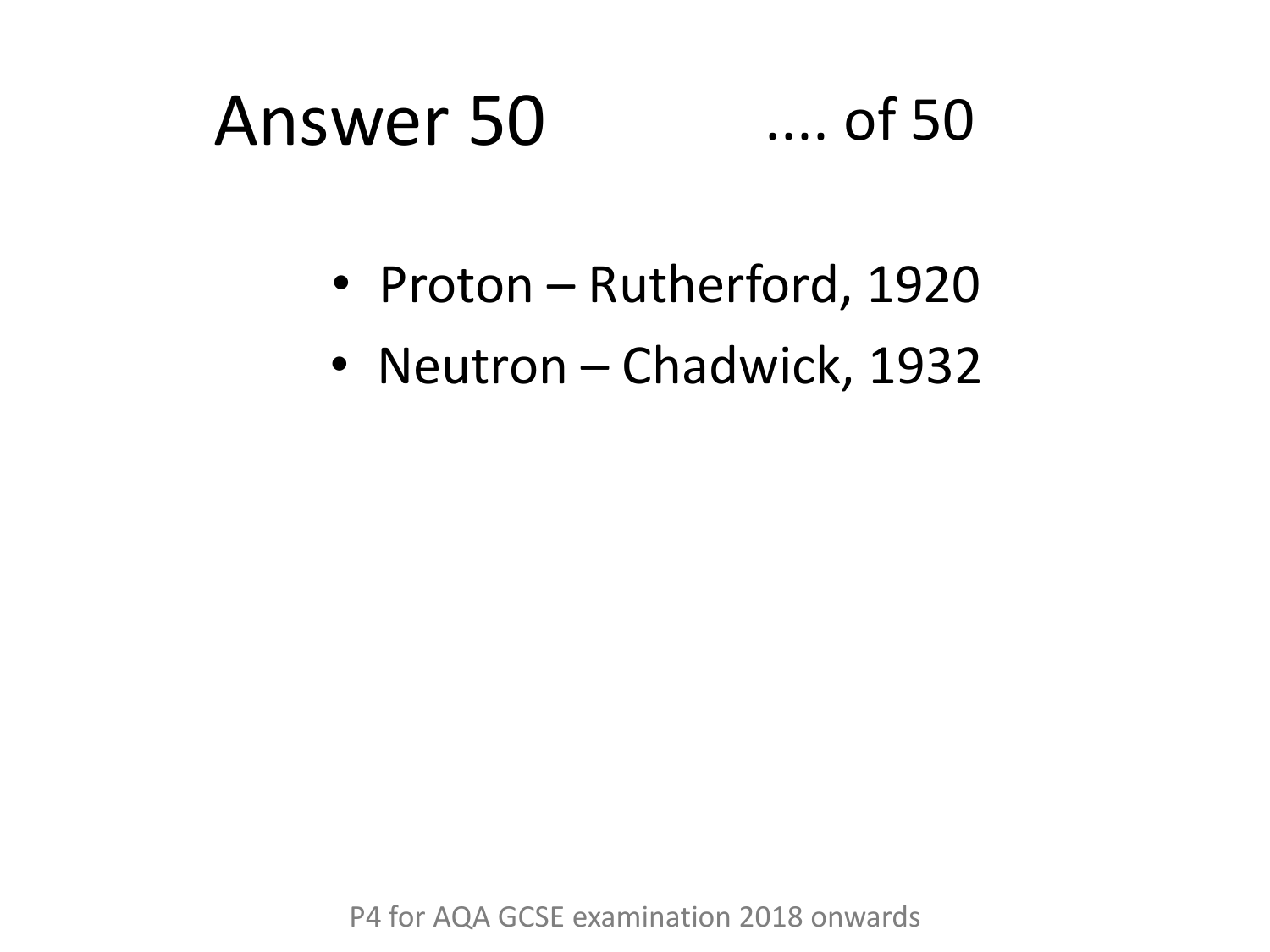# Answer 50 .... of 50

- Proton – Rutherford, 1920
- Neutron – Chadwick, 1932